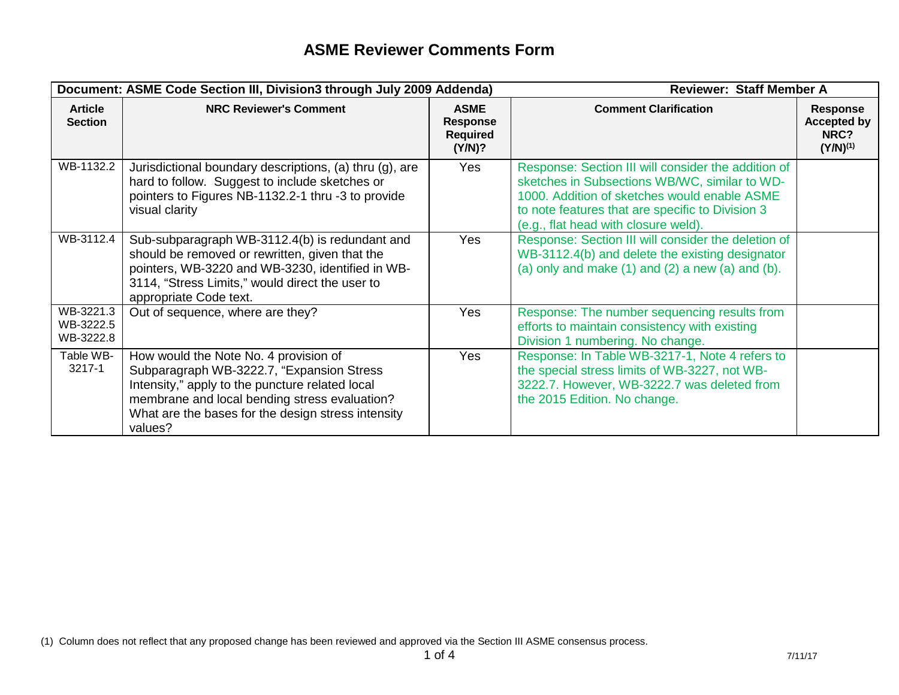# ASME Reviewer Comments Form

| Document: ASME Code Section III, Division3 through July 2009 Addenda) | | | Reviewer: Staff Member A | |
|---|---|---|---|---|
| **Article Section** | **NRC Reviewer's Comment** | **ASME Response Required (Y/N)?** | **Comment Clarification** | **Response Accepted by NRC? (Y/N)[1]** |
| WB-1132.2 | Jurisdictional boundary descriptions, (a) thru (g), are hard to follow. Suggest to include sketches or pointers to Figures NB-1132.2-1 thru -3 to provide visual clarity | Yes | Response: Section III will consider the addition of sketches in Subsections WB/WC, similar to WD-1000. Addition of sketches would enable ASME to note features that are specific to Division 3 (e.g., flat head with closure weld). | |
| WB-3112.4 | Sub-subparagraph WB-3112.4(b) is redundant and should be removed or rewritten, given that the pointers, WB-3220 and WB-3230, identified in WB-3114, "Stress Limits," would direct the user to appropriate Code text. | Yes | Response: Section III will consider the deletion of WB-3112.4(b) and delete the existing designator (a) only and make (1) and (2) a new (a) and (b). | |
| WB-3221.3 WB-3222.5 WB-3222.8 | Out of sequence, where are they? | Yes | Response: The number sequencing results from efforts to maintain consistency with existing Division 1 numbering. No change. | |
| Table WB-3217-1 | How would the Note No. 4 provision of Subparagraph WB-3222.7, "Expansion Stress Intensity," apply to the puncture related local membrane and local bending stress evaluation? What are the bases for the design stress intensity values? | Yes | Response: In Table WB-3217-1, Note 4 refers to the special stress limits of WB-3227, not WB-3222.7. However, WB-3222.7 was deleted from the 2015 Edition. No change. | |

(1) Column does not reflect that any proposed change has been reviewed and approved via the Section III ASME consensus process.

7/11/17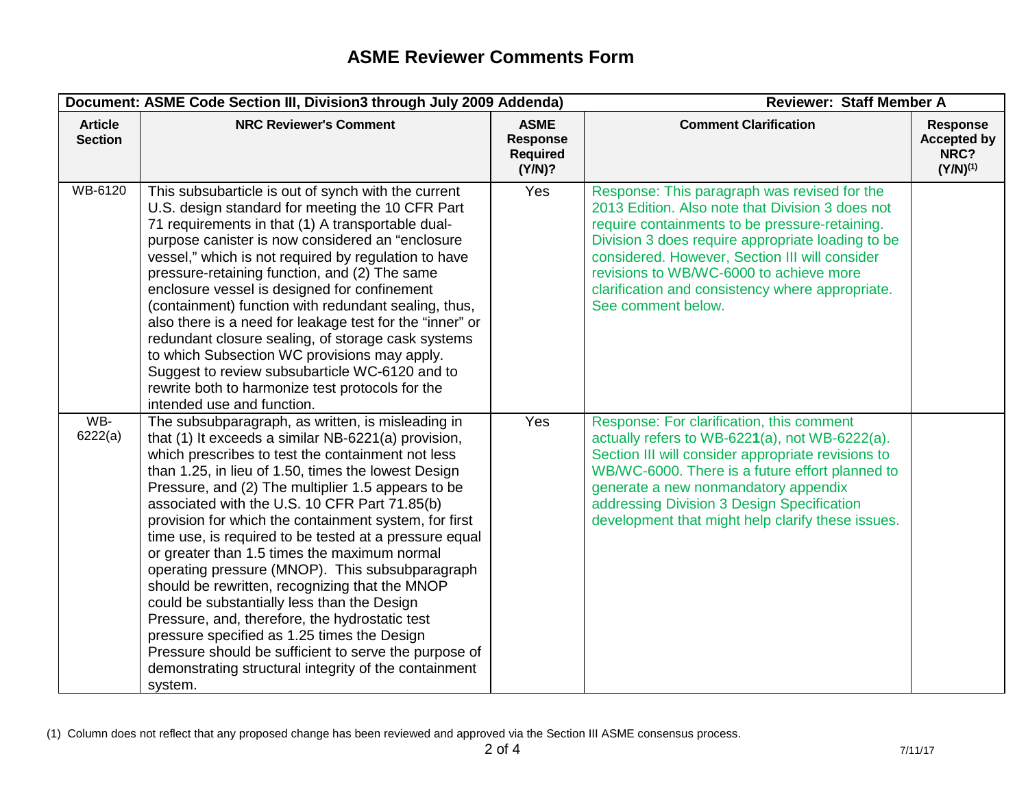# ASME Reviewer Comments Form

| Document: ASME Code Section III, Division3 through July 2009 Addenda) | | | Reviewer: Staff Member A | |
|---|---|---|---|---|
| **Article Section** | **NRC Reviewer's Comment** | **ASME Response Required (Y/N)?** | **Comment Clarification** | **Response Accepted by NRC? (Y/N)[(1)]** |
| WB-6120 | This subsubarticle is out of synch with the current U.S. design standard for meeting the 10 CFR Part 71 requirements in that (1) A transportable dual-purpose canister is now considered an "enclosure vessel," which is not required by regulation to have pressure-retaining function, and (2) The same enclosure vessel is designed for confinement (containment) function with redundant sealing, thus, also there is a need for leakage test for the "inner" or redundant closure sealing, of storage cask systems to which Subsection WC provisions may apply. Suggest to review subsubarticle WC-6120 and to rewrite both to harmonize test protocols for the intended use and function. | Yes | Response: This paragraph was revised for the 2013 Edition. Also note that Division 3 does not require containments to be pressure-retaining. Division 3 does require appropriate loading to be considered. However, Section III will consider revisions to WB/WC-6000 to achieve more clarification and consistency where appropriate. See comment below. | |
| WB-6222(a) | The subsubparagraph, as written, is misleading in that (1) It exceeds a similar NB-6221(a) provision, which prescribes to test the containment not less than 1.25, in lieu of 1.50, times the lowest Design Pressure, and (2) The multiplier 1.5 appears to be associated with the U.S. 10 CFR Part 71.85(b) provision for which the containment system, for first time use, is required to be tested at a pressure equal or greater than 1.5 times the maximum normal operating pressure (MNOP). This subsubparagraph should be rewritten, recognizing that the MNOP could be substantially less than the Design Pressure, and, therefore, the hydrostatic test pressure specified as 1.25 times the Design Pressure should be sufficient to serve the purpose of demonstrating structural integrity of the containment system. | Yes | Response: For clarification, this comment actually refers to WB-622**1**(a), not WB-6222(a). Section III will consider appropriate revisions to WB/WC-6000. There is a future effort planned to generate a new nonmandatory appendix addressing Division 3 Design Specification development that might help clarify these issues. | |

(1) Column does not reflect that any proposed change has been reviewed and approved via the Section III ASME consensus process.

7/11/17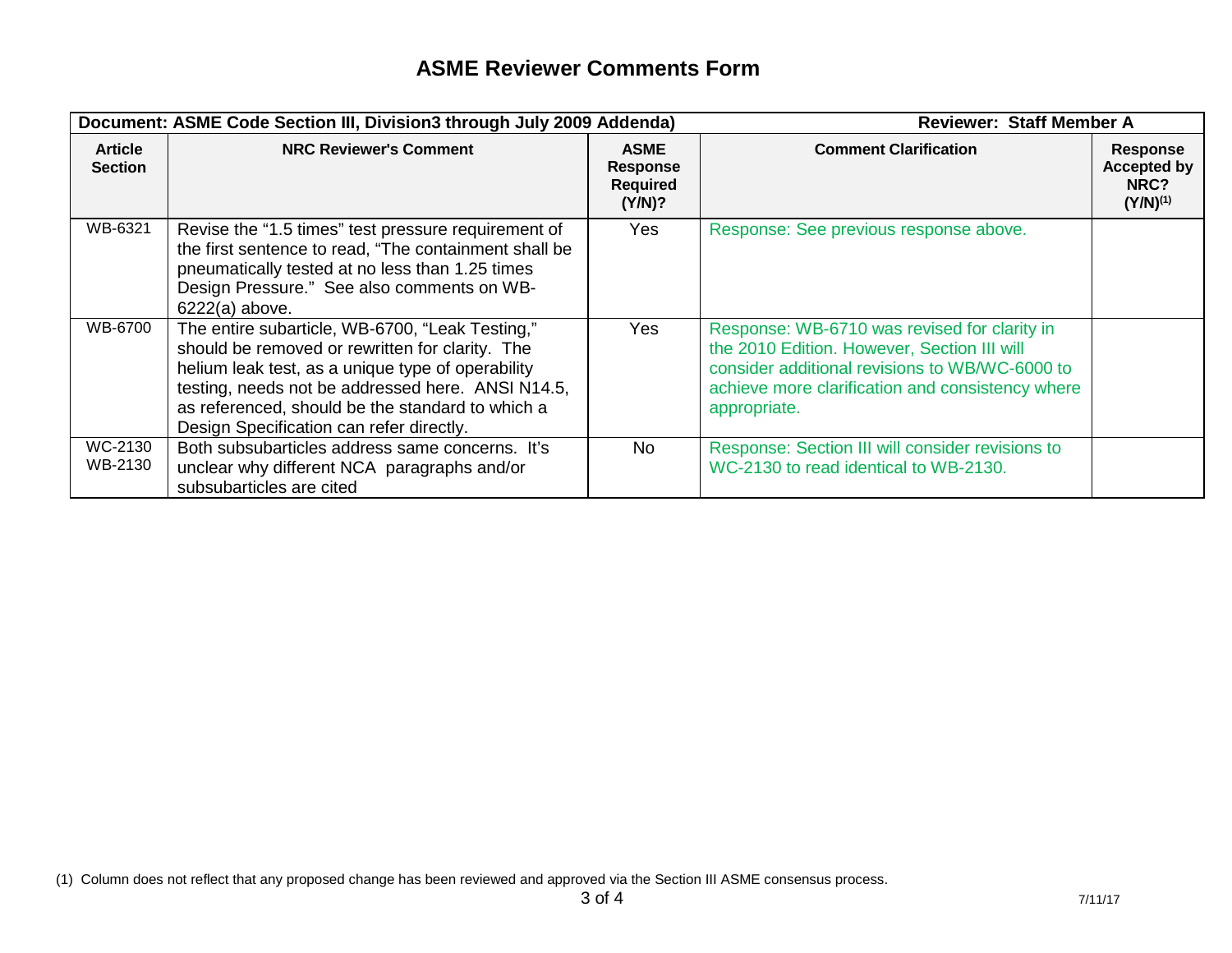# ASME Reviewer Comments Form

| Document: ASME Code Section III, Division3 through July 2009 Addenda) | | | Reviewer: Staff Member A | |
|---|---|---|---|---|
| **Article Section** | **NRC Reviewer's Comment** | **ASME Response Required (Y/N)?** | **Comment Clarification** | **Response Accepted by NRC? (Y/N)[(1)]** |
| WB-6321 | Revise the "1.5 times" test pressure requirement of the first sentence to read, "The containment shall be pneumatically tested at no less than 1.25 times Design Pressure." See also comments on WB-6222(a) above. | Yes | Response: See previous response above. | |
| WB-6700 | The entire subarticle, WB-6700, "Leak Testing," should be removed or rewritten for clarity. The helium leak test, as a unique type of operability testing, needs not be addressed here. ANSI N14.5, as referenced, should be the standard to which a Design Specification can refer directly. | Yes | Response: WB-6710 was revised for clarity in the 2010 Edition. However, Section III will consider additional revisions to WB/WC-6000 to achieve more clarification and consistency where appropriate. | |
| WC-2130<br>WB-2130 | Both subsubarticles address same concerns. It's unclear why different NCA paragraphs and/or subsubarticles are cited | No | Response: Section III will consider revisions to WC-2130 to read identical to WB-2130. | |

(1) Column does not reflect that any proposed change has been reviewed and approved via the Section III ASME consensus process.

7/11/17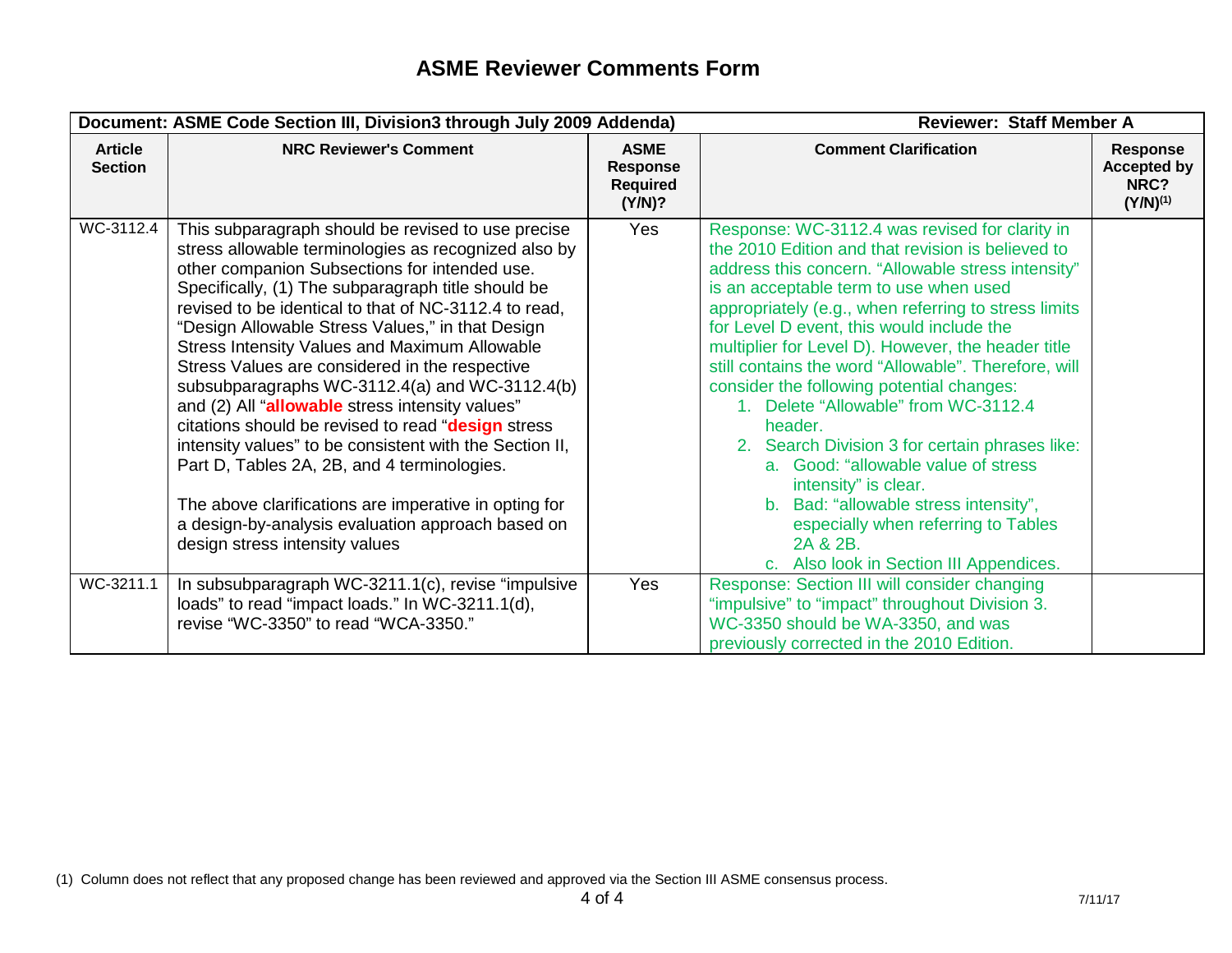# ASME Reviewer Comments Form

| Document: ASME Code Section III, Division3 through July 2009 Addenda) | | | Reviewer: Staff Member A | |
|---|---|---|---|---|
| **Article Section** | **NRC Reviewer's Comment** | **ASME Response Required (Y/N)?** | **Comment Clarification** | **Response Accepted by NRC? (Y/N)[(1)]** |
| WC-3112.4 | This subparagraph should be revised to use precise stress allowable terminologies as recognized also by other companion Subsections for intended use. Specifically, (1) The subparagraph title should be revised to be identical to that of NC-3112.4 to read, "Design Allowable Stress Values," in that Design Stress Intensity Values and Maximum Allowable Stress Values are considered in the respective subsubparagraphs WC-3112.4(a) and WC-3112.4(b) and (2) All "**allowable** stress intensity values" citations should be revised to read "**design** stress intensity values" to be consistent with the Section II, Part D, Tables 2A, 2B, and 4 terminologies.<br><br>The above clarifications are imperative in opting for a design-by-analysis evaluation approach based on design stress intensity values | Yes | Response: WC-3112.4 was revised for clarity in the 2010 Edition and that revision is believed to address this concern. "Allowable stress intensity" is an acceptable term to use when used appropriately (e.g., when referring to stress limits for Level D event, this would include the multiplier for Level D). However, the header title still contains the word "Allowable". Therefore, will consider the following potential changes:<br>1. Delete "Allowable" from WC-3112.4 header.<br>2. Search Division 3 for certain phrases like:<br>a. Good: "allowable value of stress intensity" is clear.<br>b. Bad: "allowable stress intensity", especially when referring to Tables 2A & 2B.<br>c. Also look in Section III Appendices. | |
| WC-3211.1 | In subsubparagraph WC-3211.1(c), revise "impulsive loads" to read "impact loads." In WC-3211.1(d), revise "WC-3350" to read "WCA-3350." | Yes | Response: Section III will consider changing "impulsive" to "impact" throughout Division 3. WC-3350 should be WA-3350, and was previously corrected in the 2010 Edition. | |

(1) Column does not reflect that any proposed change has been reviewed and approved via the Section III ASME consensus process.

7/11/17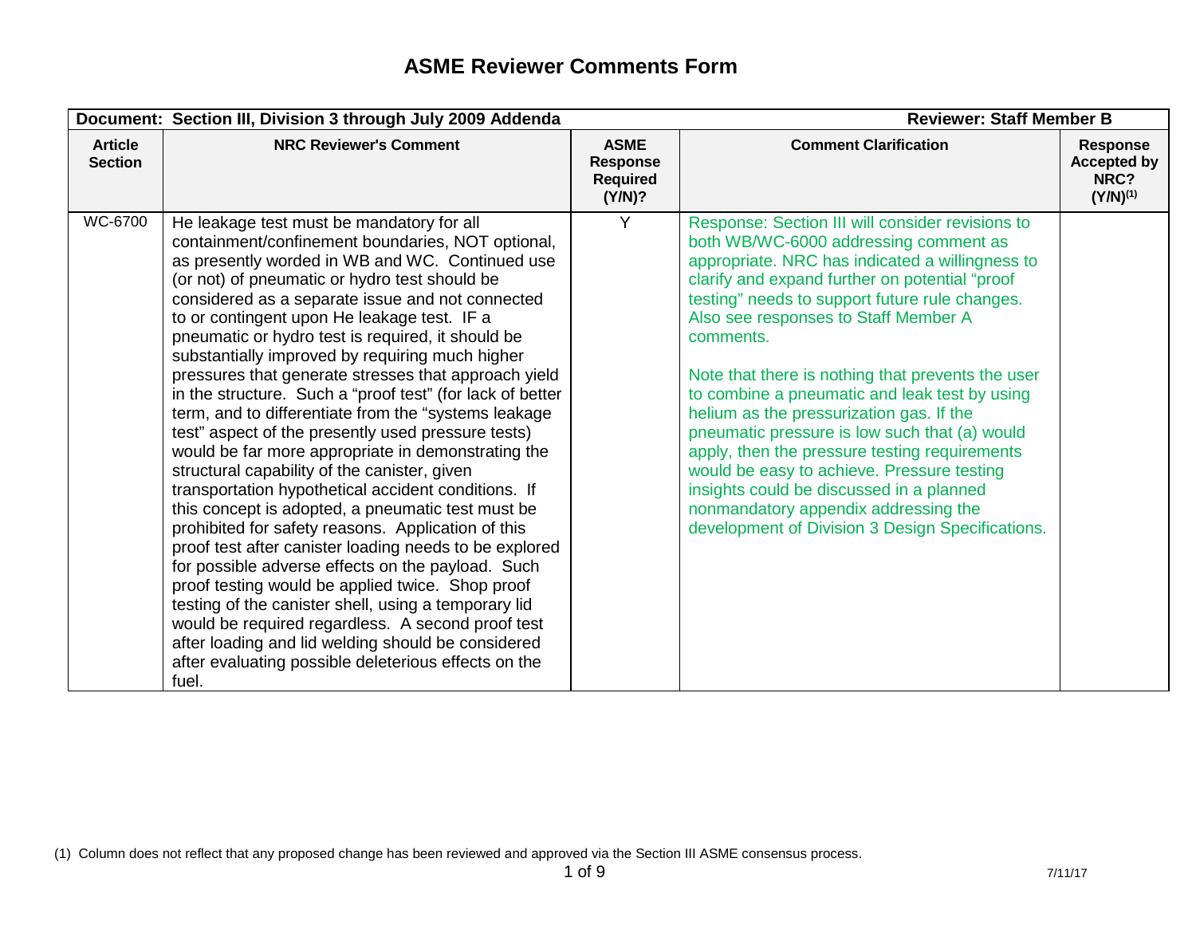# ASME Reviewer Comments Form

| Document: Section III, Division 3 through July 2009 Addenda | | | Reviewer: Staff Member B | |
|---|---|---|---|---|
| **Article Section** | **NRC Reviewer's Comment** | **ASME Response Required (Y/N)?** | **Comment Clarification** | **Response Accepted by NRC? (Y/N)[(1)]** |
| WC-6700 | He leakage test must be mandatory for all containment/confinement boundaries, NOT optional, as presently worded in WB and WC. Continued use (or not) of pneumatic or hydro test should be considered as a separate issue and not connected to or contingent upon He leakage test. IF a pneumatic or hydro test is required, it should be substantially improved by requiring much higher pressures that generate stresses that approach yield in the structure. Such a "proof test" (for lack of better term, and to differentiate from the "systems leakage test" aspect of the presently used pressure tests) would be far more appropriate in demonstrating the structural capability of the canister, given transportation hypothetical accident conditions. If this concept is adopted, a pneumatic test must be prohibited for safety reasons. Application of this proof test after canister loading needs to be explored for possible adverse effects on the payload. Such proof testing would be applied twice. Shop proof testing of the canister shell, using a temporary lid would be required regardless. A second proof test after loading and lid welding should be considered after evaluating possible deleterious effects on the fuel. | Y | Response: Section III will consider revisions to both WB/WC-6000 addressing comment as appropriate. NRC has indicated a willingness to clarify and expand further on potential "proof testing" needs to support future rule changes. Also see responses to Staff Member A comments.<br><br>Note that there is nothing that prevents the user to combine a pneumatic and leak test by using helium as the pressurization gas. If the pneumatic pressure is low such that (a) would apply, then the pressure testing requirements would be easy to achieve. Pressure testing insights could be discussed in a planned nonmandatory appendix addressing the development of Division 3 Design Specifications. | |

(1) Column does not reflect that any proposed change has been reviewed and approved via the Section III ASME consensus process.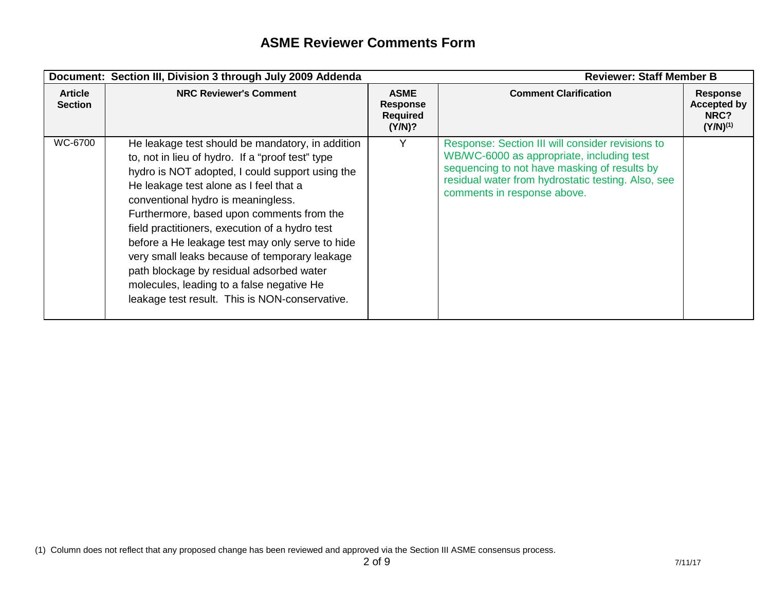# ASME Reviewer Comments Form

| Document: Section III, Division 3 through July 2009 Addenda | | | Reviewer: Staff Member B | |
|---|---|---|---|---|
| **Article Section** | **NRC Reviewer's Comment** | **ASME Response Required (Y/N)?** | **Comment Clarification** | **Response Accepted by NRC? (Y/N)[(1)]** |
| WC-6700 | He leakage test should be mandatory, in addition to, not in lieu of hydro. If a "proof test" type hydro is NOT adopted, I could support using the He leakage test alone as I feel that a conventional hydro is meaningless. Furthermore, based upon comments from the field practitioners, execution of a hydro test before a He leakage test may only serve to hide very small leaks because of temporary leakage path blockage by residual adsorbed water molecules, leading to a false negative He leakage test result. This is NON-conservative. | Y | Response: Section III will consider revisions to WB/WC-6000 as appropriate, including test sequencing to not have masking of results by residual water from hydrostatic testing. Also, see comments in response above. | |

(1) Column does not reflect that any proposed change has been reviewed and approved via the Section III ASME consensus process.

7/11/17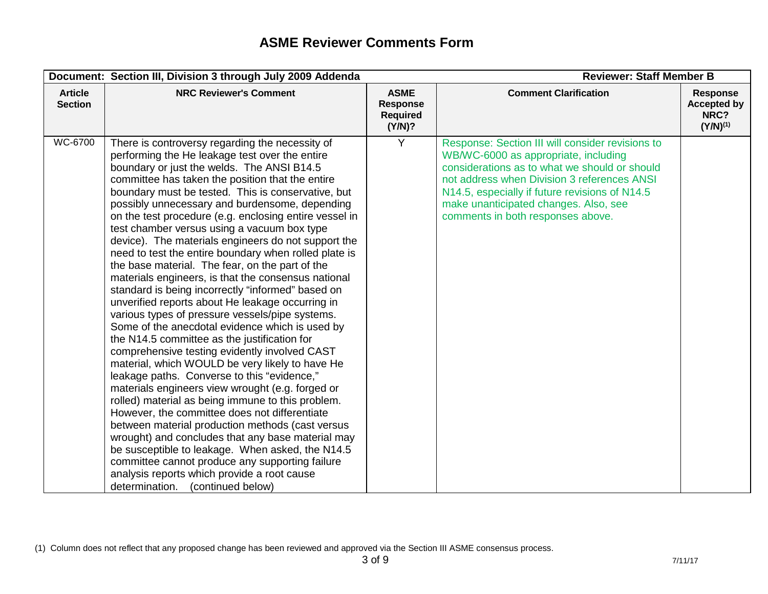# ASME Reviewer Comments Form

| Document: Section III, Division 3 through July 2009 Addenda | | | Reviewer: Staff Member B | |
|---|---|---|---|---|
| **Article Section** | **NRC Reviewer's Comment** | **ASME Response Required (Y/N)?** | **Comment Clarification** | **Response Accepted by NRC? (Y/N)[(1)]** |
| WC-6700 | There is controversy regarding the necessity of performing the He leakage test over the entire boundary or just the welds. The ANSI B14.5 committee has taken the position that the entire boundary must be tested. This is conservative, but possibly unnecessary and burdensome, depending on the test procedure (e.g. enclosing entire vessel in test chamber versus using a vacuum box type device). The materials engineers do not support the need to test the entire boundary when rolled plate is the base material. The fear, on the part of the materials engineers, is that the consensus national standard is being incorrectly "informed" based on unverified reports about He leakage occurring in various types of pressure vessels/pipe systems. Some of the anecdotal evidence which is used by the N14.5 committee as the justification for comprehensive testing evidently involved CAST material, which WOULD be very likely to have He leakage paths. Converse to this "evidence," materials engineers view wrought (e.g. forged or rolled) material as being immune to this problem. However, the committee does not differentiate between material production methods (cast versus wrought) and concludes that any base material may be susceptible to leakage. When asked, the N14.5 committee cannot produce any supporting failure analysis reports which provide a root cause determination. (continued below) | Y | Response: Section III will consider revisions to WB/WC-6000 as appropriate, including considerations as to what we should or should not address when Division 3 references ANSI N14.5, especially if future revisions of N14.5 make unanticipated changes. Also, see comments in both responses above. | |

(1) Column does not reflect that any proposed change has been reviewed and approved via the Section III ASME consensus process.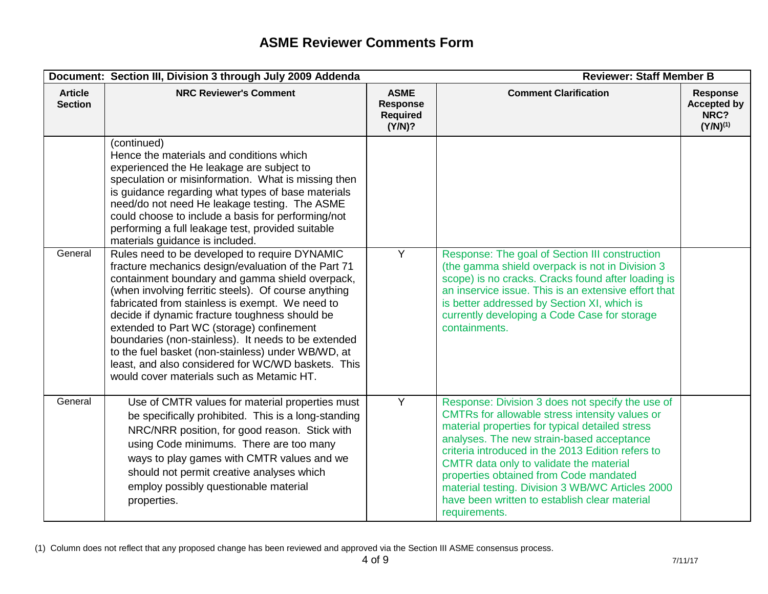# ASME Reviewer Comments Form

| Document: Section III, Division 3 through July 2009 Addenda | | | Reviewer: Staff Member B | |
|---|---|---|---|---|
| **Article Section** | **NRC Reviewer's Comment** | **ASME Response Required (Y/N)?** | **Comment Clarification** | **Response Accepted by NRC? (Y/N)[(1)]** |
| | (continued) Hence the materials and conditions which experienced the He leakage are subject to speculation or misinformation. What is missing then is guidance regarding what types of base materials need/do not need He leakage testing. The ASME could choose to include a basis for performing/not performing a full leakage test, provided suitable materials guidance is included. | | | |
| General | Rules need to be developed to require DYNAMIC fracture mechanics design/evaluation of the Part 71 containment boundary and gamma shield overpack, (when involving ferritic steels). Of course anything fabricated from stainless is exempt. We need to decide if dynamic fracture toughness should be extended to Part WC (storage) confinement boundaries (non-stainless). It needs to be extended to the fuel basket (non-stainless) under WB/WD, at least, and also considered for WC/WD baskets. This would cover materials such as Metamic HT. | Y | Response: The goal of Section III construction (the gamma shield overpack is not in Division 3 scope) is no cracks. Cracks found after loading is an inservice issue. This is an extensive effort that is better addressed by Section XI, which is currently developing a Code Case for storage containments. | |
| General | Use of CMTR values for material properties must be specifically prohibited. This is a long-standing NRC/NRR position, for good reason. Stick with using Code minimums. There are too many ways to play games with CMTR values and we should not permit creative analyses which employ possibly questionable material properties. | Y | Response: Division 3 does not specify the use of CMTRs for allowable stress intensity values or material properties for typical detailed stress analyses. The new strain-based acceptance criteria introduced in the 2013 Edition refers to CMTR data only to validate the material properties obtained from Code mandated material testing. Division 3 WB/WC Articles 2000 have been written to establish clear material requirements. | |

(1) Column does not reflect that any proposed change has been reviewed and approved via the Section III ASME consensus process.

7/11/17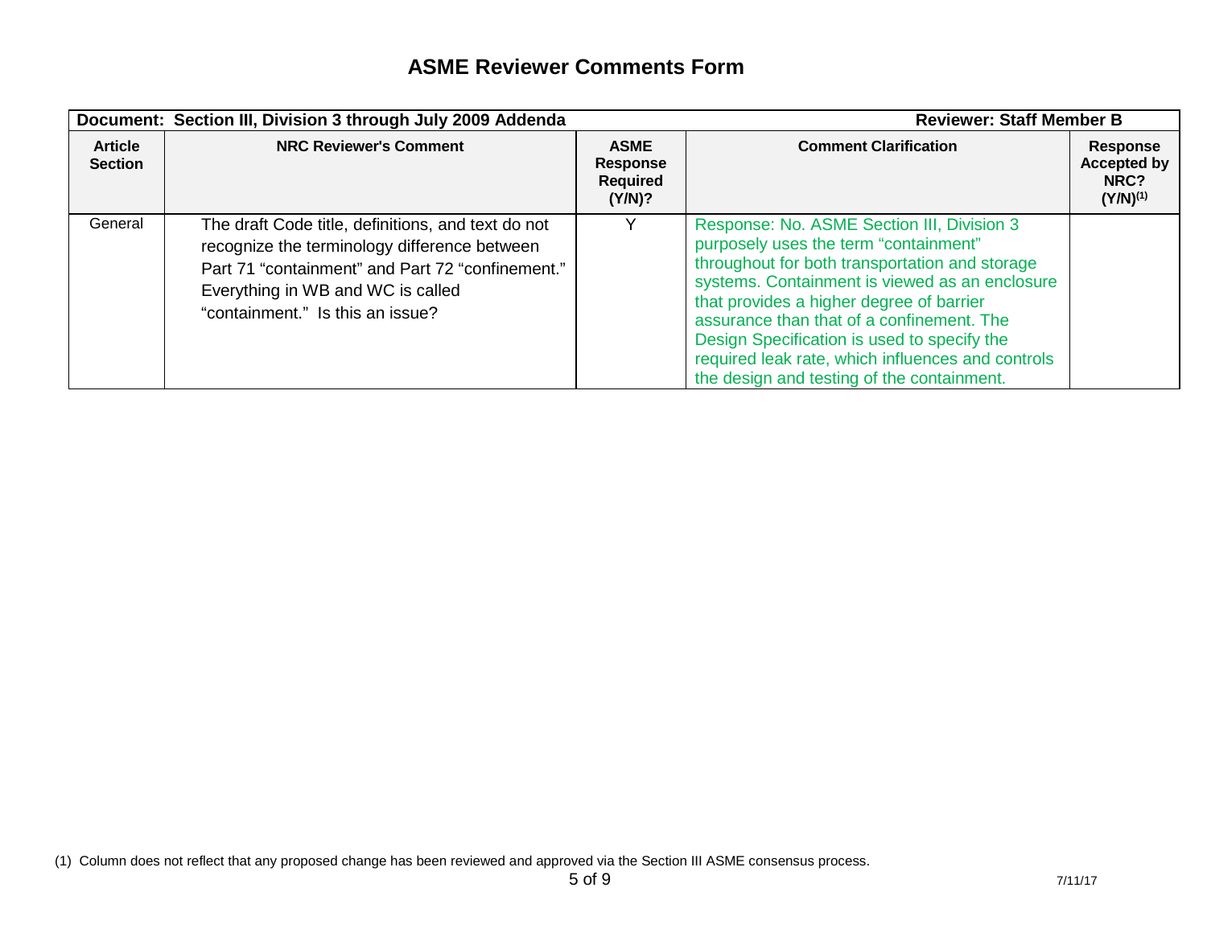# ASME Reviewer Comments Form

| Document: Section III, Division 3 through July 2009 Addenda | | | Reviewer: Staff Member B | |
|---|---|---|---|---|
| **Article Section** | **NRC Reviewer's Comment** | **ASME Response Required (Y/N)?** | **Comment Clarification** | **Response Accepted by NRC? (Y/N)[1]** |
| General | The draft Code title, definitions, and text do not recognize the terminology difference between Part 71 "containment" and Part 72 "confinement." Everything in WB and WC is called "containment." Is this an issue? | Y | Response: No. ASME Section III, Division 3 purposely uses the term "containment" throughout for both transportation and storage systems. Containment is viewed as an enclosure that provides a higher degree of barrier assurance than that of a confinement. The Design Specification is used to specify the required leak rate, which influences and controls the design and testing of the containment. | |

(1) Column does not reflect that any proposed change has been reviewed and approved via the Section III ASME consensus process.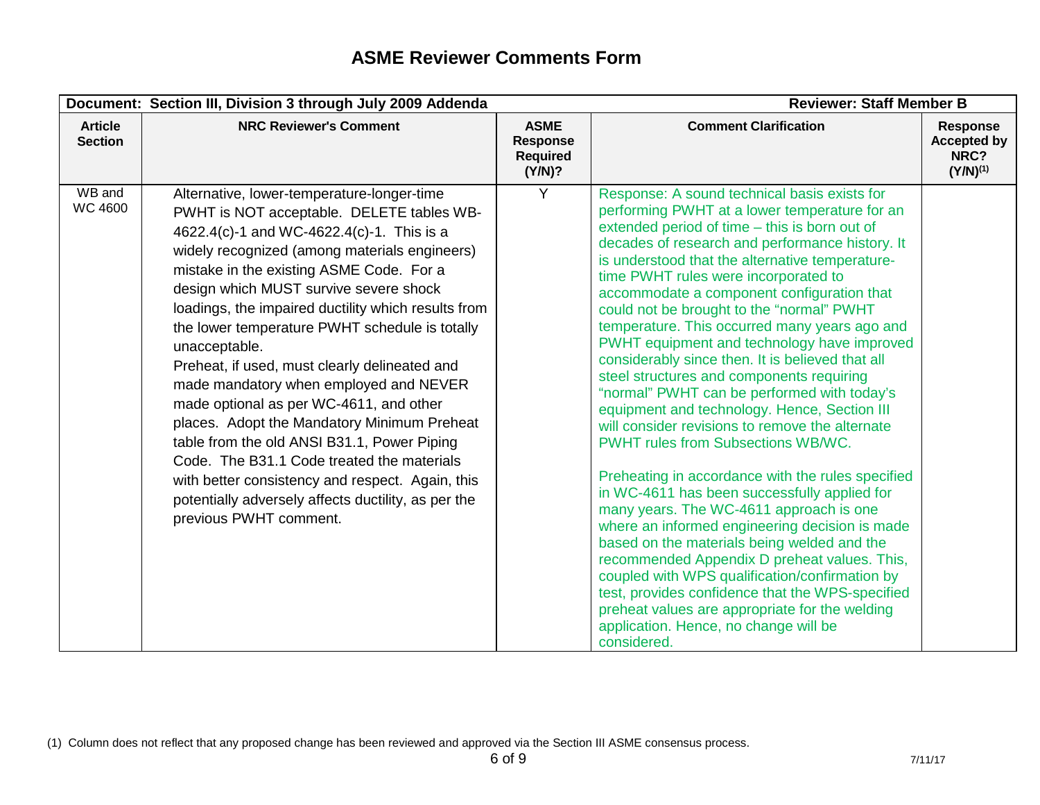# ASME Reviewer Comments Form

| Document: Section III, Division 3 through July 2009 Addenda | | | Reviewer: Staff Member B | |
|---|---|---|---|---|
| **Article Section** | **NRC Reviewer's Comment** | **ASME Response Required (Y/N)?** | **Comment Clarification** | **Response Accepted by NRC? (Y/N)[(1)]** |
| WB and WC 4600 | Alternative, lower-temperature-longer-time PWHT is NOT acceptable. DELETE tables WB-4622.4(c)-1 and WC-4622.4(c)-1. This is a widely recognized (among materials engineers) mistake in the existing ASME Code. For a design which MUST survive severe shock loadings, the impaired ductility which results from the lower temperature PWHT schedule is totally unacceptable.<br>Preheat, if used, must clearly delineated and made mandatory when employed and NEVER made optional as per WC-4611, and other places. Adopt the Mandatory Minimum Preheat table from the old ANSI B31.1, Power Piping Code. The B31.1 Code treated the materials with better consistency and respect. Again, this potentially adversely affects ductility, as per the previous PWHT comment. | Y | Response: A sound technical basis exists for performing PWHT at a lower temperature for an extended period of time – this is born out of decades of research and performance history. It is understood that the alternative temperature-time PWHT rules were incorporated to accommodate a component configuration that could not be brought to the "normal" PWHT temperature. This occurred many years ago and PWHT equipment and technology have improved considerably since then. It is believed that all steel structures and components requiring "normal" PWHT can be performed with today's equipment and technology. Hence, Section III will consider revisions to remove the alternate PWHT rules from Subsections WB/WC.<br><br>Preheating in accordance with the rules specified in WC-4611 has been successfully applied for many years. The WC-4611 approach is one where an informed engineering decision is made based on the materials being welded and the recommended Appendix D preheat values. This, coupled with WPS qualification/confirmation by test, provides confidence that the WPS-specified preheat values are appropriate for the welding application. Hence, no change will be considered. | |

(1) Column does not reflect that any proposed change has been reviewed and approved via the Section III ASME consensus process.

7/11/17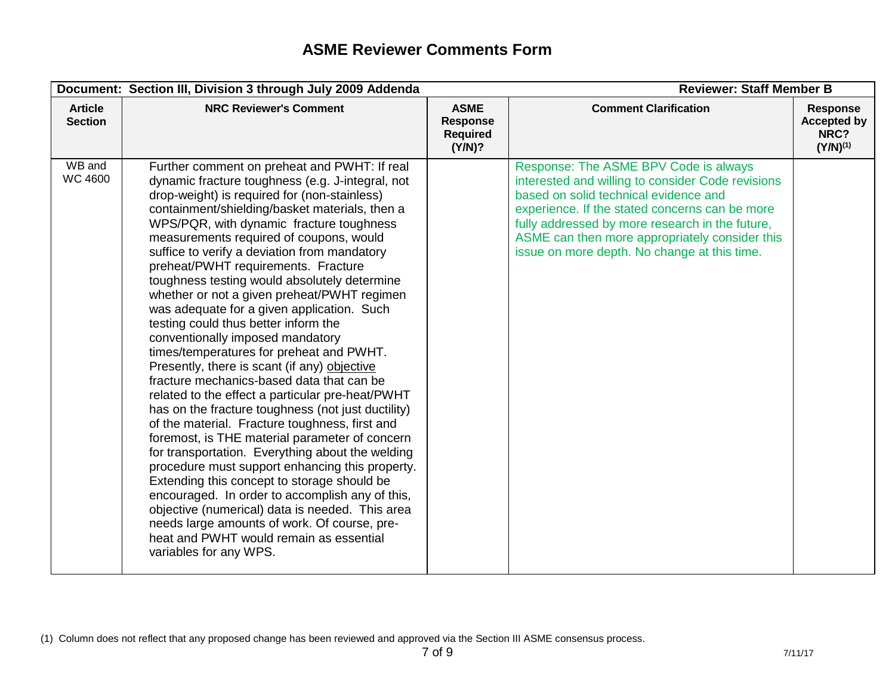# ASME Reviewer Comments Form

| Document: Section III, Division 3 through July 2009 Addenda | | | Reviewer: Staff Member B | |
|---|---|---|---|---|
| **Article Section** | **NRC Reviewer's Comment** | **ASME Response Required (Y/N)?** | **Comment Clarification** | **Response Accepted by NRC? (Y/N)[1]** |
| WB and WC 4600 | Further comment on preheat and PWHT: If real dynamic fracture toughness (e.g. J-integral, not drop-weight) is required for (non-stainless) containment/shielding/basket materials, then a WPS/PQR, with dynamic fracture toughness measurements required of coupons, would suffice to verify a deviation from mandatory preheat/PWHT requirements. Fracture toughness testing would absolutely determine whether or not a given preheat/PWHT regimen was adequate for a given application. Such testing could thus better inform the conventionally imposed mandatory times/temperatures for preheat and PWHT. Presently, there is scant (if any) objective fracture mechanics-based data that can be related to the effect a particular pre-heat/PWHT has on the fracture toughness (not just ductility) of the material. Fracture toughness, first and foremost, is THE material parameter of concern for transportation. Everything about the welding procedure must support enhancing this property. Extending this concept to storage should be encouraged. In order to accomplish any of this, objective (numerical) data is needed. This area needs large amounts of work. Of course, pre-heat and PWHT would remain as essential variables for any WPS. | | Response: The ASME BPV Code is always interested and willing to consider Code revisions based on solid technical evidence and experience. If the stated concerns can be more fully addressed by more research in the future, ASME can then more appropriately consider this issue on more depth. No change at this time. | |

(1) Column does not reflect that any proposed change has been reviewed and approved via the Section III ASME consensus process.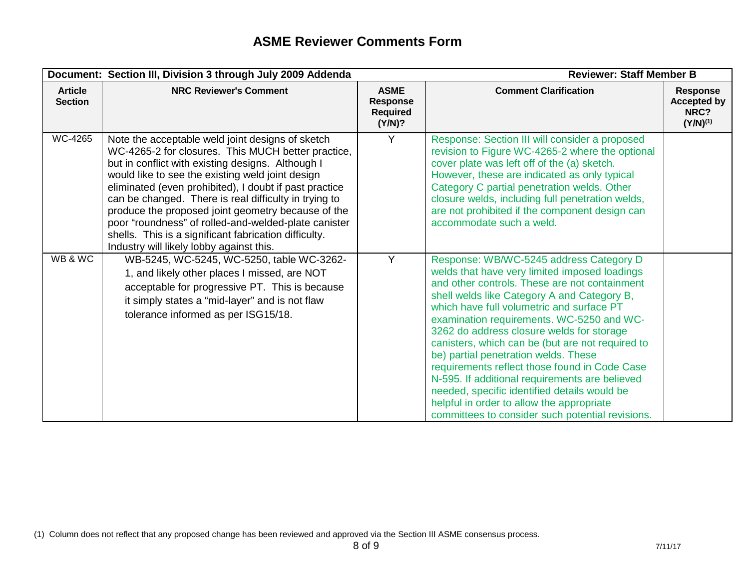# ASME Reviewer Comments Form

| Document: Section III, Division 3 through July 2009 Addenda | | | Reviewer: Staff Member B | |
|---|---|---|---|---|
| **Article Section** | **NRC Reviewer's Comment** | **ASME Response Required (Y/N)?** | **Comment Clarification** | **Response Accepted by NRC? (Y/N)[(1)]** |
| WC-4265 | Note the acceptable weld joint designs of sketch WC-4265-2 for closures. This MUCH better practice, but in conflict with existing designs. Although I would like to see the existing weld joint design eliminated (even prohibited), I doubt if past practice can be changed. There is real difficulty in trying to produce the proposed joint geometry because of the poor "roundness" of rolled-and-welded-plate canister shells. This is a significant fabrication difficulty. Industry will likely lobby against this. | Y | Response: Section III will consider a proposed revision to Figure WC-4265-2 where the optional cover plate was left off of the (a) sketch. However, these are indicated as only typical Category C partial penetration welds. Other closure welds, including full penetration welds, are not prohibited if the component design can accommodate such a weld. | |
| WB & WC | WB-5245, WC-5245, WC-5250, table WC-3262-1, and likely other places I missed, are NOT acceptable for progressive PT. This is because it simply states a "mid-layer" and is not flaw tolerance informed as per ISG15/18. | Y | Response: WB/WC-5245 address Category D welds that have very limited imposed loadings and other controls. These are not containment shell welds like Category A and Category B, which have full volumetric and surface PT examination requirements. WC-5250 and WC-3262 do address closure welds for storage canisters, which can be (but are not required to be) partial penetration welds. These requirements reflect those found in Code Case N-595. If additional requirements are believed needed, specific identified details would be helpful in order to allow the appropriate committees to consider such potential revisions. | |

(1) Column does not reflect that any proposed change has been reviewed and approved via the Section III ASME consensus process.

7/11/17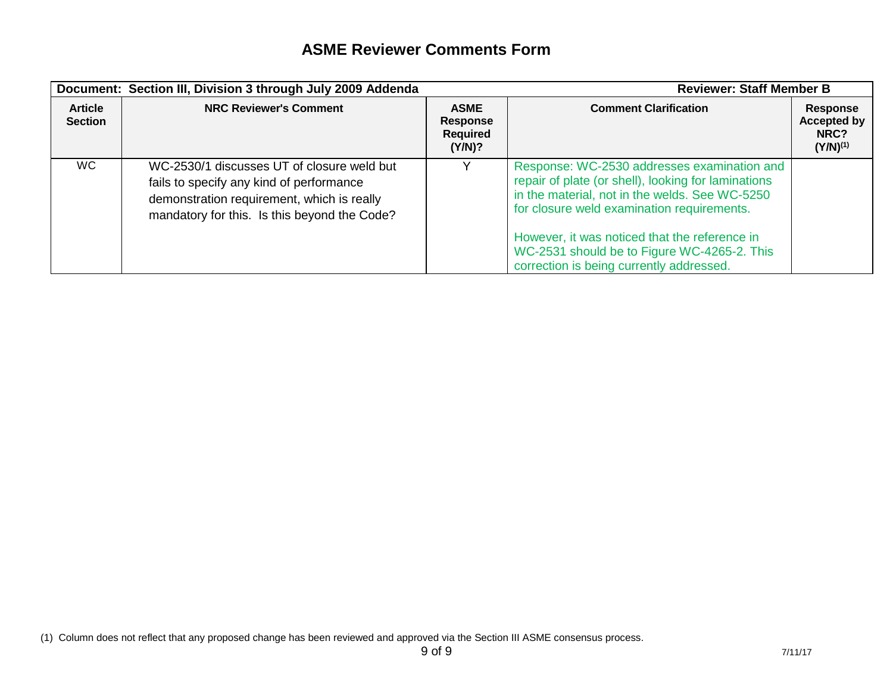# ASME Reviewer Comments Form

| Document: Section III, Division 3 through July 2009 Addenda | | | Reviewer: Staff Member B | |
|---|---|---|---|---|
| **Article Section** | **NRC Reviewer's Comment** | **ASME Response Required (Y/N)?** | **Comment Clarification** | **Response Accepted by NRC? (Y/N)[(1)]** |
| WC | WC-2530/1 discusses UT of closure weld but fails to specify any kind of performance demonstration requirement, which is really mandatory for this. Is this beyond the Code? | Y | Response: WC-2530 addresses examination and repair of plate (or shell), looking for laminations in the material, not in the welds. See WC-5250 for closure weld examination requirements.<br><br>However, it was noticed that the reference in WC-2531 should be to Figure WC-4265-2. This correction is being currently addressed. | |

(1) Column does not reflect that any proposed change has been reviewed and approved via the Section III ASME consensus process.

7/11/17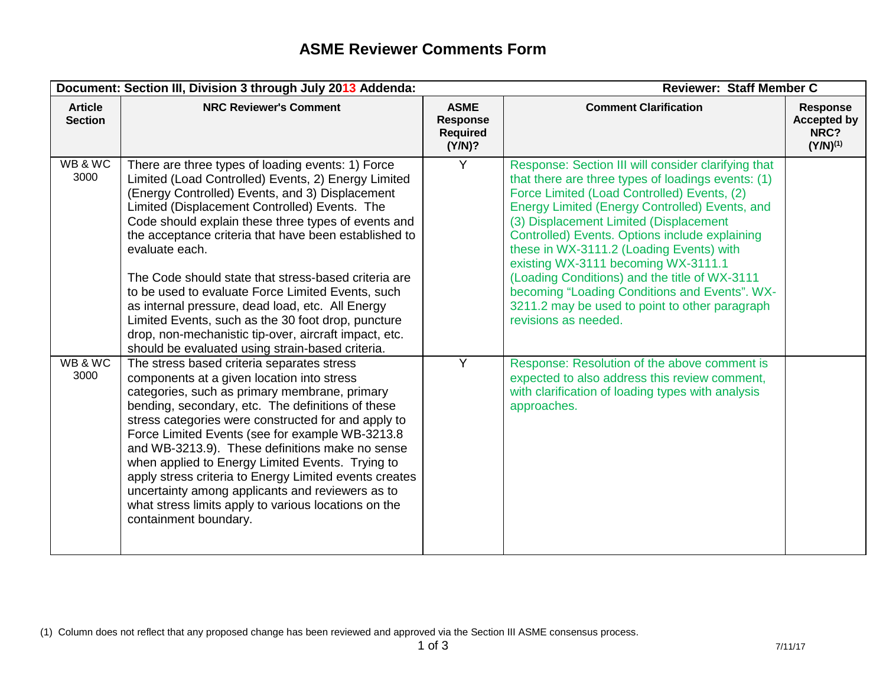# ASME Reviewer Comments Form

| Document: Section III, Division 3 through July 2013 Addenda: | | | Reviewer: Staff Member C | |
|---|---|---|---|---|
| **Article Section** | **NRC Reviewer's Comment** | **ASME Response Required (Y/N)?** | **Comment Clarification** | **Response Accepted by NRC? (Y/N)[(1)]** |
| WB & WC 3000 | There are three types of loading events: 1) Force Limited (Load Controlled) Events, 2) Energy Limited (Energy Controlled) Events, and 3) Displacement Limited (Displacement Controlled) Events. The Code should explain these three types of events and the acceptance criteria that have been established to evaluate each.<br><br>The Code should state that stress-based criteria are to be used to evaluate Force Limited Events, such as internal pressure, dead load, etc. All Energy Limited Events, such as the 30 foot drop, puncture drop, non-mechanistic tip-over, aircraft impact, etc. should be evaluated using strain-based criteria. | Y | Response: Section III will consider clarifying that that there are three types of loadings events: (1) Force Limited (Load Controlled) Events, (2) Energy Limited (Energy Controlled) Events, and (3) Displacement Limited (Displacement Controlled) Events. Options include explaining these in WX-3111.2 (Loading Events) with existing WX-3111 becoming WX-3111.1 (Loading Conditions) and the title of WX-3111 becoming "Loading Conditions and Events". WX-3211.2 may be used to point to other paragraph revisions as needed. | |
| WB & WC 3000 | The stress based criteria separates stress components at a given location into stress categories, such as primary membrane, primary bending, secondary, etc. The definitions of these stress categories were constructed for and apply to Force Limited Events (see for example WB-3213.8 and WB-3213.9). These definitions make no sense when applied to Energy Limited Events. Trying to apply stress criteria to Energy Limited events creates uncertainty among applicants and reviewers as to what stress limits apply to various locations on the containment boundary. | Y | Response: Resolution of the above comment is expected to also address this review comment, with clarification of loading types with analysis approaches. | |

(1) Column does not reflect that any proposed change has been reviewed and approved via the Section III ASME consensus process.

7/11/17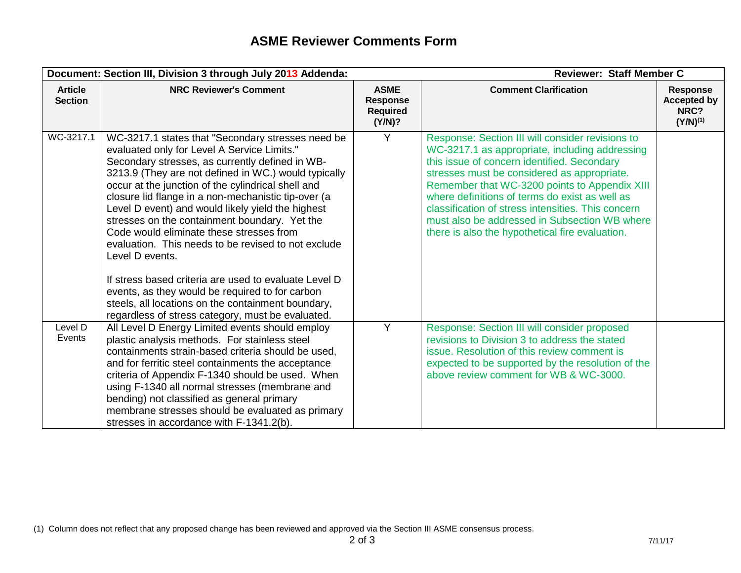# ASME Reviewer Comments Form

| Document: Section III, Division 3 through July 2013 Addenda: | | | Reviewer: Staff Member C | |
|---|---|---|---|---|
| **Article Section** | **NRC Reviewer's Comment** | **ASME Response Required (Y/N)?** | **Comment Clarification** | **Response Accepted by NRC? (Y/N)[(1)]** |
| WC-3217.1 | WC-3217.1 states that "Secondary stresses need be evaluated only for Level A Service Limits." Secondary stresses, as currently defined in WB-3213.9 (They are not defined in WC.) would typically occur at the junction of the cylindrical shell and closure lid flange in a non-mechanistic tip-over (a Level D event) and would likely yield the highest stresses on the containment boundary. Yet the Code would eliminate these stresses from evaluation. This needs to be revised to not exclude Level D events.<br><br>If stress based criteria are used to evaluate Level D events, as they would be required to for carbon steels, all locations on the containment boundary, regardless of stress category, must be evaluated. | Y | Response: Section III will consider revisions to WC-3217.1 as appropriate, including addressing this issue of concern identified. Secondary stresses must be considered as appropriate. Remember that WC-3200 points to Appendix XIII where definitions of terms do exist as well as classification of stress intensities. This concern must also be addressed in Subsection WB where there is also the hypothetical fire evaluation. | |
| Level D Events | All Level D Energy Limited events should employ plastic analysis methods. For stainless steel containments strain-based criteria should be used, and for ferritic steel containments the acceptance criteria of Appendix F-1340 should be used. When using F-1340 all normal stresses (membrane and bending) not classified as general primary membrane stresses should be evaluated as primary stresses in accordance with F-1341.2(b). | Y | Response: Section III will consider proposed revisions to Division 3 to address the stated issue. Resolution of this review comment is expected to be supported by the resolution of the above review comment for WB & WC-3000. | |

(1) Column does not reflect that any proposed change has been reviewed and approved via the Section III ASME consensus process.

7/11/17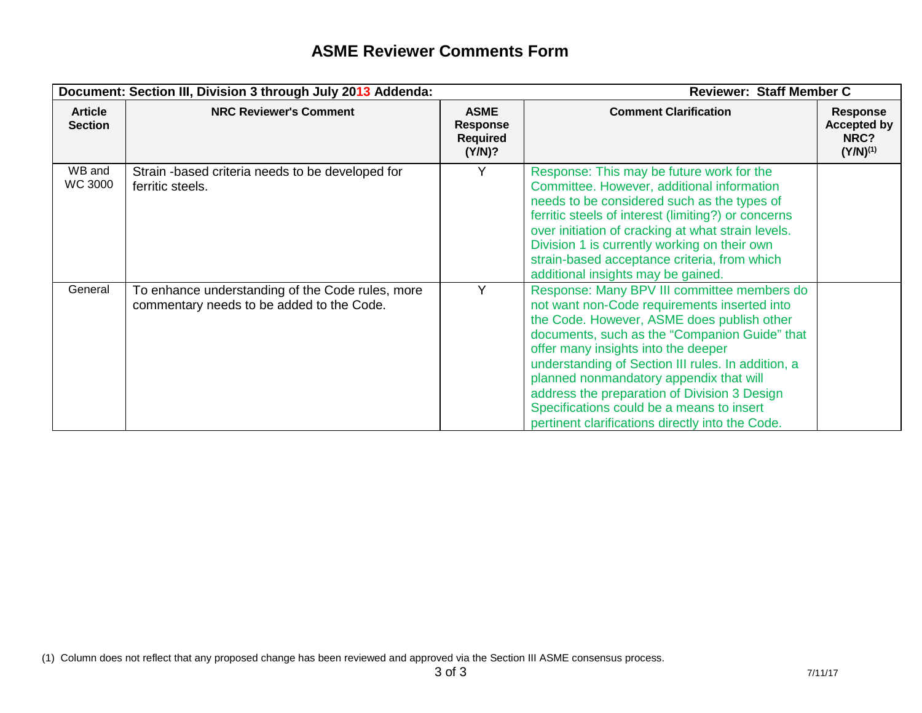# ASME Reviewer Comments Form

| Document: Section III, Division 3 through July 2013 Addenda: | | | Reviewer: Staff Member C | |
|---|---|---|---|---|
| **Article Section** | **NRC Reviewer's Comment** | **ASME Response Required (Y/N)?** | **Comment Clarification** | **Response Accepted by NRC? (Y/N)[(1)]** |
| WB and WC 3000 | Strain -based criteria needs to be developed for ferritic steels. | Y | Response: This may be future work for the Committee. However, additional information needs to be considered such as the types of ferritic steels of interest (limiting?) or concerns over initiation of cracking at what strain levels. Division 1 is currently working on their own strain-based acceptance criteria, from which additional insights may be gained. | |
| General | To enhance understanding of the Code rules, more commentary needs to be added to the Code. | Y | Response: Many BPV III committee members do not want non-Code requirements inserted into the Code. However, ASME does publish other documents, such as the "Companion Guide" that offer many insights into the deeper understanding of Section III rules. In addition, a planned nonmandatory appendix that will address the preparation of Division 3 Design Specifications could be a means to insert pertinent clarifications directly into the Code. | |

(1) Column does not reflect that any proposed change has been reviewed and approved via the Section III ASME consensus process.

7/11/17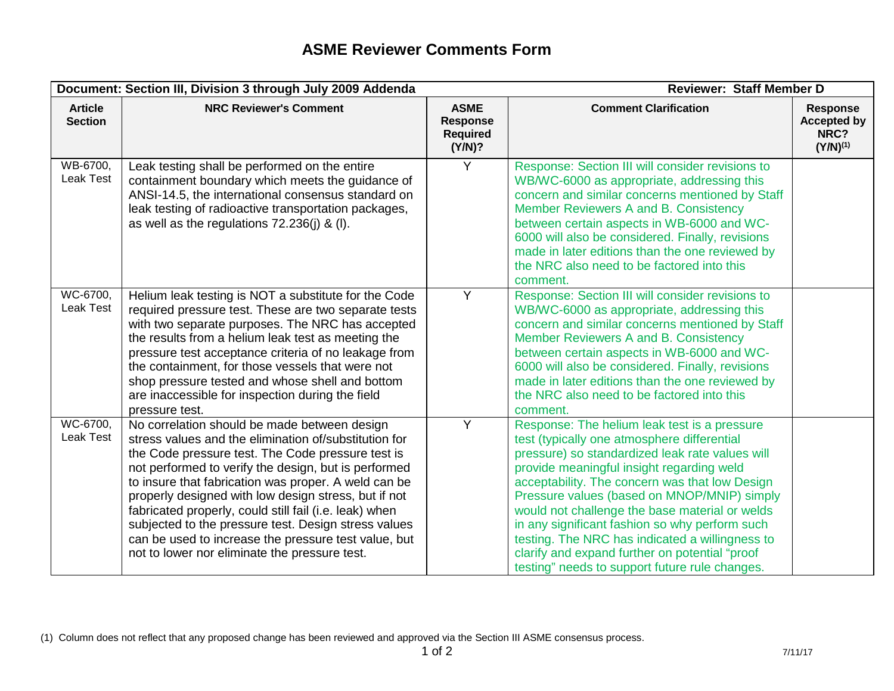# ASME Reviewer Comments Form

| Document: Section III, Division 3 through July 2009 Addenda | | | Reviewer: Staff Member D | |
|---|---|---|---|---|
| **Article Section** | **NRC Reviewer's Comment** | **ASME Response Required (Y/N)?** | **Comment Clarification** | **Response Accepted by NRC? (Y/N)[(1)]** |
| WB-6700, Leak Test | Leak testing shall be performed on the entire containment boundary which meets the guidance of ANSI-14.5, the international consensus standard on leak testing of radioactive transportation packages, as well as the regulations 72.236(j) & (l). | Y | Response: Section III will consider revisions to WB/WC-6000 as appropriate, addressing this concern and similar concerns mentioned by Staff Member Reviewers A and B. Consistency between certain aspects in WB-6000 and WC-6000 will also be considered. Finally, revisions made in later editions than the one reviewed by the NRC also need to be factored into this comment. | |
| WC-6700, Leak Test | Helium leak testing is NOT a substitute for the Code required pressure test. These are two separate tests with two separate purposes. The NRC has accepted the results from a helium leak test as meeting the pressure test acceptance criteria of no leakage from the containment, for those vessels that were not shop pressure tested and whose shell and bottom are inaccessible for inspection during the field pressure test. | Y | Response: Section III will consider revisions to WB/WC-6000 as appropriate, addressing this concern and similar concerns mentioned by Staff Member Reviewers A and B. Consistency between certain aspects in WB-6000 and WC-6000 will also be considered. Finally, revisions made in later editions than the one reviewed by the NRC also need to be factored into this comment. | |
| WC-6700, Leak Test | No correlation should be made between design stress values and the elimination of/substitution for the Code pressure test. The Code pressure test is not performed to verify the design, but is performed to insure that fabrication was proper. A weld can be properly designed with low design stress, but if not fabricated properly, could still fail (i.e. leak) when subjected to the pressure test. Design stress values can be used to increase the pressure test value, but not to lower nor eliminate the pressure test. | Y | Response: The helium leak test is a pressure test (typically one atmosphere differential pressure) so standardized leak rate values will provide meaningful insight regarding weld acceptability. The concern was that low Design Pressure values (based on MNOP/MNIP) simply would not challenge the base material or welds in any significant fashion so why perform such testing. The NRC has indicated a willingness to clarify and expand further on potential "proof testing" needs to support future rule changes. | |

(1) Column does not reflect that any proposed change has been reviewed and approved via the Section III ASME consensus process.

7/11/17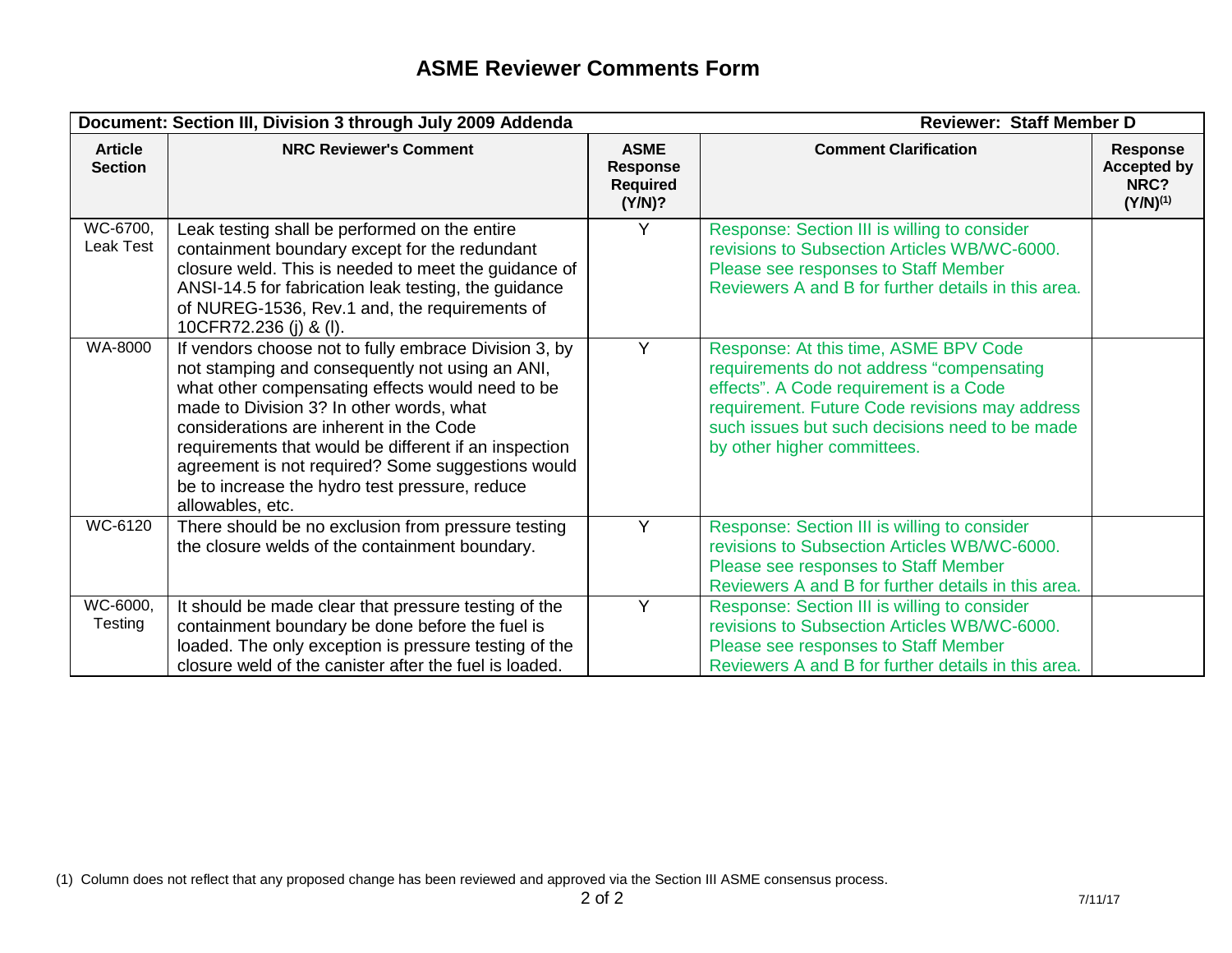# ASME Reviewer Comments Form

| Document: Section III, Division 3 through July 2009 Addenda | | | Reviewer: Staff Member D | |
|---|---|---|---|---|
| **Article Section** | **NRC Reviewer's Comment** | **ASME Response Required (Y/N)?** | **Comment Clarification** | **Response Accepted by NRC? (Y/N)(1)** |
| WC-6700, Leak Test | Leak testing shall be performed on the entire containment boundary except for the redundant closure weld. This is needed to meet the guidance of ANSI-14.5 for fabrication leak testing, the guidance of NUREG-1536, Rev.1 and, the requirements of 10CFR72.236 (j) & (l). | Y | Response: Section III is willing to consider revisions to Subsection Articles WB/WC-6000. Please see responses to Staff Member Reviewers A and B for further details in this area. | |
| WA-8000 | If vendors choose not to fully embrace Division 3, by not stamping and consequently not using an ANI, what other compensating effects would need to be made to Division 3? In other words, what considerations are inherent in the Code requirements that would be different if an inspection agreement is not required? Some suggestions would be to increase the hydro test pressure, reduce allowables, etc. | Y | Response: At this time, ASME BPV Code requirements do not address "compensating effects". A Code requirement is a Code requirement. Future Code revisions may address such issues but such decisions need to be made by other higher committees. | |
| WC-6120 | There should be no exclusion from pressure testing the closure welds of the containment boundary. | Y | Response: Section III is willing to consider revisions to Subsection Articles WB/WC-6000. Please see responses to Staff Member Reviewers A and B for further details in this area. | |
| WC-6000, Testing | It should be made clear that pressure testing of the containment boundary be done before the fuel is loaded. The only exception is pressure testing of the closure weld of the canister after the fuel is loaded. | Y | Response: Section III is willing to consider revisions to Subsection Articles WB/WC-6000. Please see responses to Staff Member Reviewers A and B for further details in this area. | |

(1) Column does not reflect that any proposed change has been reviewed and approved via the Section III ASME consensus process.

7/11/17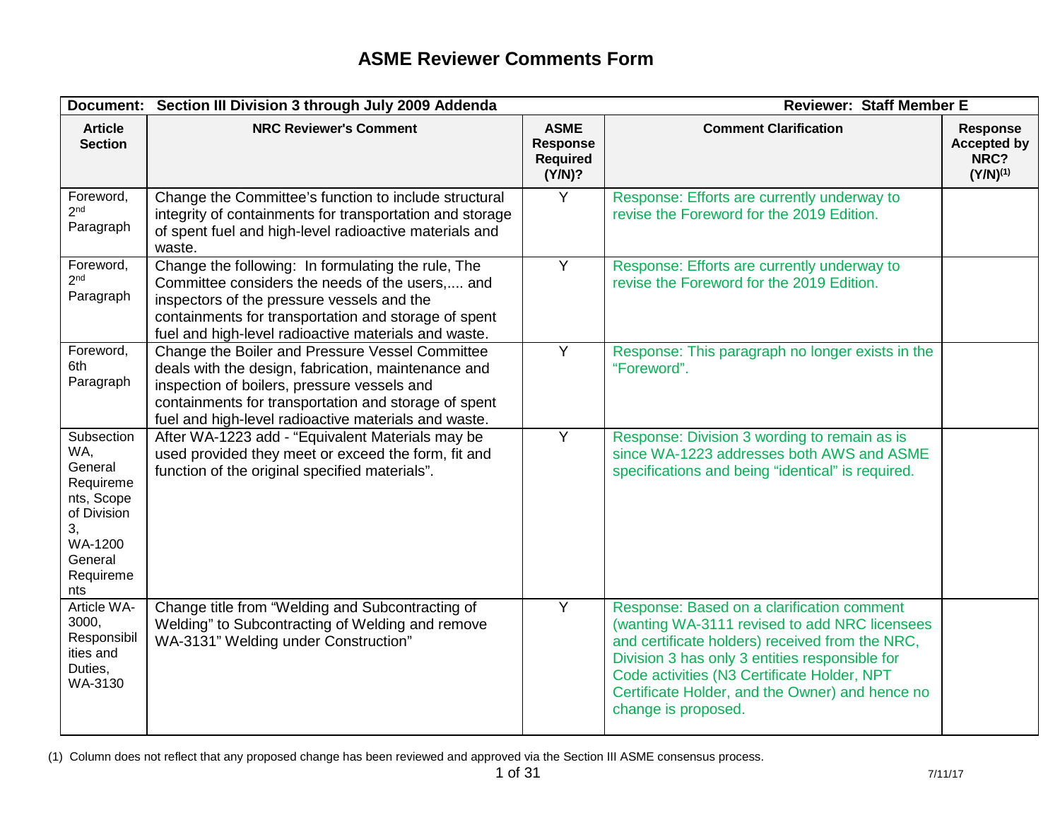# ASME Reviewer Comments Form

| Document: Section III Division 3 through July 2009 Addenda | | | Reviewer: Staff Member E | |
|---|---|---|---|---|
| **Article Section** | **NRC Reviewer's Comment** | **ASME Response Required (Y/N)?** | **Comment Clarification** | **Response Accepted by NRC? (Y/N)[(1)]** |
| Foreword, 2nd Paragraph | Change the Committee's function to include structural integrity of containments for transportation and storage of spent fuel and high-level radioactive materials and waste. | Y | Response: Efforts are currently underway to revise the Foreword for the 2019 Edition. | |
| Foreword, 2nd Paragraph | Change the following: In formulating the rule, The Committee considers the needs of the users,.... and inspectors of the pressure vessels and the containments for transportation and storage of spent fuel and high-level radioactive materials and waste. | Y | Response: Efforts are currently underway to revise the Foreword for the 2019 Edition. | |
| Foreword, 6th Paragraph | Change the Boiler and Pressure Vessel Committee deals with the design, fabrication, maintenance and inspection of boilers, pressure vessels and containments for transportation and storage of spent fuel and high-level radioactive materials and waste. | Y | Response: This paragraph no longer exists in the "Foreword". | |
| Subsection WA, General Requirements, Scope of Division 3, WA-1200 General Requirements | After WA-1223 add - "Equivalent Materials may be used provided they meet or exceed the form, fit and function of the original specified materials". | Y | Response: Division 3 wording to remain as is since WA-1223 addresses both AWS and ASME specifications and being "identical" is required. | |
| Article WA-3000, Responsibilities and Duties, WA-3130 | Change title from "Welding and Subcontracting of Welding" to Subcontracting of Welding and remove WA-3131" Welding under Construction" | Y | Response: Based on a clarification comment (wanting WA-3111 revised to add NRC licensees and certificate holders) received from the NRC, Division 3 has only 3 entities responsible for Code activities (N3 Certificate Holder, NPT Certificate Holder, and the Owner) and hence no change is proposed. | |

(1) Column does not reflect that any proposed change has been reviewed and approved via the Section III ASME consensus process.

7/11/17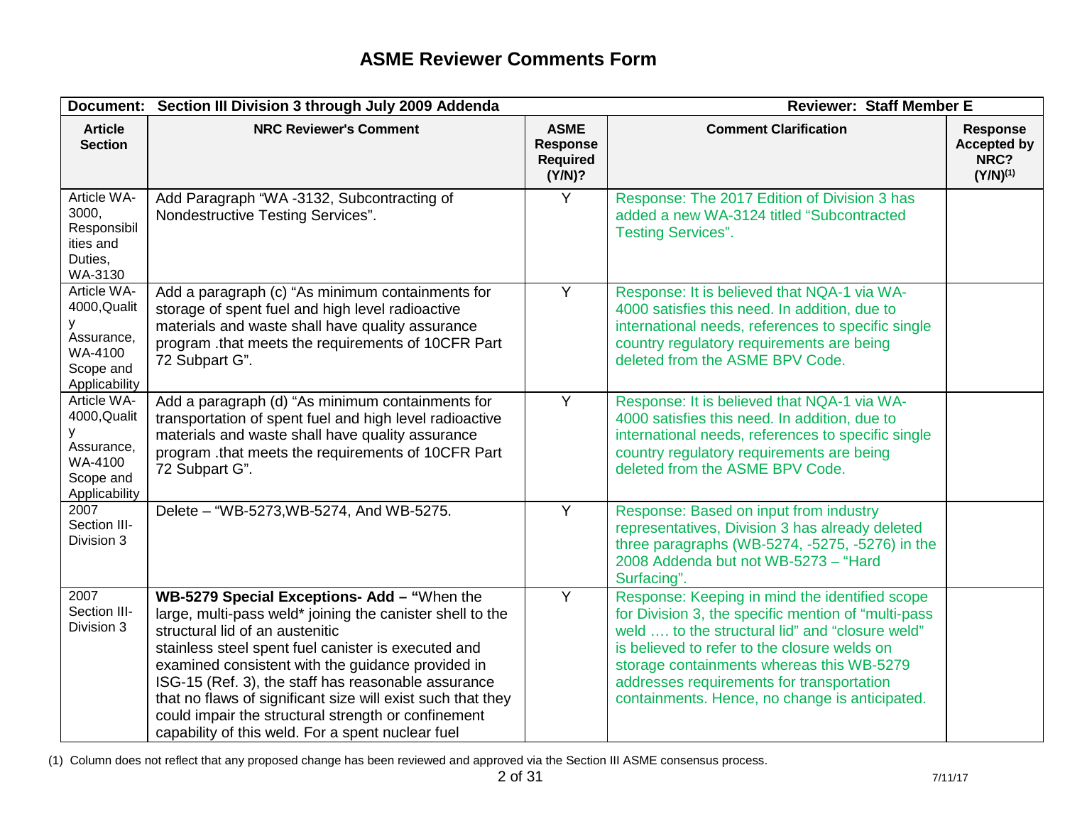# ASME Reviewer Comments Form

| Document: Section III Division 3 through July 2009 Addenda | | | Reviewer: Staff Member E | |
|---|---|---|---|---|
| **Article Section** | **NRC Reviewer's Comment** | **ASME Response Required (Y/N)?** | **Comment Clarification** | **Response Accepted by NRC? (Y/N)[(1)]** |
| Article WA-3000, Responsibilities and Duties, WA-3130 | Add Paragraph "WA -3132, Subcontracting of Nondestructive Testing Services". | Y | Response: The 2017 Edition of Division 3 has added a new WA-3124 titled "Subcontracted Testing Services". | |
| Article WA-4000,Quality Assurance, WA-4100 Scope and Applicability | Add a paragraph (c) "As minimum containments for storage of spent fuel and high level radioactive materials and waste shall have quality assurance program .that meets the requirements of 10CFR Part 72 Subpart G". | Y | Response: It is believed that NQA-1 via WA-4000 satisfies this need. In addition, due to international needs, references to specific single country regulatory requirements are being deleted from the ASME BPV Code. | |
| Article WA-4000,Quality Assurance, WA-4100 Scope and Applicability | Add a paragraph (d) "As minimum containments for transportation of spent fuel and high level radioactive materials and waste shall have quality assurance program .that meets the requirements of 10CFR Part 72 Subpart G". | Y | Response: It is believed that NQA-1 via WA-4000 satisfies this need. In addition, due to international needs, references to specific single country regulatory requirements are being deleted from the ASME BPV Code. | |
| 2007 Section III-Division 3 | Delete – "WB-5273,WB-5274, And WB-5275. | Y | Response: Based on input from industry representatives, Division 3 has already deleted three paragraphs (WB-5274, -5275, -5276) in the 2008 Addenda but not WB-5273 – "Hard Surfacing". | |
| 2007 Section III-Division 3 | **WB-5279 Special Exceptions- Add – "**When the large, multi-pass weld* joining the canister shell to the structural lid of an austenitic stainless steel spent fuel canister is executed and examined consistent with the guidance provided in ISG-15 (Ref. 3), the staff has reasonable assurance that no flaws of significant size will exist such that they could impair the structural strength or confinement capability of this weld. For a spent nuclear fuel | Y | Response: Keeping in mind the identified scope for Division 3, the specific mention of "multi-pass weld …. to the structural lid" and "closure weld" is believed to refer to the closure welds on storage containments whereas this WB-5279 addresses requirements for transportation containments. Hence, no change is anticipated. | |

(1) Column does not reflect that any proposed change has been reviewed and approved via the Section III ASME consensus process.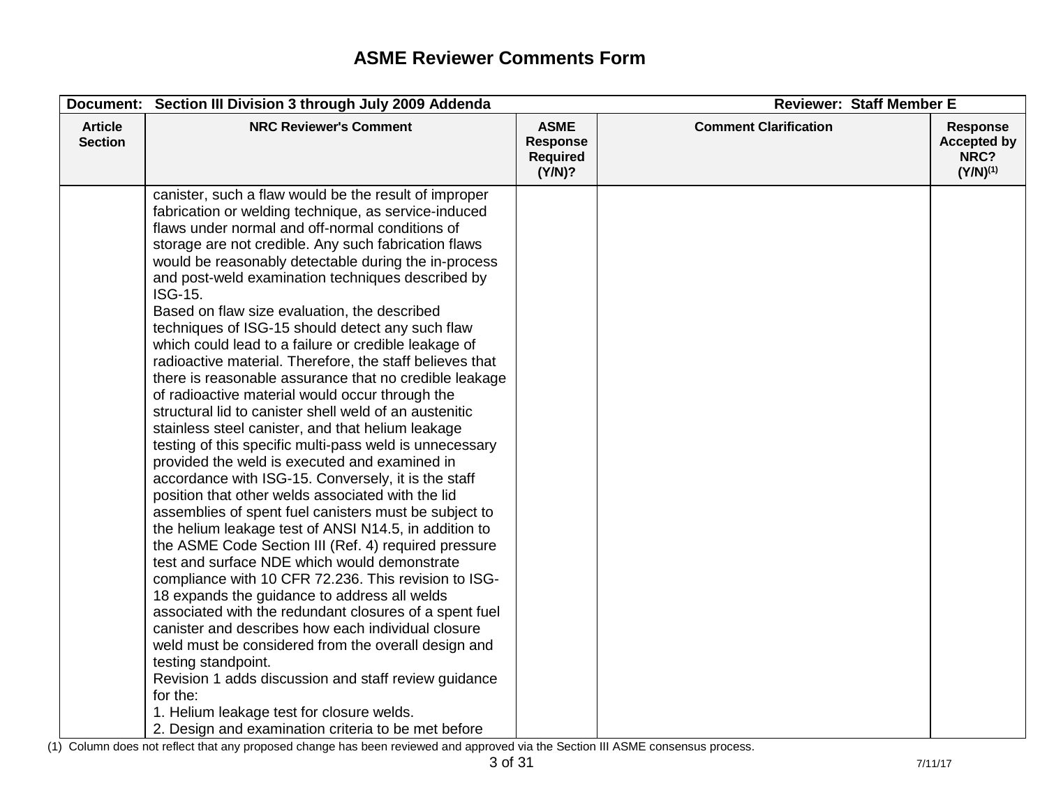# ASME Reviewer Comments Form

| Document: Section III Division 3 through July 2009 Addenda | | | Reviewer: Staff Member E | |
|---|---|---|---|---|
| **Article Section** | **NRC Reviewer's Comment** | **ASME Response Required (Y/N)?** | **Comment Clarification** | **Response Accepted by NRC? (Y/N)(1)** |
| | canister, such a flaw would be the result of improper fabrication or welding technique, as service-induced flaws under normal and off-normal conditions of storage are not credible. Any such fabrication flaws would be reasonably detectable during the in-process and post-weld examination techniques described by ISG-15.<br>Based on flaw size evaluation, the described techniques of ISG-15 should detect any such flaw which could lead to a failure or credible leakage of radioactive material. Therefore, the staff believes that there is reasonable assurance that no credible leakage of radioactive material would occur through the structural lid to canister shell weld of an austenitic stainless steel canister, and that helium leakage testing of this specific multi-pass weld is unnecessary provided the weld is executed and examined in accordance with ISG-15. Conversely, it is the staff position that other welds associated with the lid assemblies of spent fuel canisters must be subject to the helium leakage test of ANSI N14.5, in addition to the ASME Code Section III (Ref. 4) required pressure test and surface NDE which would demonstrate compliance with 10 CFR 72.236. This revision to ISG-18 expands the guidance to address all welds associated with the redundant closures of a spent fuel canister and describes how each individual closure weld must be considered from the overall design and testing standpoint.<br>Revision 1 adds discussion and staff review guidance for the:<br>1. Helium leakage test for closure welds.<br>2. Design and examination criteria to be met before | | | |

(1) Column does not reflect that any proposed change has been reviewed and approved via the Section III ASME consensus process.

7/11/17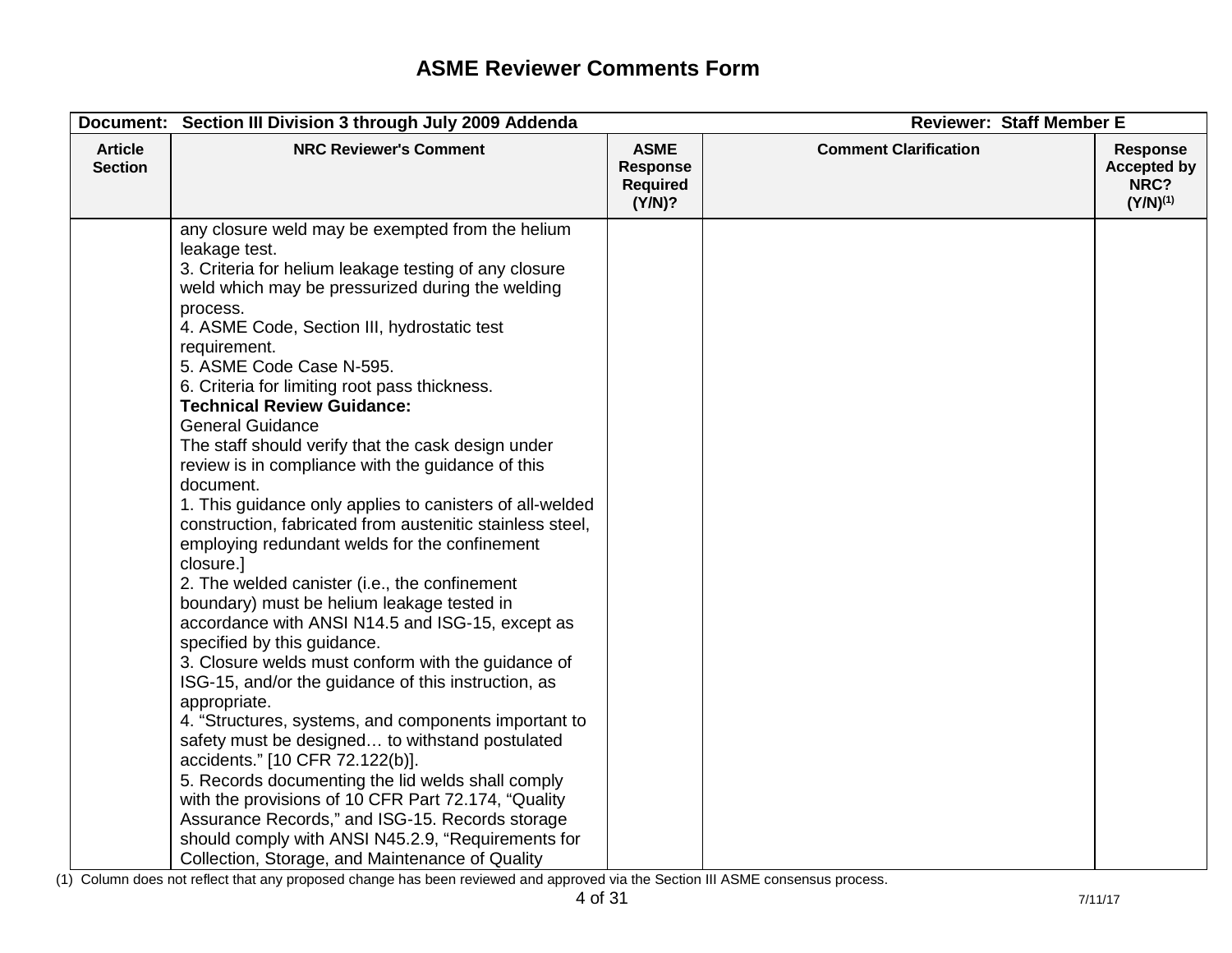# ASME Reviewer Comments Form

| Document: Section III Division 3 through July 2009 Addenda | | | Reviewer: Staff Member E | |
|---|---|---|---|---|
| **Article Section** | **NRC Reviewer's Comment** | **ASME Response Required (Y/N)?** | **Comment Clarification** | **Response Accepted by NRC? (Y/N)[(1)]** |
| | any closure weld may be exempted from the helium leakage test.<br>3. Criteria for helium leakage testing of any closure weld which may be pressurized during the welding process.<br>4. ASME Code, Section III, hydrostatic test requirement.<br>5. ASME Code Case N-595.<br>6. Criteria for limiting root pass thickness.<br>**Technical Review Guidance:**<br>General Guidance<br>The staff should verify that the cask design under review is in compliance with the guidance of this document.<br>1. This guidance only applies to canisters of all-welded construction, fabricated from austenitic stainless steel, employing redundant welds for the confinement closure.]<br>2. The welded canister (i.e., the confinement boundary) must be helium leakage tested in accordance with ANSI N14.5 and ISG-15, except as specified by this guidance.<br>3. Closure welds must conform with the guidance of ISG-15, and/or the guidance of this instruction, as appropriate.<br>4. “Structures, systems, and components important to safety must be designed… to withstand postulated accidents.” [10 CFR 72.122(b)].<br>5. Records documenting the lid welds shall comply with the provisions of 10 CFR Part 72.174, “Quality Assurance Records,” and ISG-15. Records storage should comply with ANSI N45.2.9, “Requirements for Collection, Storage, and Maintenance of Quality | | | |

(1) Column does not reflect that any proposed change has been reviewed and approved via the Section III ASME consensus process.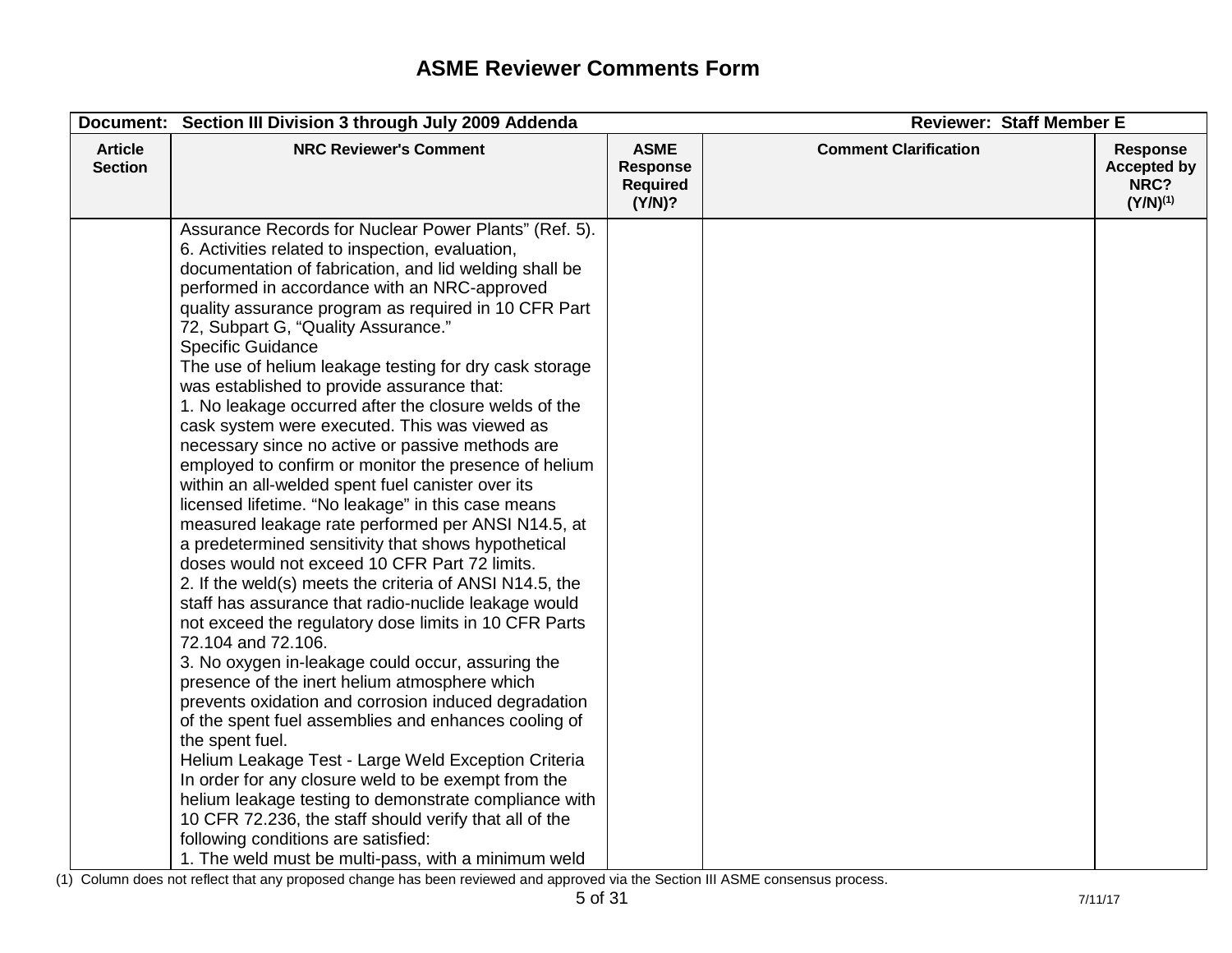# ASME Reviewer Comments Form

| Document: Section III Division 3 through July 2009 Addenda | | | Reviewer: Staff Member E | |
|---|---|---|---|---|
| **Article Section** | **NRC Reviewer's Comment** | **ASME Response Required (Y/N)?** | **Comment Clarification** | **Response Accepted by NRC? (Y/N)[(1)]** |
| | Assurance Records for Nuclear Power Plants" (Ref. 5).<br>6. Activities related to inspection, evaluation, documentation of fabrication, and lid welding shall be performed in accordance with an NRC-approved quality assurance program as required in 10 CFR Part 72, Subpart G, "Quality Assurance."<br>Specific Guidance<br>The use of helium leakage testing for dry cask storage was established to provide assurance that:<br>1. No leakage occurred after the closure welds of the cask system were executed. This was viewed as necessary since no active or passive methods are employed to confirm or monitor the presence of helium within an all-welded spent fuel canister over its licensed lifetime. "No leakage" in this case means measured leakage rate performed per ANSI N14.5, at a predetermined sensitivity that shows hypothetical doses would not exceed 10 CFR Part 72 limits.<br>2. If the weld(s) meets the criteria of ANSI N14.5, the staff has assurance that radio-nuclide leakage would not exceed the regulatory dose limits in 10 CFR Parts 72.104 and 72.106.<br>3. No oxygen in-leakage could occur, assuring the presence of the inert helium atmosphere which prevents oxidation and corrosion induced degradation of the spent fuel assemblies and enhances cooling of the spent fuel.<br>Helium Leakage Test - Large Weld Exception Criteria<br>In order for any closure weld to be exempt from the helium leakage testing to demonstrate compliance with 10 CFR 72.236, the staff should verify that all of the following conditions are satisfied:<br>1. The weld must be multi-pass, with a minimum weld | | | |

(1) Column does not reflect that any proposed change has been reviewed and approved via the Section III ASME consensus process.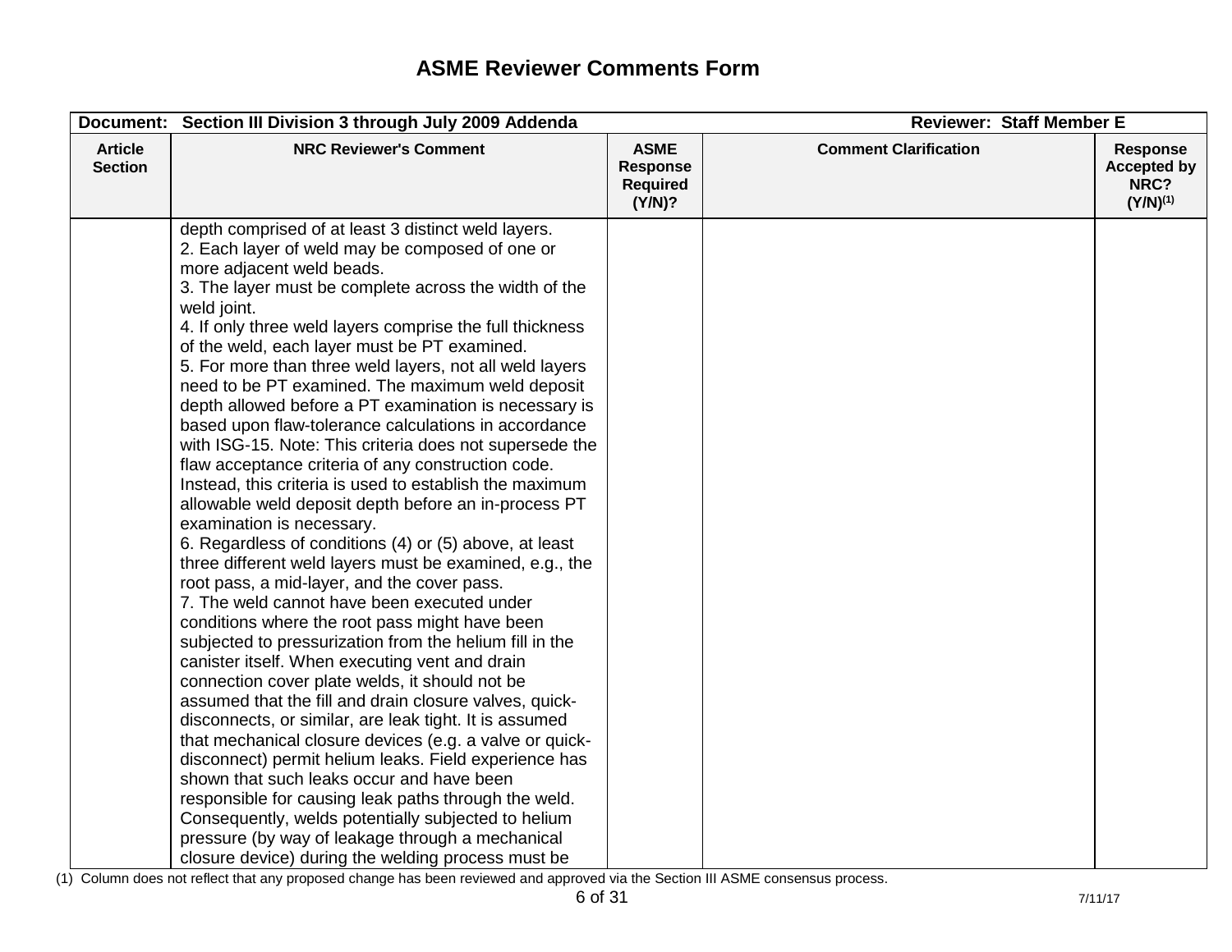# ASME Reviewer Comments Form

| Document: Section III Division 3 through July 2009 Addenda | | | Reviewer: Staff Member E | |
|---|---|---|---|---|
| **Article Section** | **NRC Reviewer's Comment** | **ASME Response Required (Y/N)?** | **Comment Clarification** | **Response Accepted by NRC? (Y/N)[1]** |
| | depth comprised of at least 3 distinct weld layers.<br>2. Each layer of weld may be composed of one or more adjacent weld beads.<br>3. The layer must be complete across the width of the weld joint.<br>4. If only three weld layers comprise the full thickness of the weld, each layer must be PT examined.<br>5. For more than three weld layers, not all weld layers need to be PT examined. The maximum weld deposit depth allowed before a PT examination is necessary is based upon flaw-tolerance calculations in accordance with ISG-15. Note: This criteria does not supersede the flaw acceptance criteria of any construction code. Instead, this criteria is used to establish the maximum allowable weld deposit depth before an in-process PT examination is necessary.<br>6. Regardless of conditions (4) or (5) above, at least three different weld layers must be examined, e.g., the root pass, a mid-layer, and the cover pass.<br>7. The weld cannot have been executed under conditions where the root pass might have been subjected to pressurization from the helium fill in the canister itself. When executing vent and drain connection cover plate welds, it should not be assumed that the fill and drain closure valves, quick-disconnects, or similar, are leak tight. It is assumed that mechanical closure devices (e.g. a valve or quick-disconnect) permit helium leaks. Field experience has shown that such leaks occur and have been responsible for causing leak paths through the weld. Consequently, welds potentially subjected to helium pressure (by way of leakage through a mechanical closure device) during the welding process must be | | | |

(1) Column does not reflect that any proposed change has been reviewed and approved via the Section III ASME consensus process.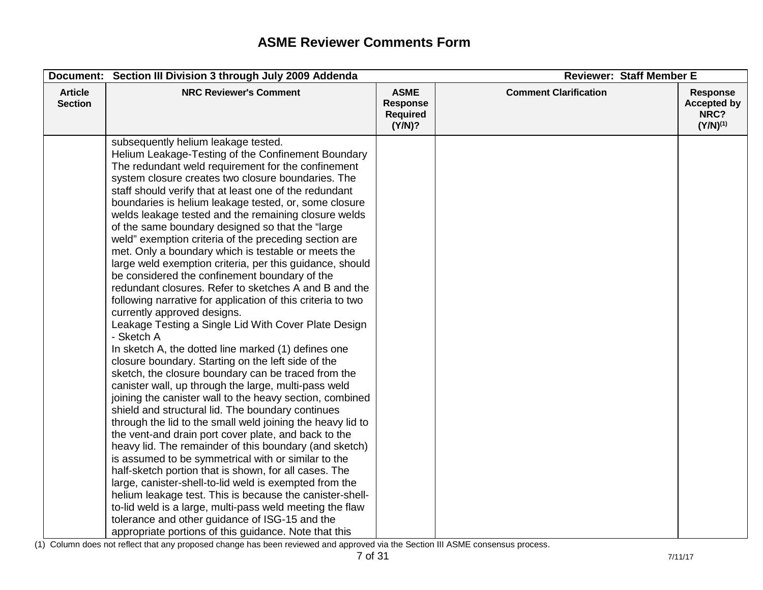# ASME Reviewer Comments Form

| **Document: Section III Division 3 through July 2009 Addenda** | | | **Reviewer: Staff Member E** | |
|---|---|---|---|---|
| **Article Section** | **NRC Reviewer's Comment** | **ASME Response Required (Y/N)?** | **Comment Clarification** | **Response Accepted by NRC? (Y/N)[(1)]** |
| | subsequently helium leakage tested.<br>Helium Leakage-Testing of the Confinement Boundary<br>The redundant weld requirement for the confinement system closure creates two closure boundaries. The staff should verify that at least one of the redundant boundaries is helium leakage tested, or, some closure welds leakage tested and the remaining closure welds of the same boundary designed so that the "large weld" exemption criteria of the preceding section are met. Only a boundary which is testable or meets the large weld exemption criteria, per this guidance, should be considered the confinement boundary of the redundant closures. Refer to sketches A and B and the following narrative for application of this criteria to two currently approved designs.<br>Leakage Testing a Single Lid With Cover Plate Design - Sketch A<br>In sketch A, the dotted line marked (1) defines one closure boundary. Starting on the left side of the sketch, the closure boundary can be traced from the canister wall, up through the large, multi-pass weld joining the canister wall to the heavy section, combined shield and structural lid. The boundary continues through the lid to the small weld joining the heavy lid to the vent-and drain port cover plate, and back to the heavy lid. The remainder of this boundary (and sketch) is assumed to be symmetrical with or similar to the half-sketch portion that is shown, for all cases. The large, canister-shell-to-lid weld is exempted from the helium leakage test. This is because the canister-shell-to-lid weld is a large, multi-pass weld meeting the flaw tolerance and other guidance of ISG-15 and the appropriate portions of this guidance. Note that this | | | |

(1) Column does not reflect that any proposed change has been reviewed and approved via the Section III ASME consensus process.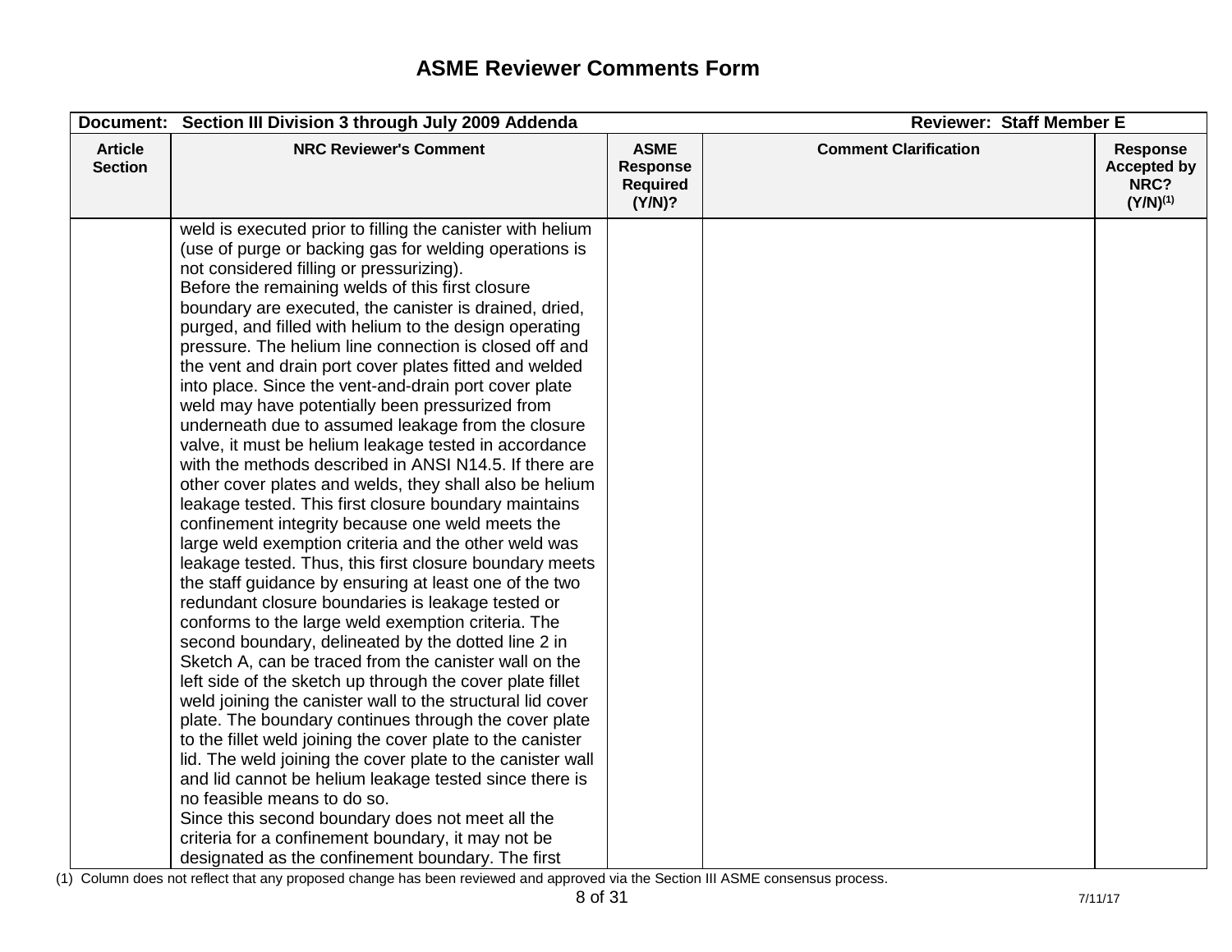# ASME Reviewer Comments Form

| Document: Section III Division 3 through July 2009 Addenda | | | Reviewer: Staff Member E | |
|---|---|---|---|---|
| **Article Section** | **NRC Reviewer's Comment** | **ASME Response Required (Y/N)?** | **Comment Clarification** | **Response Accepted by NRC? (Y/N)[1]** |
| | weld is executed prior to filling the canister with helium (use of purge or backing gas for welding operations is not considered filling or pressurizing).<br>Before the remaining welds of this first closure boundary are executed, the canister is drained, dried, purged, and filled with helium to the design operating pressure. The helium line connection is closed off and the vent and drain port cover plates fitted and welded into place. Since the vent-and-drain port cover plate weld may have potentially been pressurized from underneath due to assumed leakage from the closure valve, it must be helium leakage tested in accordance with the methods described in ANSI N14.5. If there are other cover plates and welds, they shall also be helium leakage tested. This first closure boundary maintains confinement integrity because one weld meets the large weld exemption criteria and the other weld was leakage tested. Thus, this first closure boundary meets the staff guidance by ensuring at least one of the two redundant closure boundaries is leakage tested or conforms to the large weld exemption criteria. The second boundary, delineated by the dotted line 2 in Sketch A, can be traced from the canister wall on the left side of the sketch up through the cover plate fillet weld joining the canister wall to the structural lid cover plate. The boundary continues through the cover plate to the fillet weld joining the cover plate to the canister lid. The weld joining the cover plate to the canister wall and lid cannot be helium leakage tested since there is no feasible means to do so.<br>Since this second boundary does not meet all the criteria for a confinement boundary, it may not be designated as the confinement boundary. The first | | | |

(1) Column does not reflect that any proposed change has been reviewed and approved via the Section III ASME consensus process.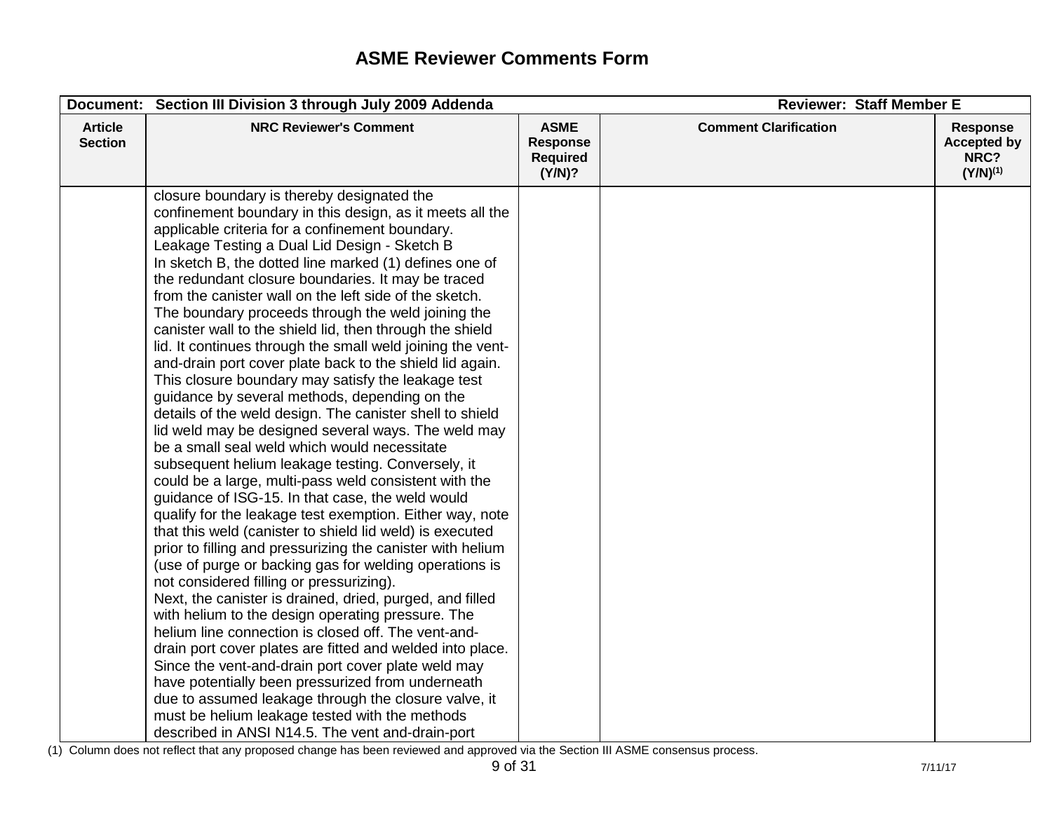# ASME Reviewer Comments Form

| Document: Section III Division 3 through July 2009 Addenda | | | Reviewer: Staff Member E | |
|---|---|---|---|---|
| **Article Section** | **NRC Reviewer's Comment** | **ASME Response Required (Y/N)?** | **Comment Clarification** | **Response Accepted by NRC? (Y/N)[(1)]** |
| | closure boundary is thereby designated the confinement boundary in this design, as it meets all the applicable criteria for a confinement boundary.<br>Leakage Testing a Dual Lid Design - Sketch B<br>In sketch B, the dotted line marked (1) defines one of the redundant closure boundaries. It may be traced from the canister wall on the left side of the sketch. The boundary proceeds through the weld joining the canister wall to the shield lid, then through the shield lid. It continues through the small weld joining the vent-and-drain port cover plate back to the shield lid again. This closure boundary may satisfy the leakage test guidance by several methods, depending on the details of the weld design. The canister shell to shield lid weld may be designed several ways. The weld may be a small seal weld which would necessitate subsequent helium leakage testing. Conversely, it could be a large, multi-pass weld consistent with the guidance of ISG-15. In that case, the weld would qualify for the leakage test exemption. Either way, note that this weld (canister to shield lid weld) is executed prior to filling and pressurizing the canister with helium (use of purge or backing gas for welding operations is not considered filling or pressurizing).<br>Next, the canister is drained, dried, purged, and filled with helium to the design operating pressure. The helium line connection is closed off. The vent-and-drain port cover plates are fitted and welded into place. Since the vent-and-drain port cover plate weld may have potentially been pressurized from underneath due to assumed leakage through the closure valve, it must be helium leakage tested with the methods described in ANSI N14.5. The vent and-drain-port | | | |

(1) Column does not reflect that any proposed change has been reviewed and approved via the Section III ASME consensus process.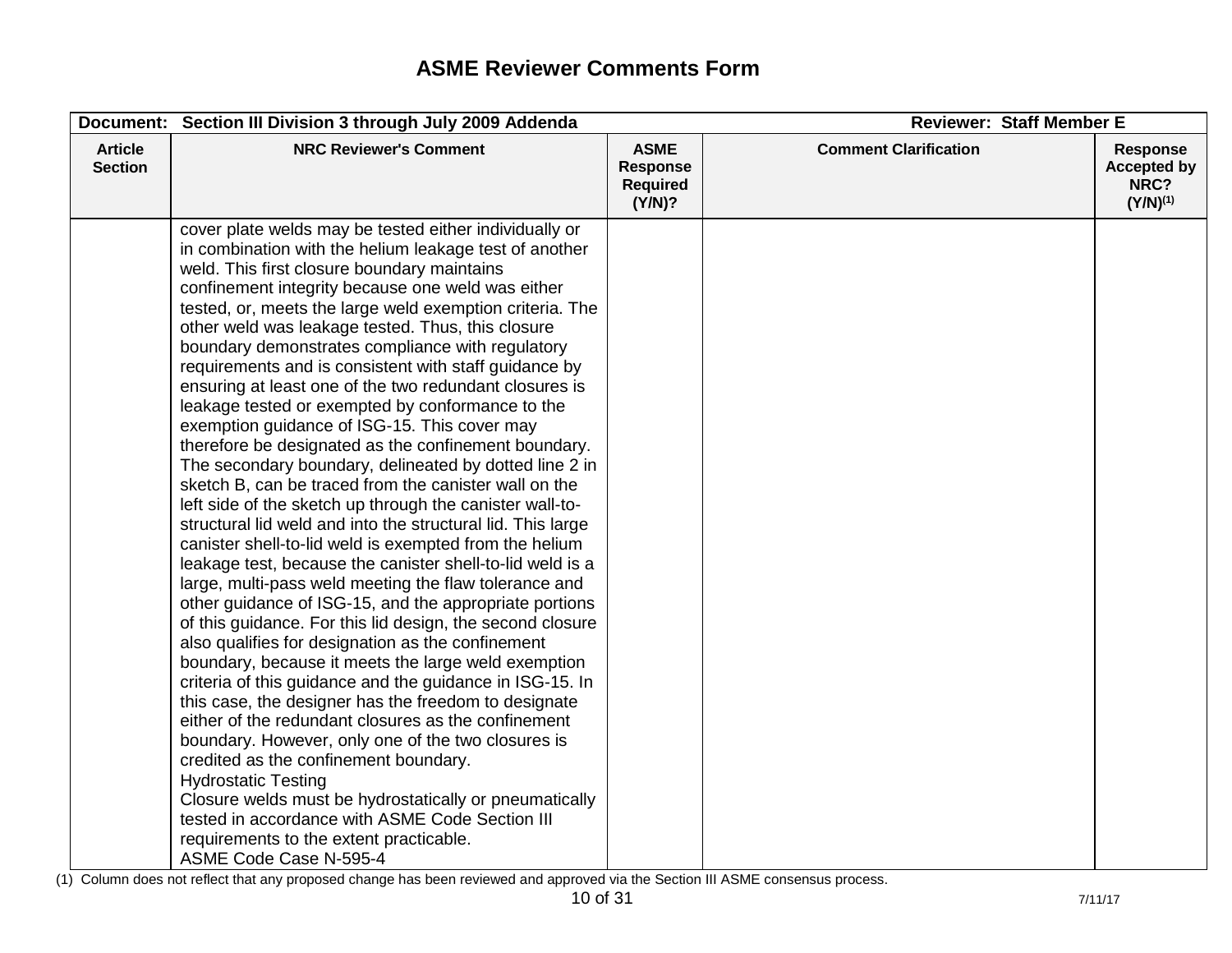# ASME Reviewer Comments Form

| Document: Section III Division 3 through July 2009 Addenda | | | Reviewer: Staff Member E | |
|---|---|---|---|---|
| **Article Section** | **NRC Reviewer's Comment** | **ASME Response Required (Y/N)?** | **Comment Clarification** | **Response Accepted by NRC? (Y/N)[(1)]** |
| | cover plate welds may be tested either individually or in combination with the helium leakage test of another weld. This first closure boundary maintains confinement integrity because one weld was either tested, or, meets the large weld exemption criteria. The other weld was leakage tested. Thus, this closure boundary demonstrates compliance with regulatory requirements and is consistent with staff guidance by ensuring at least one of the two redundant closures is leakage tested or exempted by conformance to the exemption guidance of ISG-15. This cover may therefore be designated as the confinement boundary. The secondary boundary, delineated by dotted line 2 in sketch B, can be traced from the canister wall on the left side of the sketch up through the canister wall-to-structural lid weld and into the structural lid. This large canister shell-to-lid weld is exempted from the helium leakage test, because the canister shell-to-lid weld is a large, multi-pass weld meeting the flaw tolerance and other guidance of ISG-15, and the appropriate portions of this guidance. For this lid design, the second closure also qualifies for designation as the confinement boundary, because it meets the large weld exemption criteria of this guidance and the guidance in ISG-15. In this case, the designer has the freedom to designate either of the redundant closures as the confinement boundary. However, only one of the two closures is credited as the confinement boundary.<br>Hydrostatic Testing<br>Closure welds must be hydrostatically or pneumatically tested in accordance with ASME Code Section III requirements to the extent practicable.<br>ASME Code Case N-595-4 | | | |

(1) Column does not reflect that any proposed change has been reviewed and approved via the Section III ASME consensus process.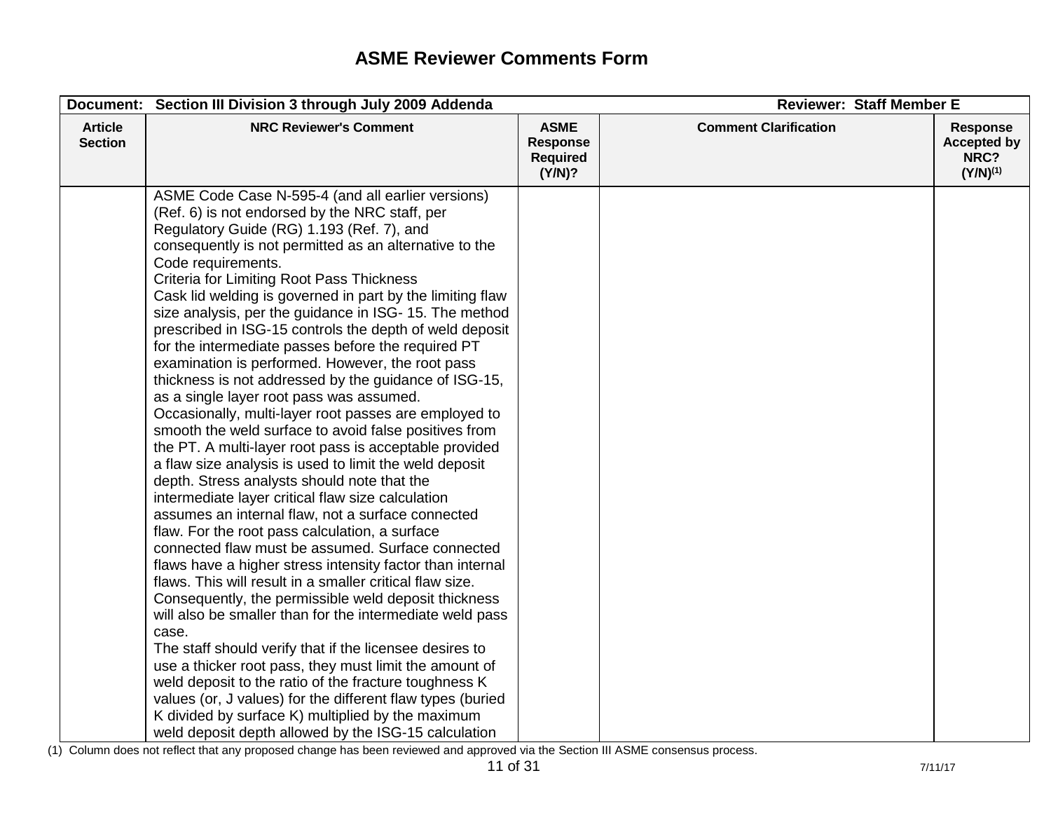# ASME Reviewer Comments Form

| Document: Section III Division 3 through July 2009 Addenda | | | Reviewer: Staff Member E | |
|---|---|---|---|---|
| **Article Section** | **NRC Reviewer's Comment** | **ASME Response Required (Y/N)?** | **Comment Clarification** | **Response Accepted by NRC? (Y/N)[1]** |
| | ASME Code Case N-595-4 (and all earlier versions) (Ref. 6) is not endorsed by the NRC staff, per Regulatory Guide (RG) 1.193 (Ref. 7), and consequently is not permitted as an alternative to the Code requirements.<br>Criteria for Limiting Root Pass Thickness<br>Cask lid welding is governed in part by the limiting flaw size analysis, per the guidance in ISG- 15. The method prescribed in ISG-15 controls the depth of weld deposit for the intermediate passes before the required PT examination is performed. However, the root pass thickness is not addressed by the guidance of ISG-15, as a single layer root pass was assumed.<br>Occasionally, multi-layer root passes are employed to smooth the weld surface to avoid false positives from the PT. A multi-layer root pass is acceptable provided a flaw size analysis is used to limit the weld deposit depth. Stress analysts should note that the intermediate layer critical flaw size calculation assumes an internal flaw, not a surface connected flaw. For the root pass calculation, a surface connected flaw must be assumed. Surface connected flaws have a higher stress intensity factor than internal flaws. This will result in a smaller critical flaw size. Consequently, the permissible weld deposit thickness will also be smaller than for the intermediate weld pass case.<br>The staff should verify that if the licensee desires to use a thicker root pass, they must limit the amount of weld deposit to the ratio of the fracture toughness K values (or, J values) for the different flaw types (buried K divided by surface K) multiplied by the maximum weld deposit depth allowed by the ISG-15 calculation | | | |

(1) Column does not reflect that any proposed change has been reviewed and approved via the Section III ASME consensus process.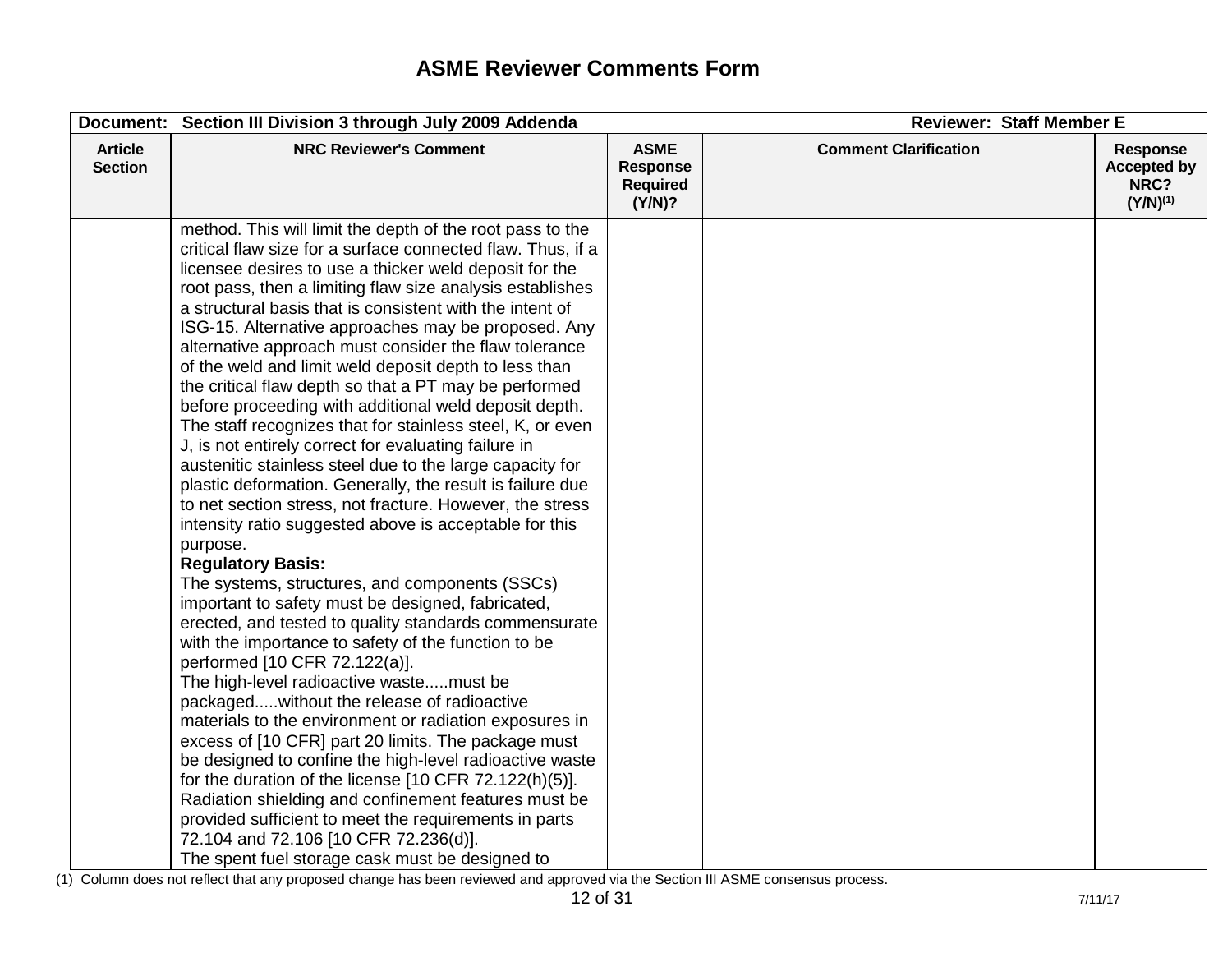# ASME Reviewer Comments Form

| Document: Section III Division 3 through July 2009 Addenda | | | Reviewer: Staff Member E | |
|---|---|---|---|---|
| **Article Section** | **NRC Reviewer's Comment** | **ASME Response Required (Y/N)?** | **Comment Clarification** | **Response Accepted by NRC? (Y/N)(1)** |
| | method. This will limit the depth of the root pass to the critical flaw size for a surface connected flaw. Thus, if a licensee desires to use a thicker weld deposit for the root pass, then a limiting flaw size analysis establishes a structural basis that is consistent with the intent of ISG-15. Alternative approaches may be proposed. Any alternative approach must consider the flaw tolerance of the weld and limit weld deposit depth to less than the critical flaw depth so that a PT may be performed before proceeding with additional weld deposit depth. The staff recognizes that for stainless steel, K, or even J, is not entirely correct for evaluating failure in austenitic stainless steel due to the large capacity for plastic deformation. Generally, the result is failure due to net section stress, not fracture. However, the stress intensity ratio suggested above is acceptable for this purpose.<br>**Regulatory Basis:**<br>The systems, structures, and components (SSCs) important to safety must be designed, fabricated, erected, and tested to quality standards commensurate with the importance to safety of the function to be performed [10 CFR 72.122(a)].<br>The high-level radioactive waste.....must be packaged.....without the release of radioactive materials to the environment or radiation exposures in excess of [10 CFR] part 20 limits. The package must be designed to confine the high-level radioactive waste for the duration of the license [10 CFR 72.122(h)(5)].<br>Radiation shielding and confinement features must be provided sufficient to meet the requirements in parts 72.104 and 72.106 [10 CFR 72.236(d)].<br>The spent fuel storage cask must be designed to | | | |

(1) Column does not reflect that any proposed change has been reviewed and approved via the Section III ASME consensus process.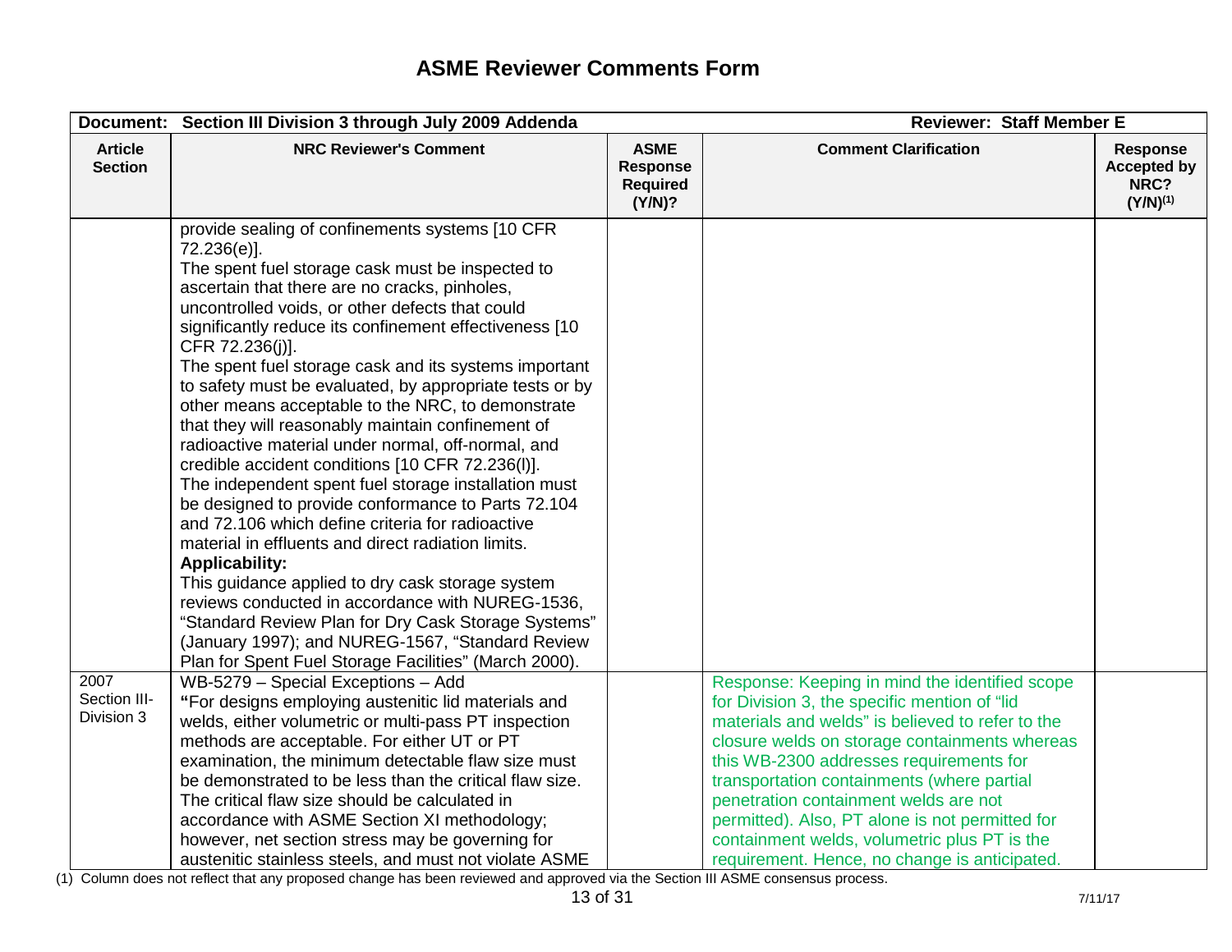# ASME Reviewer Comments Form

| Document: Section III Division 3 through July 2009 Addenda | | | Reviewer: Staff Member E | |
|---|---|---|---|---|
| **Article Section** | **NRC Reviewer's Comment** | **ASME Response Required (Y/N)?** | **Comment Clarification** | **Response Accepted by NRC? (Y/N)[(1)]** |
| | provide sealing of confinements systems [10 CFR 72.236(e)].<br>The spent fuel storage cask must be inspected to ascertain that there are no cracks, pinholes, uncontrolled voids, or other defects that could significantly reduce its confinement effectiveness [10 CFR 72.236(j)].<br>The spent fuel storage cask and its systems important to safety must be evaluated, by appropriate tests or by other means acceptable to the NRC, to demonstrate that they will reasonably maintain confinement of radioactive material under normal, off-normal, and credible accident conditions [10 CFR 72.236(l)].<br>The independent spent fuel storage installation must be designed to provide conformance to Parts 72.104 and 72.106 which define criteria for radioactive material in effluents and direct radiation limits.<br>**Applicability:**<br>This guidance applied to dry cask storage system reviews conducted in accordance with NUREG-1536, "Standard Review Plan for Dry Cask Storage Systems" (January 1997); and NUREG-1567, "Standard Review Plan for Spent Fuel Storage Facilities" (March 2000). | | | |
| 2007 Section III-Division 3 | WB-5279 – Special Exceptions – Add<br>"For designs employing austenitic lid materials and welds, either volumetric or multi-pass PT inspection methods are acceptable. For either UT or PT examination, the minimum detectable flaw size must be demonstrated to be less than the critical flaw size. The critical flaw size should be calculated in accordance with ASME Section XI methodology; however, net section stress may be governing for austenitic stainless steels, and must not violate ASME | | Response: Keeping in mind the identified scope for Division 3, the specific mention of "lid materials and welds" is believed to refer to the closure welds on storage containments whereas this WB-2300 addresses requirements for transportation containments (where partial penetration containment welds are not permitted). Also, PT alone is not permitted for containment welds, volumetric plus PT is the requirement. Hence, no change is anticipated. | |

(1) Column does not reflect that any proposed change has been reviewed and approved via the Section III ASME consensus process.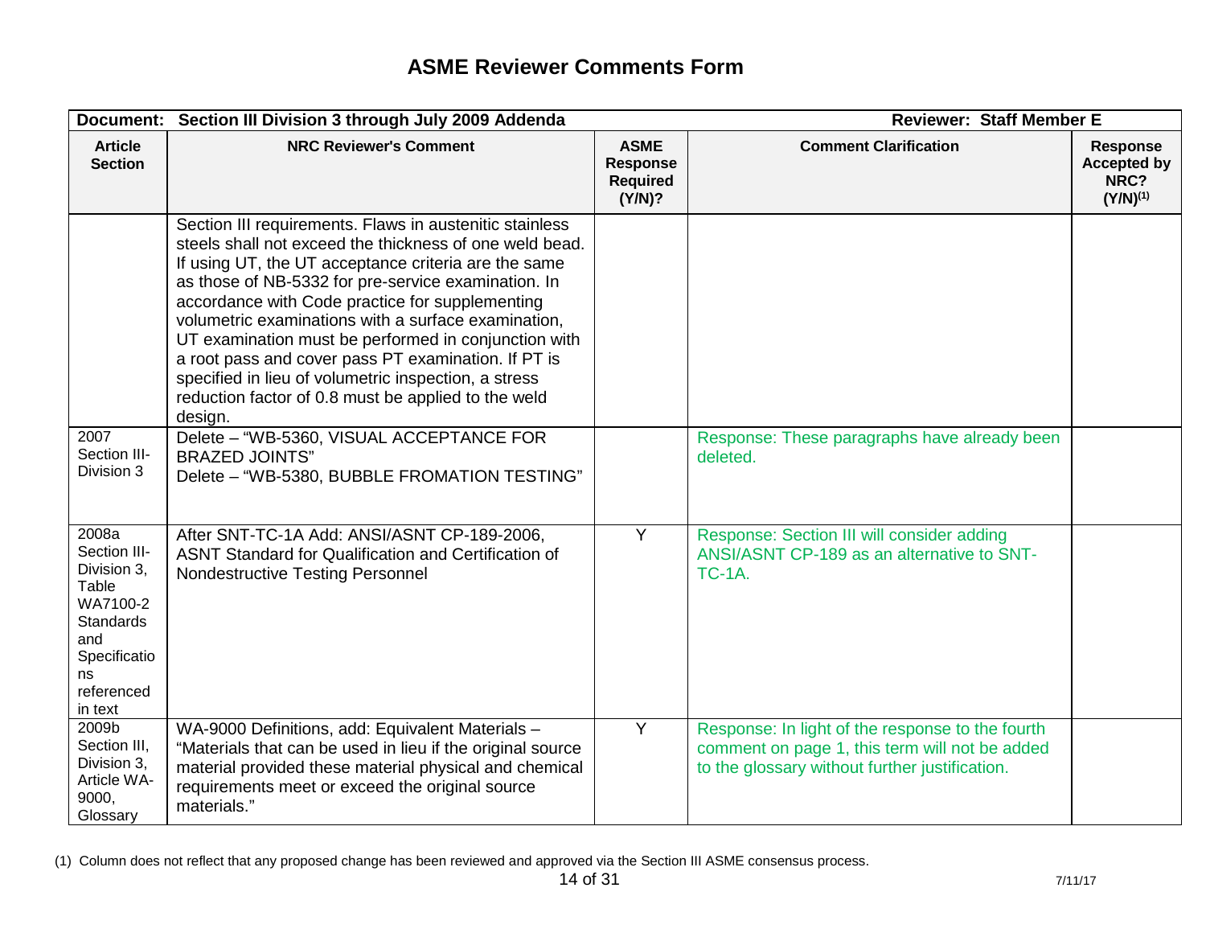# ASME Reviewer Comments Form

| Document: Section III Division 3 through July 2009 Addenda | | | Reviewer: Staff Member E | |
|---|---|---|---|---|
| **Article Section** | **NRC Reviewer's Comment** | **ASME Response Required (Y/N)?** | **Comment Clarification** | **Response Accepted by NRC? (Y/N)[(1)]** |
| | Section III requirements. Flaws in austenitic stainless steels shall not exceed the thickness of one weld bead. If using UT, the UT acceptance criteria are the same as those of NB-5332 for pre-service examination. In accordance with Code practice for supplementing volumetric examinations with a surface examination, UT examination must be performed in conjunction with a root pass and cover pass PT examination. If PT is specified in lieu of volumetric inspection, a stress reduction factor of 0.8 must be applied to the weld design. | | | |
| 2007 Section III-Division 3 | Delete – "WB-5360, VISUAL ACCEPTANCE FOR BRAZED JOINTS" Delete – "WB-5380, BUBBLE FROMATION TESTING" | | Response: These paragraphs have already been deleted. | |
| 2008a Section III-Division 3, Table WA7100-2 Standards and Specifications referenced in text | After SNT-TC-1A Add: ANSI/ASNT CP-189-2006, ASNT Standard for Qualification and Certification of Nondestructive Testing Personnel | Y | Response: Section III will consider adding ANSI/ASNT CP-189 as an alternative to SNT-TC-1A. | |
| 2009b Section III, Division 3, Article WA-9000, Glossary | WA-9000 Definitions, add: Equivalent Materials – "Materials that can be used in lieu if the original source material provided these material physical and chemical requirements meet or exceed the original source materials." | Y | Response: In light of the response to the fourth comment on page 1, this term will not be added to the glossary without further justification. | |

(1) Column does not reflect that any proposed change has been reviewed and approved via the Section III ASME consensus process.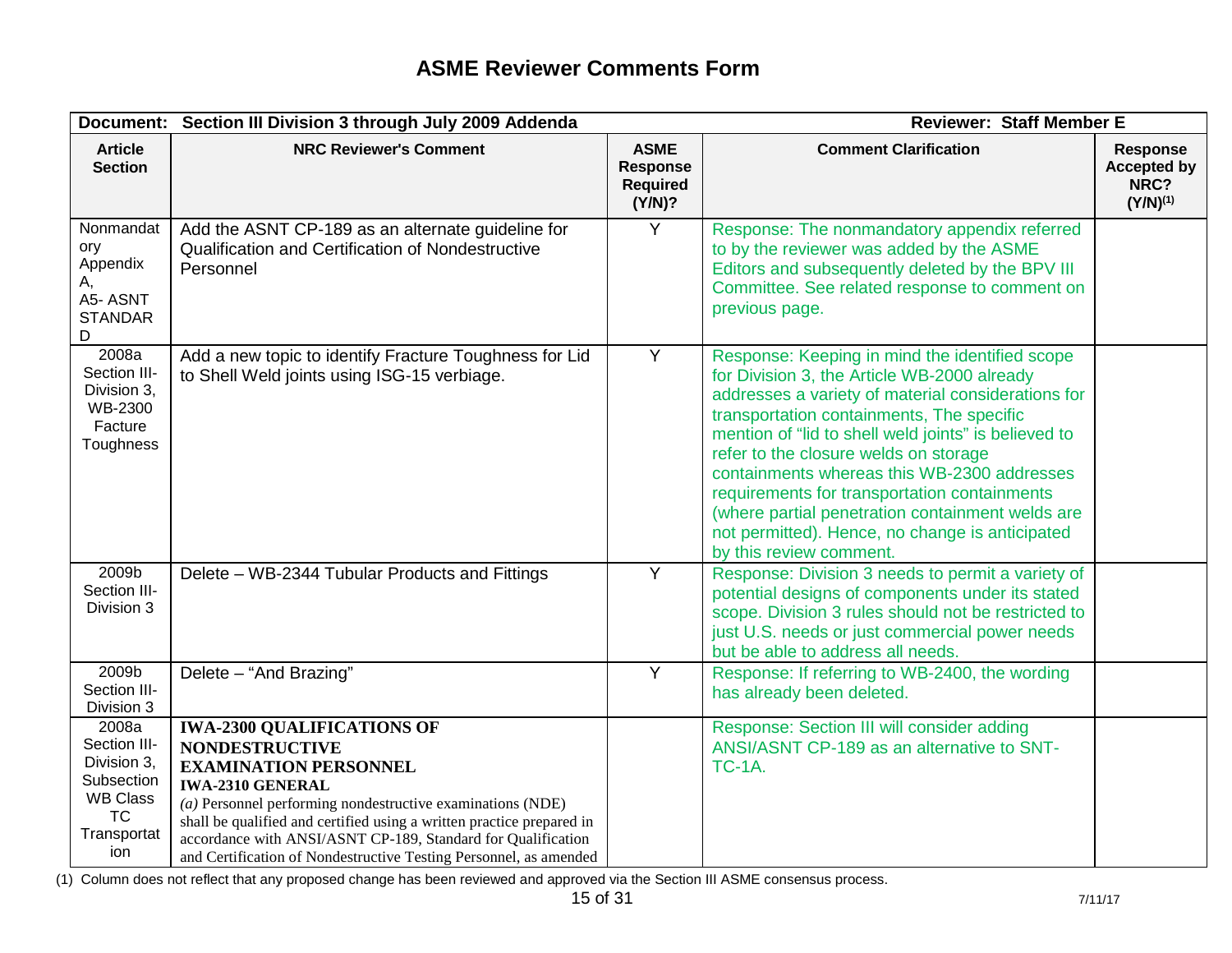# ASME Reviewer Comments Form

| Document: Section III Division 3 through July 2009 Addenda | | | Reviewer: Staff Member E | |
|---|---|---|---|---|
| **Article Section** | **NRC Reviewer's Comment** | **ASME Response Required (Y/N)?** | **Comment Clarification** | **Response Accepted by NRC? (Y/N)[(1)]** |
| Nonmandatory Appendix A, A5- ASNT STANDARD | Add the ASNT CP-189 as an alternate guideline for Qualification and Certification of Nondestructive Personnel | Y | Response: The nonmandatory appendix referred to by the reviewer was added by the ASME Editors and subsequently deleted by the BPV III Committee. See related response to comment on previous page. | |
| 2008a Section III-Division 3, WB-2300 Facture Toughness | Add a new topic to identify Fracture Toughness for Lid to Shell Weld joints using ISG-15 verbiage. | Y | Response: Keeping in mind the identified scope for Division 3, the Article WB-2000 already addresses a variety of material considerations for transportation containments, The specific mention of "lid to shell weld joints" is believed to refer to the closure welds on storage containments whereas this WB-2300 addresses requirements for transportation containments (where partial penetration containment welds are not permitted). Hence, no change is anticipated by this review comment. | |
| 2009b Section III-Division 3 | Delete – WB-2344 Tubular Products and Fittings | Y | Response: Division 3 needs to permit a variety of potential designs of components under its stated scope. Division 3 rules should not be restricted to just U.S. needs or just commercial power needs but be able to address all needs. | |
| 2009b Section III-Division 3 | Delete – "And Brazing" | Y | Response: If referring to WB-2400, the wording has already been deleted. | |
| 2008a Section III-Division 3, Subsection WB Class TC Transportation | **IWA-2300 QUALIFICATIONS OF NONDESTRUCTIVE EXAMINATION PERSONNEL** **IWA-2310 GENERAL** *(a)* Personnel performing nondestructive examinations (NDE) shall be qualified and certified using a written practice prepared in accordance with ANSI/ASNT CP-189, Standard for Qualification and Certification of Nondestructive Testing Personnel, as amended | | Response: Section III will consider adding ANSI/ASNT CP-189 as an alternative to SNT-TC-1A. | |

(1) Column does not reflect that any proposed change has been reviewed and approved via the Section III ASME consensus process.

7/11/17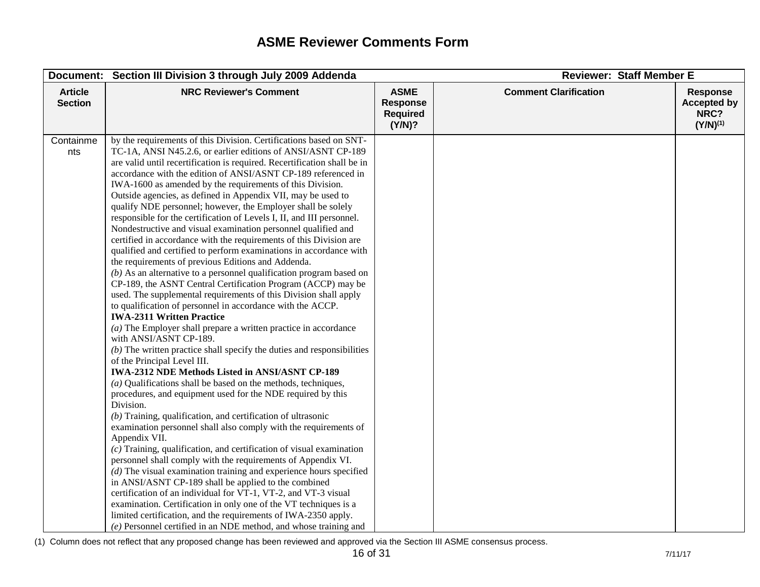# ASME Reviewer Comments Form

| Document: Section III Division 3 through July 2009 Addenda | | | Reviewer: Staff Member E | |
|---|---|---|---|---|
| **Article Section** | **NRC Reviewer's Comment** | **ASME Response Required (Y/N)?** | **Comment Clarification** | **Response Accepted by NRC? (Y/N)(1)** |
| Containments | by the requirements of this Division. Certifications based on SNT-TC-1A, ANSI N45.2.6, or earlier editions of ANSI/ASNT CP-189 are valid until recertification is required. Recertification shall be in accordance with the edition of ANSI/ASNT CP-189 referenced in IWA-1600 as amended by the requirements of this Division. Outside agencies, as defined in Appendix VII, may be used to qualify NDE personnel; however, the Employer shall be solely responsible for the certification of Levels I, II, and III personnel. Nondestructive and visual examination personnel qualified and certified in accordance with the requirements of this Division are qualified and certified to perform examinations in accordance with the requirements of previous Editions and Addenda.<br>*(b)* As an alternative to a personnel qualification program based on CP-189, the ASNT Central Certification Program (ACCP) may be used. The supplemental requirements of this Division shall apply to qualification of personnel in accordance with the ACCP.<br>**IWA-2311 Written Practice**<br>*(a)* The Employer shall prepare a written practice in accordance with ANSI/ASNT CP-189.<br>*(b)* The written practice shall specify the duties and responsibilities of the Principal Level III.<br>**IWA-2312 NDE Methods Listed in ANSI/ASNT CP-189**<br>*(a)* Qualifications shall be based on the methods, techniques, procedures, and equipment used for the NDE required by this Division.<br>*(b)* Training, qualification, and certification of ultrasonic examination personnel shall also comply with the requirements of Appendix VII.<br>*(c)* Training, qualification, and certification of visual examination personnel shall comply with the requirements of Appendix VI.<br>*(d)* The visual examination training and experience hours specified in ANSI/ASNT CP-189 shall be applied to the combined certification of an individual for VT-1, VT-2, and VT-3 visual examination. Certification in only one of the VT techniques is a limited certification, and the requirements of IWA-2350 apply.<br>*(e)* Personnel certified in an NDE method, and whose training and | | | |

(1) Column does not reflect that any proposed change has been reviewed and approved via the Section III ASME consensus process.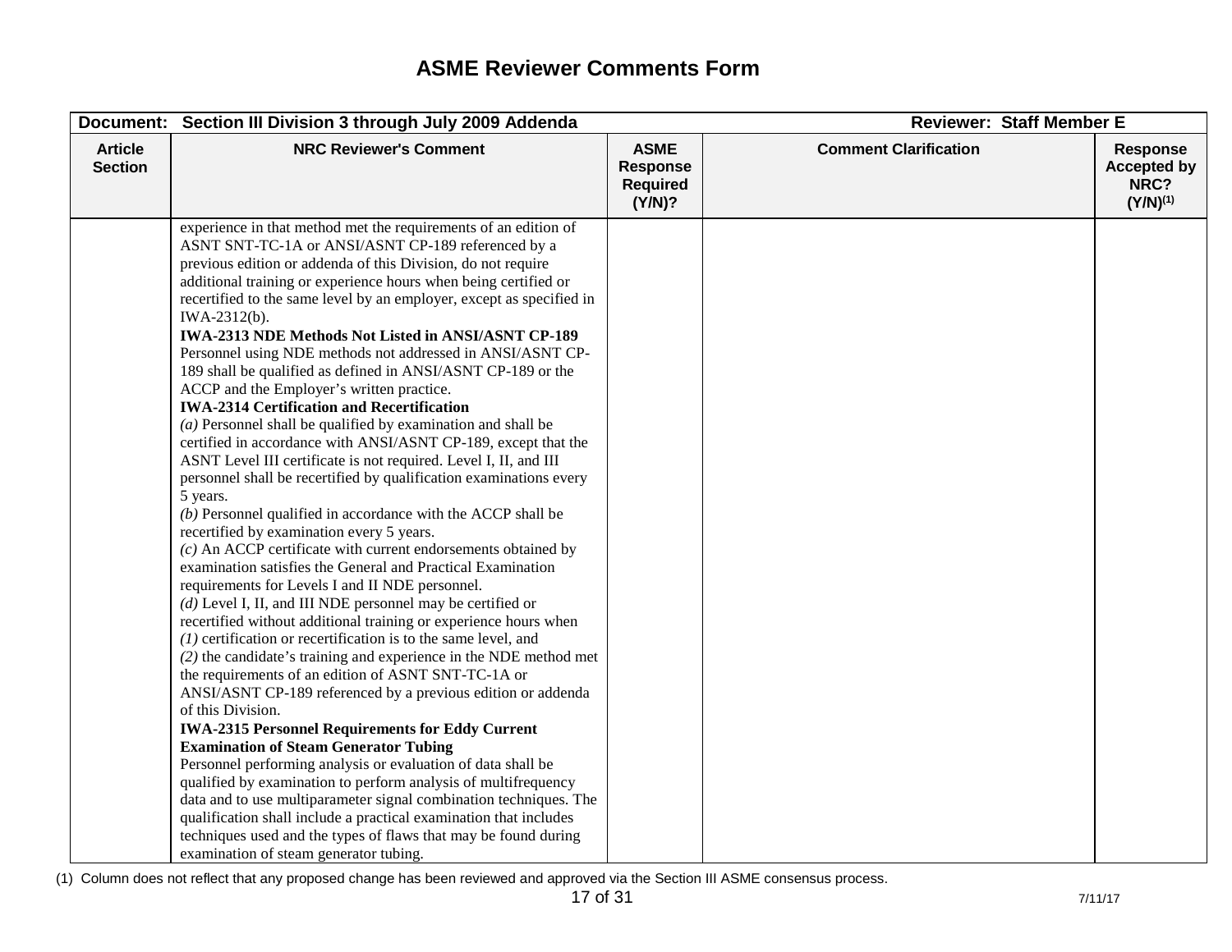# ASME Reviewer Comments Form

| Document: Section III Division 3 through July 2009 Addenda | | | Reviewer: Staff Member E | |
|---|---|---|---|---|
| **Article Section** | **NRC Reviewer's Comment** | **ASME Response Required (Y/N)?** | **Comment Clarification** | **Response Accepted by NRC? (Y/N)[1]** |
| | experience in that method met the requirements of an edition of ASNT SNT-TC-1A or ANSI/ASNT CP-189 referenced by a previous edition or addenda of this Division, do not require additional training or experience hours when being certified or recertified to the same level by an employer, except as specified in IWA-2312(b).<br>**IWA-2313 NDE Methods Not Listed in ANSI/ASNT CP-189**<br>Personnel using NDE methods not addressed in ANSI/ASNT CP-189 shall be qualified as defined in ANSI/ASNT CP-189 or the ACCP and the Employer's written practice.<br>**IWA-2314 Certification and Recertification**<br>*(a)* Personnel shall be qualified by examination and shall be certified in accordance with ANSI/ASNT CP-189, except that the ASNT Level III certificate is not required. Level I, II, and III personnel shall be recertified by qualification examinations every 5 years.<br>*(b)* Personnel qualified in accordance with the ACCP shall be recertified by examination every 5 years.<br>*(c)* An ACCP certificate with current endorsements obtained by examination satisfies the General and Practical Examination requirements for Levels I and II NDE personnel.<br>*(d)* Level I, II, and III NDE personnel may be certified or recertified without additional training or experience hours when<br>*(1)* certification or recertification is to the same level, and<br>*(2)* the candidate's training and experience in the NDE method met the requirements of an edition of ASNT SNT-TC-1A or ANSI/ASNT CP-189 referenced by a previous edition or addenda of this Division.<br>**IWA-2315 Personnel Requirements for Eddy Current Examination of Steam Generator Tubing**<br>Personnel performing analysis or evaluation of data shall be qualified by examination to perform analysis of multifrequency data and to use multiparameter signal combination techniques. The qualification shall include a practical examination that includes techniques used and the types of flaws that may be found during examination of steam generator tubing. | | | |

(1) Column does not reflect that any proposed change has been reviewed and approved via the Section III ASME consensus process.

7/11/17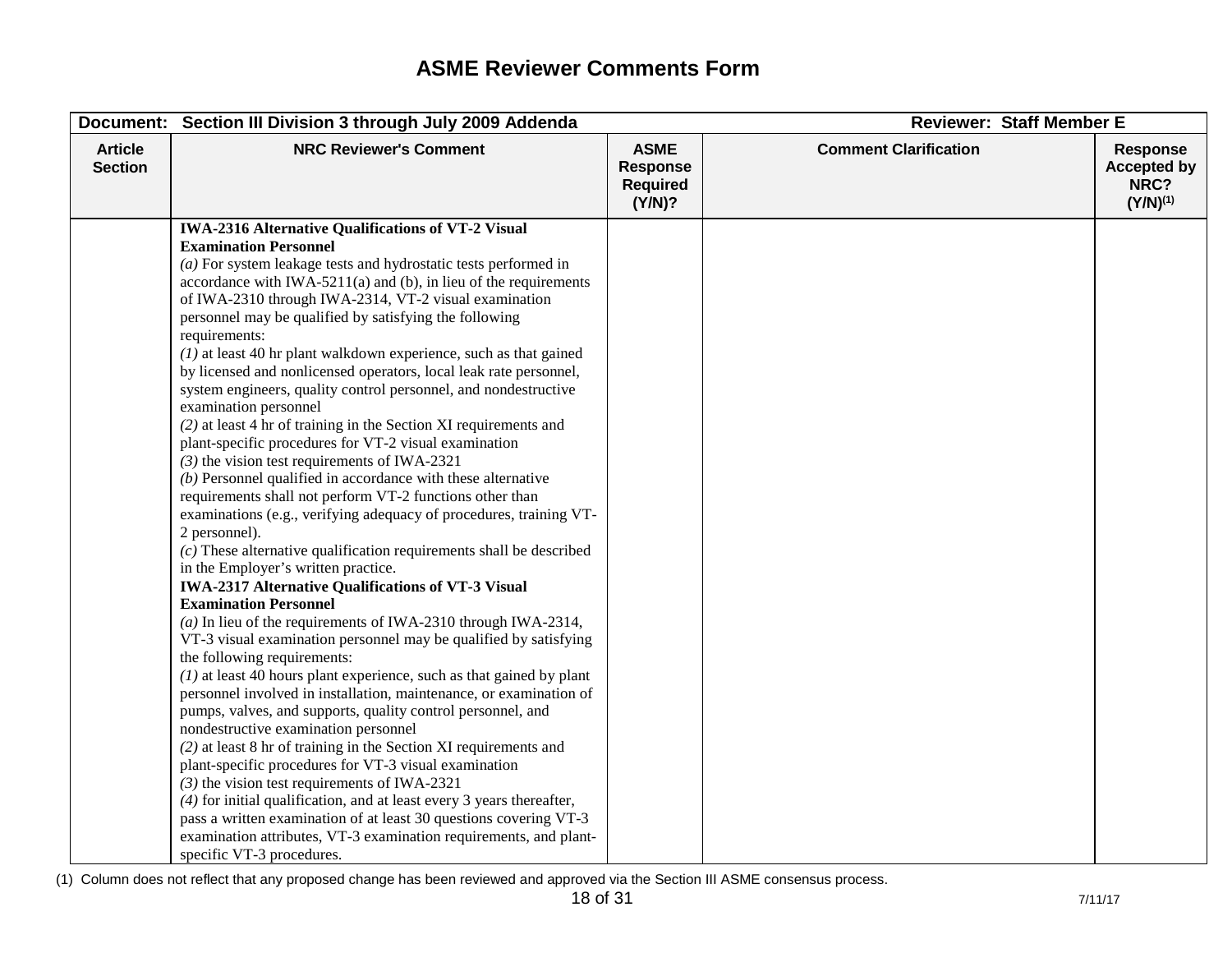# ASME Reviewer Comments Form

| Document: Section III Division 3 through July 2009 Addenda | | | Reviewer: Staff Member E | |
|---|---|---|---|---|
| **Article Section** | **NRC Reviewer's Comment** | **ASME Response Required (Y/N)?** | **Comment Clarification** | **Response Accepted by NRC? (Y/N)[1]** |
| | **IWA-2316 Alternative Qualifications of VT-2 Visual Examination Personnel**<br>*(a)* For system leakage tests and hydrostatic tests performed in accordance with IWA-5211(a) and (b), in lieu of the requirements of IWA-2310 through IWA-2314, VT-2 visual examination personnel may be qualified by satisfying the following requirements:<br>*(1)* at least 40 hr plant walkdown experience, such as that gained by licensed and nonlicensed operators, local leak rate personnel, system engineers, quality control personnel, and nondestructive examination personnel<br>*(2)* at least 4 hr of training in the Section XI requirements and plant-specific procedures for VT-2 visual examination<br>*(3)* the vision test requirements of IWA-2321<br>*(b)* Personnel qualified in accordance with these alternative requirements shall not perform VT-2 functions other than examinations (e.g., verifying adequacy of procedures, training VT-2 personnel).<br>*(c)* These alternative qualification requirements shall be described in the Employer's written practice.<br>**IWA-2317 Alternative Qualifications of VT-3 Visual Examination Personnel**<br>*(a)* In lieu of the requirements of IWA-2310 through IWA-2314, VT-3 visual examination personnel may be qualified by satisfying the following requirements:<br>*(1)* at least 40 hours plant experience, such as that gained by plant personnel involved in installation, maintenance, or examination of pumps, valves, and supports, quality control personnel, and nondestructive examination personnel<br>*(2)* at least 8 hr of training in the Section XI requirements and plant-specific procedures for VT-3 visual examination<br>*(3)* the vision test requirements of IWA-2321<br>*(4)* for initial qualification, and at least every 3 years thereafter, pass a written examination of at least 30 questions covering VT-3 examination attributes, VT-3 examination requirements, and plant-specific VT-3 procedures. | | | |

(1) Column does not reflect that any proposed change has been reviewed and approved via the Section III ASME consensus process.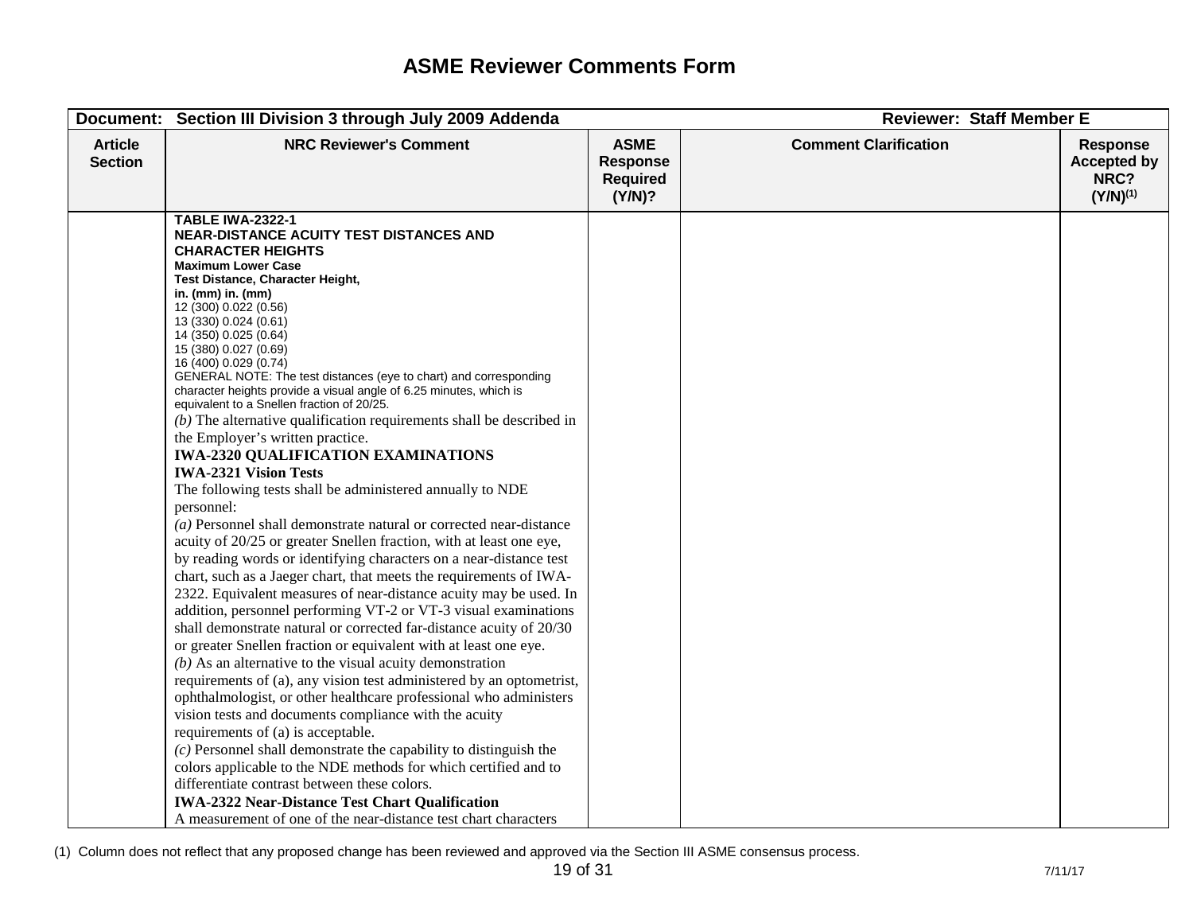# ASME Reviewer Comments Form

| Document: Section III Division 3 through July 2009 Addenda | | | Reviewer: Staff Member E | |
|---|---|---|---|---|
| **Article Section** | **NRC Reviewer's Comment** | **ASME Response Required (Y/N)?** | **Comment Clarification** | **Response Accepted by NRC? (Y/N)[(1)]** |
| | **TABLE IWA-2322-1**<br>**NEAR-DISTANCE ACUITY TEST DISTANCES AND CHARACTER HEIGHTS**<br>**Maximum Lower Case**<br>**Test Distance, Character Height,**<br>**in. (mm) in. (mm)**<br>12 (300) 0.022 (0.56)<br>13 (330) 0.024 (0.61)<br>14 (350) 0.025 (0.64)<br>15 (380) 0.027 (0.69)<br>16 (400) 0.029 (0.74)<br>GENERAL NOTE: The test distances (eye to chart) and corresponding character heights provide a visual angle of 6.25 minutes, which is equivalent to a Snellen fraction of 20/25.<br>*(b)* The alternative qualification requirements shall be described in the Employer's written practice.<br>**IWA-2320 QUALIFICATION EXAMINATIONS**<br>**IWA-2321 Vision Tests**<br>The following tests shall be administered annually to NDE personnel:<br>*(a)* Personnel shall demonstrate natural or corrected near-distance acuity of 20/25 or greater Snellen fraction, with at least one eye, by reading words or identifying characters on a near-distance test chart, such as a Jaeger chart, that meets the requirements of IWA-2322. Equivalent measures of near-distance acuity may be used. In addition, personnel performing VT-2 or VT-3 visual examinations shall demonstrate natural or corrected far-distance acuity of 20/30 or greater Snellen fraction or equivalent with at least one eye.<br>*(b)* As an alternative to the visual acuity demonstration requirements of (a), any vision test administered by an optometrist, ophthalmologist, or other healthcare professional who administers vision tests and documents compliance with the acuity requirements of (a) is acceptable.<br>*(c)* Personnel shall demonstrate the capability to distinguish the colors applicable to the NDE methods for which certified and to differentiate contrast between these colors.<br>**IWA-2322 Near-Distance Test Chart Qualification**<br>A measurement of one of the near-distance test chart characters | | | |

(1) Column does not reflect that any proposed change has been reviewed and approved via the Section III ASME consensus process.

7/11/17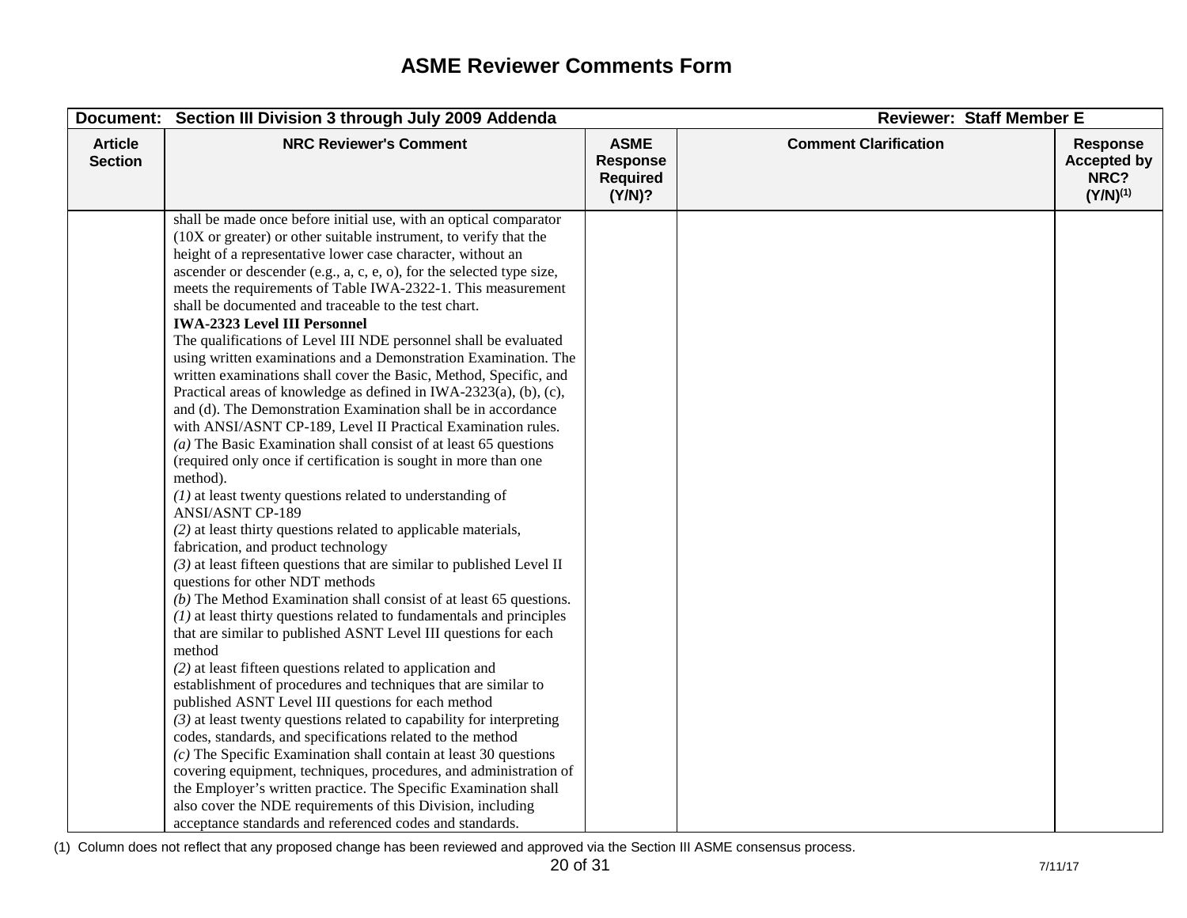# ASME Reviewer Comments Form

| Document: Section III Division 3 through July 2009 Addenda | | | Reviewer: Staff Member E | |
|---|---|---|---|---|
| **Article Section** | **NRC Reviewer's Comment** | **ASME Response Required (Y/N)?** | **Comment Clarification** | **Response Accepted by NRC? (Y/N)[(1)]** |
| | shall be made once before initial use, with an optical comparator (10X or greater) or other suitable instrument, to verify that the height of a representative lower case character, without an ascender or descender (e.g., a, c, e, o), for the selected type size, meets the requirements of Table IWA-2322-1. This measurement shall be documented and traceable to the test chart.<br>**IWA-2323 Level III Personnel**<br>The qualifications of Level III NDE personnel shall be evaluated using written examinations and a Demonstration Examination. The written examinations shall cover the Basic, Method, Specific, and Practical areas of knowledge as defined in IWA-2323(a), (b), (c), and (d). The Demonstration Examination shall be in accordance with ANSI/ASNT CP-189, Level II Practical Examination rules.<br>*(a)* The Basic Examination shall consist of at least 65 questions (required only once if certification is sought in more than one method).<br>*(1)* at least twenty questions related to understanding of ANSI/ASNT CP-189<br>*(2)* at least thirty questions related to applicable materials, fabrication, and product technology<br>*(3)* at least fifteen questions that are similar to published Level II questions for other NDT methods<br>*(b)* The Method Examination shall consist of at least 65 questions.<br>*(1)* at least thirty questions related to fundamentals and principles that are similar to published ASNT Level III questions for each method<br>*(2)* at least fifteen questions related to application and establishment of procedures and techniques that are similar to published ASNT Level III questions for each method<br>*(3)* at least twenty questions related to capability for interpreting codes, standards, and specifications related to the method<br>*(c)* The Specific Examination shall contain at least 30 questions covering equipment, techniques, procedures, and administration of the Employer's written practice. The Specific Examination shall also cover the NDE requirements of this Division, including acceptance standards and referenced codes and standards. | | | |

(1) Column does not reflect that any proposed change has been reviewed and approved via the Section III ASME consensus process.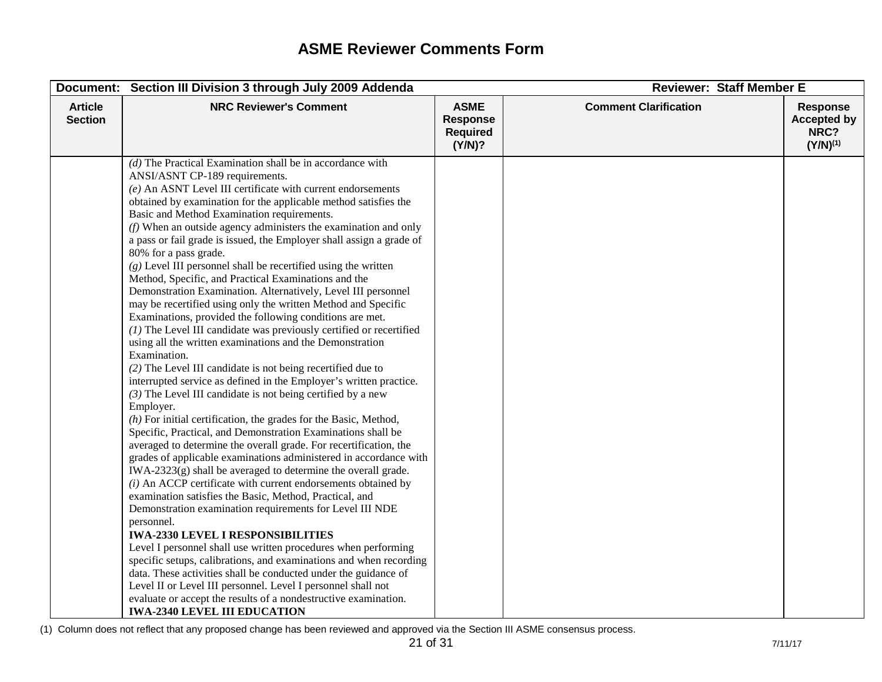# ASME Reviewer Comments Form

| Document: Section III Division 3 through July 2009 Addenda | | | Reviewer: Staff Member E | |
|---|---|---|---|---|
| **Article Section** | **NRC Reviewer's Comment** | **ASME Response Required (Y/N)?** | **Comment Clarification** | **Response Accepted by NRC? (Y/N)[(1)]** |
| | *(d)* The Practical Examination shall be in accordance with ANSI/ASNT CP-189 requirements.<br>*(e)* An ASNT Level III certificate with current endorsements obtained by examination for the applicable method satisfies the Basic and Method Examination requirements.<br>*(f)* When an outside agency administers the examination and only a pass or fail grade is issued, the Employer shall assign a grade of 80% for a pass grade.<br>*(g)* Level III personnel shall be recertified using the written Method, Specific, and Practical Examinations and the Demonstration Examination. Alternatively, Level III personnel may be recertified using only the written Method and Specific Examinations, provided the following conditions are met.<br>*(1)* The Level III candidate was previously certified or recertified using all the written examinations and the Demonstration Examination.<br>*(2)* The Level III candidate is not being recertified due to interrupted service as defined in the Employer's written practice.<br>*(3)* The Level III candidate is not being certified by a new Employer.<br>*(h)* For initial certification, the grades for the Basic, Method, Specific, Practical, and Demonstration Examinations shall be averaged to determine the overall grade. For recertification, the grades of applicable examinations administered in accordance with IWA-2323(g) shall be averaged to determine the overall grade.<br>*(i)* An ACCP certificate with current endorsements obtained by examination satisfies the Basic, Method, Practical, and Demonstration examination requirements for Level III NDE personnel.<br>**IWA-2330 LEVEL I RESPONSIBILITIES**<br>Level I personnel shall use written procedures when performing specific setups, calibrations, and examinations and when recording data. These activities shall be conducted under the guidance of Level II or Level III personnel. Level I personnel shall not evaluate or accept the results of a nondestructive examination.<br>**IWA-2340 LEVEL III EDUCATION** | | | |

(1) Column does not reflect that any proposed change has been reviewed and approved via the Section III ASME consensus process.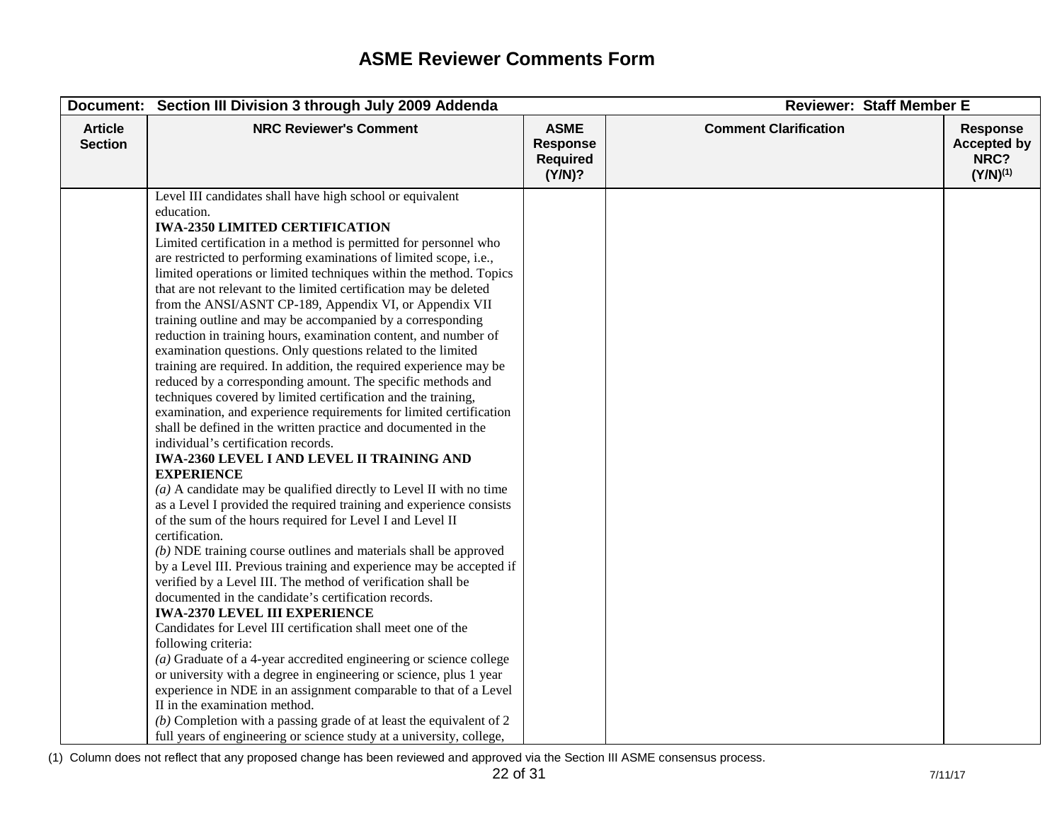# ASME Reviewer Comments Form

| Document: Section III Division 3 through July 2009 Addenda | | | Reviewer: Staff Member E | |
|---|---|---|---|---|
| **Article Section** | **NRC Reviewer's Comment** | **ASME Response Required (Y/N)?** | **Comment Clarification** | **Response Accepted by NRC? (Y/N)[1]** |
| | Level III candidates shall have high school or equivalent education.<br>**IWA-2350 LIMITED CERTIFICATION**<br>Limited certification in a method is permitted for personnel who are restricted to performing examinations of limited scope, i.e., limited operations or limited techniques within the method. Topics that are not relevant to the limited certification may be deleted from the ANSI/ASNT CP-189, Appendix VI, or Appendix VII training outline and may be accompanied by a corresponding reduction in training hours, examination content, and number of examination questions. Only questions related to the limited training are required. In addition, the required experience may be reduced by a corresponding amount. The specific methods and techniques covered by limited certification and the training, examination, and experience requirements for limited certification shall be defined in the written practice and documented in the individual's certification records.<br>**IWA-2360 LEVEL I AND LEVEL II TRAINING AND EXPERIENCE**<br>*(a)* A candidate may be qualified directly to Level II with no time as a Level I provided the required training and experience consists of the sum of the hours required for Level I and Level II certification.<br>*(b)* NDE training course outlines and materials shall be approved by a Level III. Previous training and experience may be accepted if verified by a Level III. The method of verification shall be documented in the candidate's certification records.<br>**IWA-2370 LEVEL III EXPERIENCE**<br>Candidates for Level III certification shall meet one of the following criteria:<br>*(a)* Graduate of a 4-year accredited engineering or science college or university with a degree in engineering or science, plus 1 year experience in NDE in an assignment comparable to that of a Level II in the examination method.<br>*(b)* Completion with a passing grade of at least the equivalent of 2 full years of engineering or science study at a university, college, | | | |

(1) Column does not reflect that any proposed change has been reviewed and approved via the Section III ASME consensus process.

7/11/17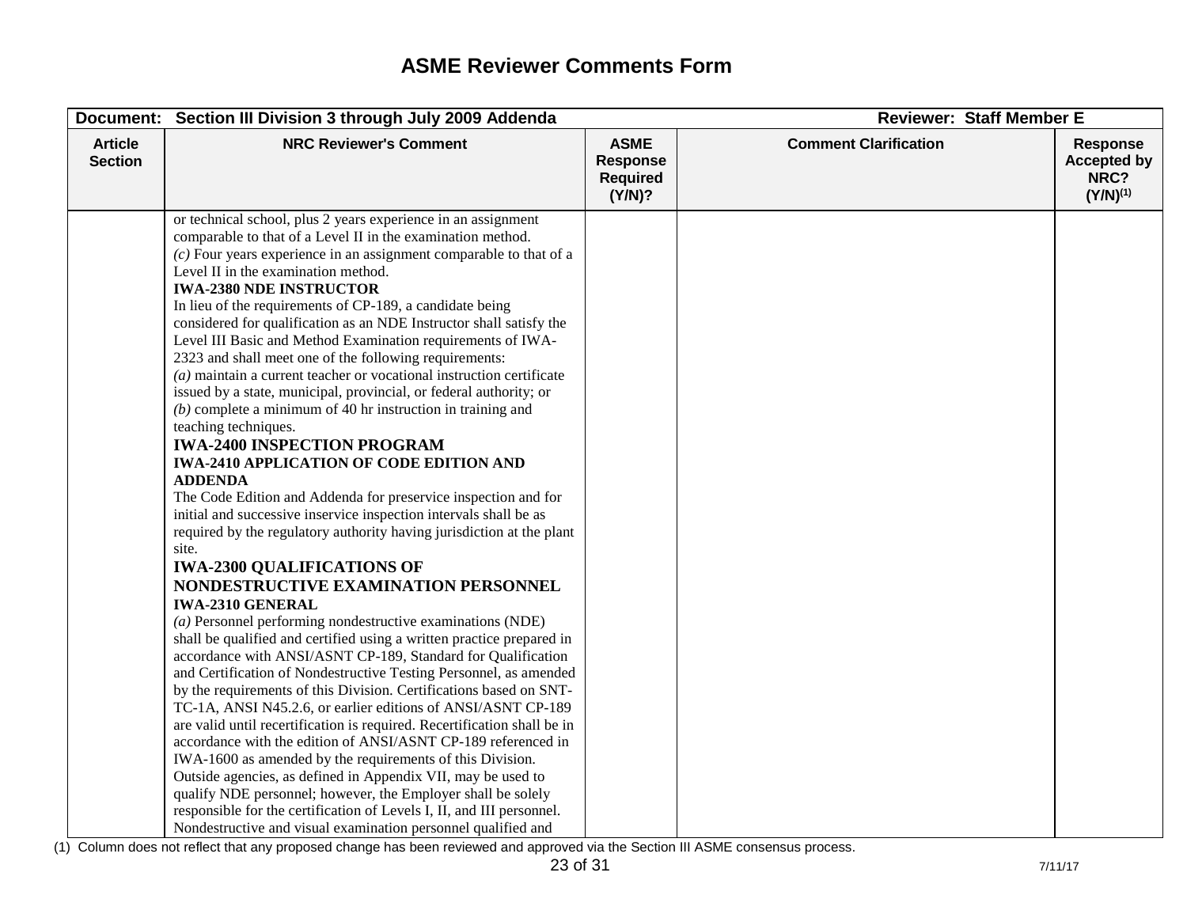# ASME Reviewer Comments Form

| Document: Section III Division 3 through July 2009 Addenda | | | Reviewer: Staff Member E | |
|---|---|---|---|---|
| **Article Section** | **NRC Reviewer's Comment** | **ASME Response Required (Y/N)?** | **Comment Clarification** | **Response Accepted by NRC? (Y/N)[1]** |
| | or technical school, plus 2 years experience in an assignment comparable to that of a Level II in the examination method.<br>*(c)* Four years experience in an assignment comparable to that of a Level II in the examination method.<br>**IWA-2380 NDE INSTRUCTOR**<br>In lieu of the requirements of CP-189, a candidate being considered for qualification as an NDE Instructor shall satisfy the Level III Basic and Method Examination requirements of IWA-2323 and shall meet one of the following requirements:<br>*(a)* maintain a current teacher or vocational instruction certificate issued by a state, municipal, provincial, or federal authority; or<br>*(b)* complete a minimum of 40 hr instruction in training and teaching techniques.<br>**IWA-2400 INSPECTION PROGRAM**<br>**IWA-2410 APPLICATION OF CODE EDITION AND ADDENDA**<br>The Code Edition and Addenda for preservice inspection and for initial and successive inservice inspection intervals shall be as required by the regulatory authority having jurisdiction at the plant site.<br>**IWA-2300 QUALIFICATIONS OF NONDESTRUCTIVE EXAMINATION PERSONNEL**<br>**IWA-2310 GENERAL**<br>*(a)* Personnel performing nondestructive examinations (NDE) shall be qualified and certified using a written practice prepared in accordance with ANSI/ASNT CP-189, Standard for Qualification and Certification of Nondestructive Testing Personnel, as amended by the requirements of this Division. Certifications based on SNT-TC-1A, ANSI N45.2.6, or earlier editions of ANSI/ASNT CP-189 are valid until recertification is required. Recertification shall be in accordance with the edition of ANSI/ASNT CP-189 referenced in IWA-1600 as amended by the requirements of this Division. Outside agencies, as defined in Appendix VII, may be used to qualify NDE personnel; however, the Employer shall be solely responsible for the certification of Levels I, II, and III personnel. Nondestructive and visual examination personnel qualified and | | | |

(1) Column does not reflect that any proposed change has been reviewed and approved via the Section III ASME consensus process.

7/11/17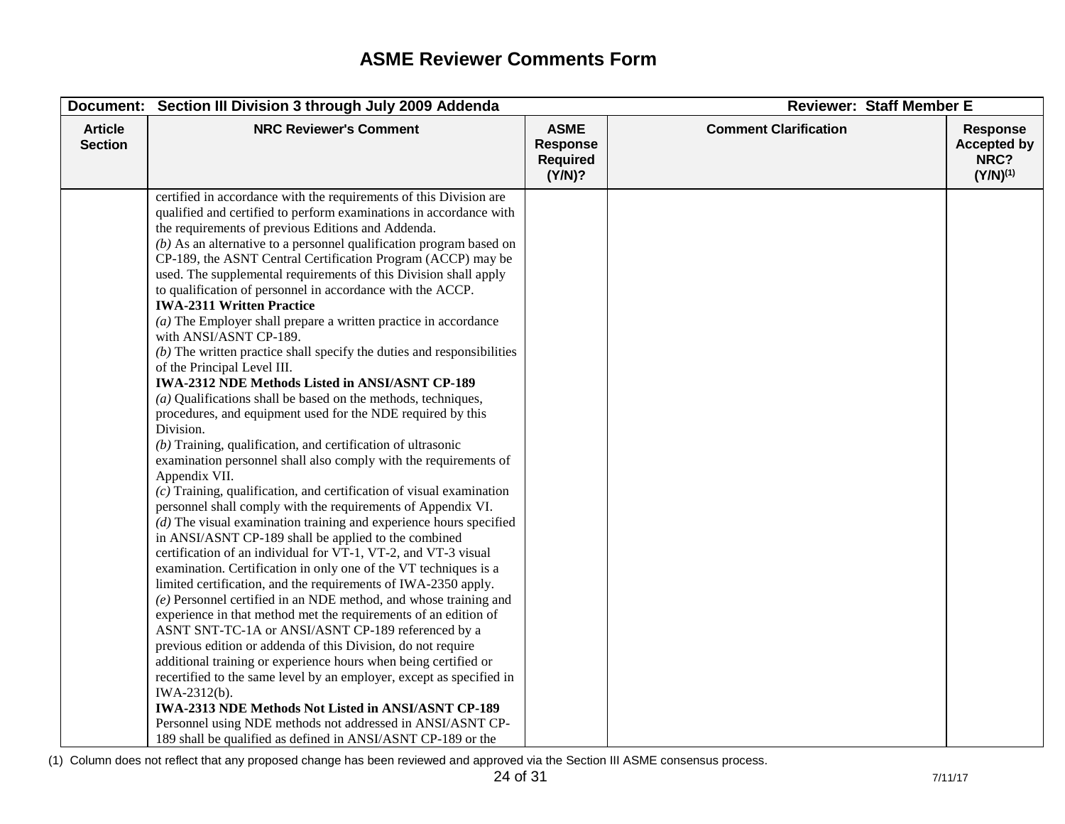# ASME Reviewer Comments Form

| Document: Section III Division 3 through July 2009 Addenda | | | Reviewer: Staff Member E | |
|---|---|---|---|---|
| **Article Section** | **NRC Reviewer's Comment** | **ASME Response Required (Y/N)?** | **Comment Clarification** | **Response Accepted by NRC? (Y/N)[1]** |
| | certified in accordance with the requirements of this Division are qualified and certified to perform examinations in accordance with the requirements of previous Editions and Addenda.<br>*(b)* As an alternative to a personnel qualification program based on CP-189, the ASNT Central Certification Program (ACCP) may be used. The supplemental requirements of this Division shall apply to qualification of personnel in accordance with the ACCP.<br>**IWA-2311 Written Practice**<br>*(a)* The Employer shall prepare a written practice in accordance with ANSI/ASNT CP-189.<br>*(b)* The written practice shall specify the duties and responsibilities of the Principal Level III.<br>**IWA-2312 NDE Methods Listed in ANSI/ASNT CP-189**<br>*(a)* Qualifications shall be based on the methods, techniques, procedures, and equipment used for the NDE required by this Division.<br>*(b)* Training, qualification, and certification of ultrasonic examination personnel shall also comply with the requirements of Appendix VII.<br>*(c)* Training, qualification, and certification of visual examination personnel shall comply with the requirements of Appendix VI.<br>*(d)* The visual examination training and experience hours specified in ANSI/ASNT CP-189 shall be applied to the combined certification of an individual for VT-1, VT-2, and VT-3 visual examination. Certification in only one of the VT techniques is a limited certification, and the requirements of IWA-2350 apply.<br>*(e)* Personnel certified in an NDE method, and whose training and experience in that method met the requirements of an edition of ASNT SNT-TC-1A or ANSI/ASNT CP-189 referenced by a previous edition or addenda of this Division, do not require additional training or experience hours when being certified or recertified to the same level by an employer, except as specified in IWA-2312(b).<br>**IWA-2313 NDE Methods Not Listed in ANSI/ASNT CP-189**<br>Personnel using NDE methods not addressed in ANSI/ASNT CP-189 shall be qualified as defined in ANSI/ASNT CP-189 or the | | | |

(1) Column does not reflect that any proposed change has been reviewed and approved via the Section III ASME consensus process.

7/11/17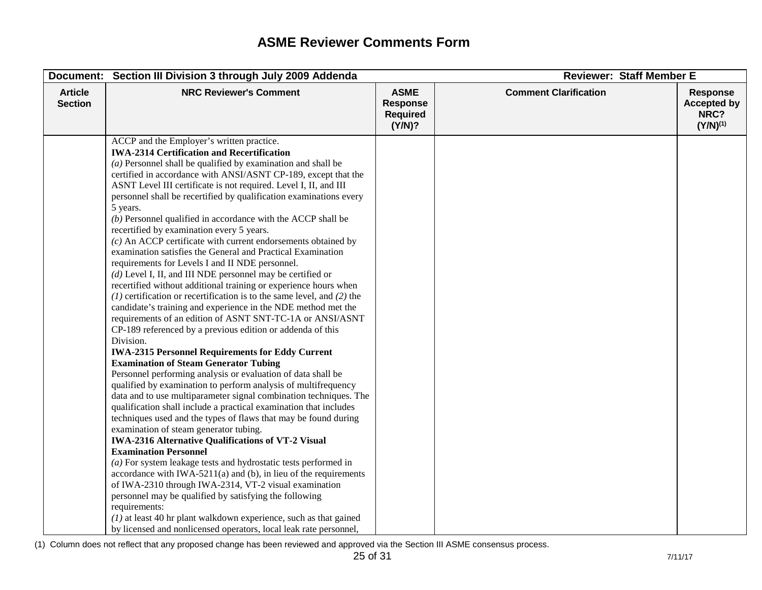# ASME Reviewer Comments Form

| Document: Section III Division 3 through July 2009 Addenda | | | Reviewer: Staff Member E | |
|---|---|---|---|---|
| **Article Section** | **NRC Reviewer's Comment** | **ASME Response Required (Y/N)?** | **Comment Clarification** | **Response Accepted by NRC? (Y/N)[1]** |
| | ACCP and the Employer's written practice.<br>**IWA-2314 Certification and Recertification**<br>*(a)* Personnel shall be qualified by examination and shall be certified in accordance with ANSI/ASNT CP-189, except that the ASNT Level III certificate is not required. Level I, II, and III personnel shall be recertified by qualification examinations every 5 years.<br>*(b)* Personnel qualified in accordance with the ACCP shall be recertified by examination every 5 years.<br>*(c)* An ACCP certificate with current endorsements obtained by examination satisfies the General and Practical Examination requirements for Levels I and II NDE personnel.<br>*(d)* Level I, II, and III NDE personnel may be certified or recertified without additional training or experience hours when *(1)* certification or recertification is to the same level, and *(2)* the candidate's training and experience in the NDE method met the requirements of an edition of ASNT SNT-TC-1A or ANSI/ASNT CP-189 referenced by a previous edition or addenda of this Division.<br>**IWA-2315 Personnel Requirements for Eddy Current Examination of Steam Generator Tubing**<br>Personnel performing analysis or evaluation of data shall be qualified by examination to perform analysis of multifrequency data and to use multiparameter signal combination techniques. The qualification shall include a practical examination that includes techniques used and the types of flaws that may be found during examination of steam generator tubing.<br>**IWA-2316 Alternative Qualifications of VT-2 Visual Examination Personnel**<br>*(a)* For system leakage tests and hydrostatic tests performed in accordance with IWA-5211(a) and (b), in lieu of the requirements of IWA-2310 through IWA-2314, VT-2 visual examination personnel may be qualified by satisfying the following requirements:<br>*(1)* at least 40 hr plant walkdown experience, such as that gained by licensed and nonlicensed operators, local leak rate personnel, | | | |

(1) Column does not reflect that any proposed change has been reviewed and approved via the Section III ASME consensus process.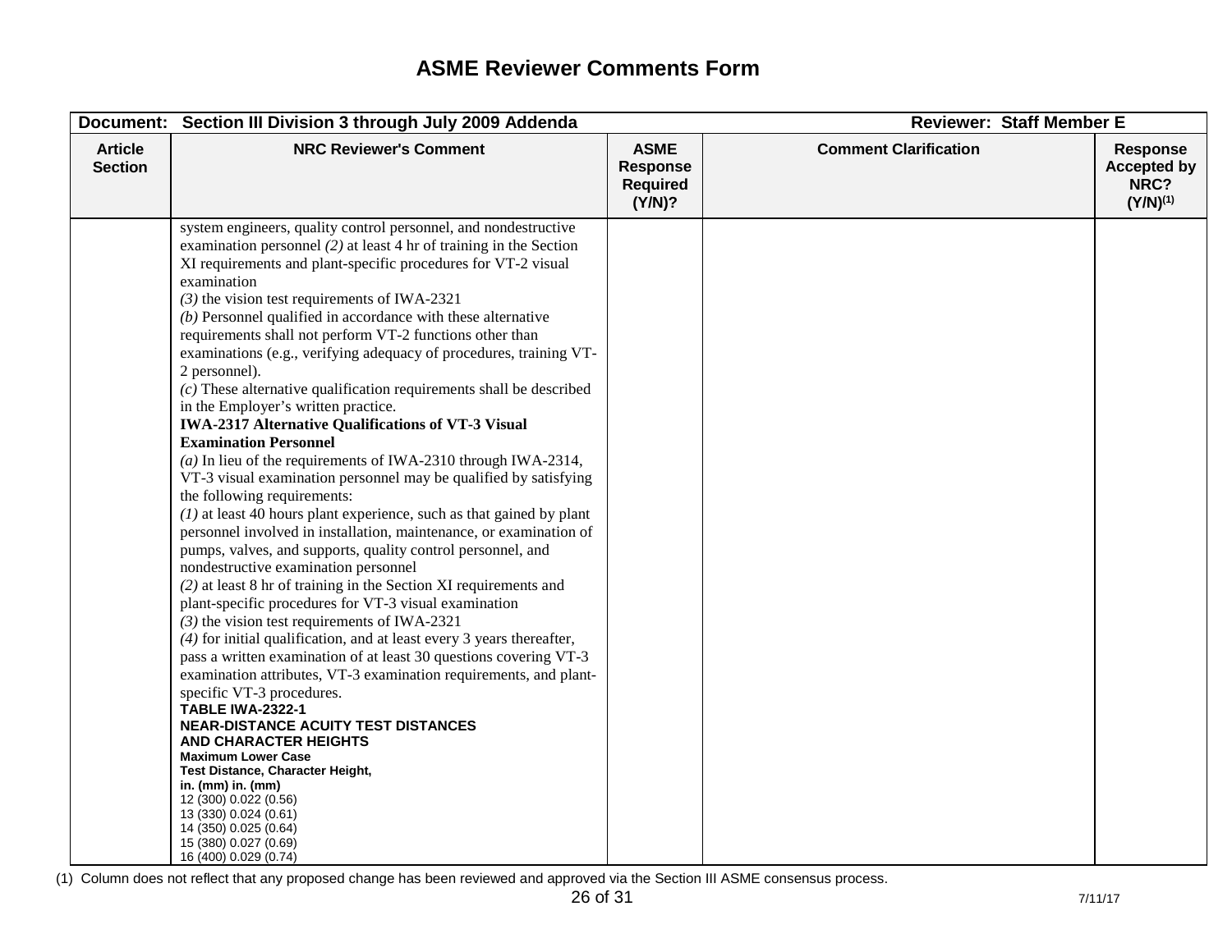# ASME Reviewer Comments Form

| Document: Section III Division 3 through July 2009 Addenda | | | Reviewer: Staff Member E | |
|---|---|---|---|---|
| **Article Section** | **NRC Reviewer's Comment** | **ASME Response Required (Y/N)?** | **Comment Clarification** | **Response Accepted by NRC? (Y/N)[1]** |
| | system engineers, quality control personnel, and nondestructive examination personnel *(2)* at least 4 hr of training in the Section XI requirements and plant-specific procedures for VT-2 visual examination<br>*(3)* the vision test requirements of IWA-2321<br>*(b)* Personnel qualified in accordance with these alternative requirements shall not perform VT-2 functions other than examinations (e.g., verifying adequacy of procedures, training VT-2 personnel).<br>*(c)* These alternative qualification requirements shall be described in the Employer's written practice.<br>**IWA-2317 Alternative Qualifications of VT-3 Visual Examination Personnel**<br>*(a)* In lieu of the requirements of IWA-2310 through IWA-2314, VT-3 visual examination personnel may be qualified by satisfying the following requirements:<br>*(1)* at least 40 hours plant experience, such as that gained by plant personnel involved in installation, maintenance, or examination of pumps, valves, and supports, quality control personnel, and nondestructive examination personnel<br>*(2)* at least 8 hr of training in the Section XI requirements and plant-specific procedures for VT-3 visual examination<br>*(3)* the vision test requirements of IWA-2321<br>*(4)* for initial qualification, and at least every 3 years thereafter, pass a written examination of at least 30 questions covering VT-3 examination attributes, VT-3 examination requirements, and plant-specific VT-3 procedures.<br>**TABLE IWA-2322-1**<br>**NEAR-DISTANCE ACUITY TEST DISTANCES AND CHARACTER HEIGHTS**<br>**Maximum Lower Case**<br>**Test Distance, Character Height,**<br>**in. (mm) in. (mm)**<br>12 (300) 0.022 (0.56)<br>13 (330) 0.024 (0.61)<br>14 (350) 0.025 (0.64)<br>15 (380) 0.027 (0.69)<br>16 (400) 0.029 (0.74) | | | |

(1) Column does not reflect that any proposed change has been reviewed and approved via the Section III ASME consensus process.

7/11/17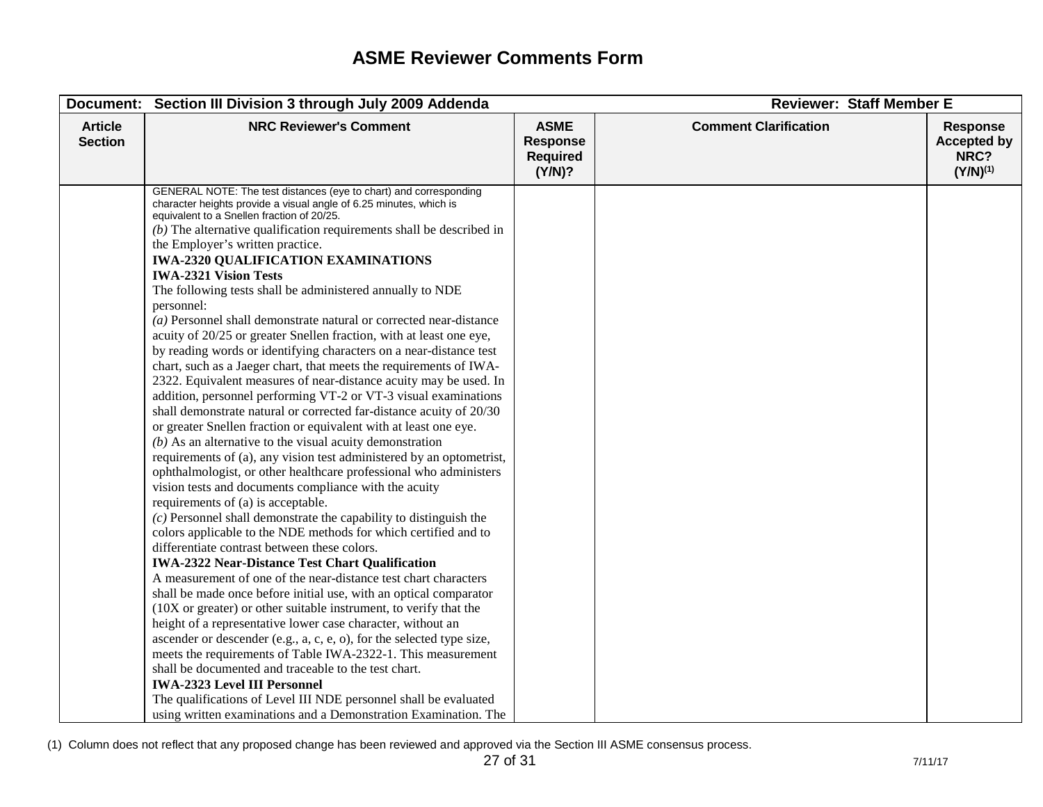# ASME Reviewer Comments Form

| Document: Section III Division 3 through July 2009 Addenda | | | Reviewer: Staff Member E | |
|---|---|---|---|---|
| **Article Section** | **NRC Reviewer's Comment** | **ASME Response Required (Y/N)?** | **Comment Clarification** | **Response Accepted by NRC? (Y/N)[1]** |
| | GENERAL NOTE: The test distances (eye to chart) and corresponding character heights provide a visual angle of 6.25 minutes, which is equivalent to a Snellen fraction of 20/25.<br>*(b)* The alternative qualification requirements shall be described in the Employer's written practice.<br>**IWA-2320 QUALIFICATION EXAMINATIONS**<br>**IWA-2321 Vision Tests**<br>The following tests shall be administered annually to NDE personnel:<br>*(a)* Personnel shall demonstrate natural or corrected near-distance acuity of 20/25 or greater Snellen fraction, with at least one eye, by reading words or identifying characters on a near-distance test chart, such as a Jaeger chart, that meets the requirements of IWA-2322. Equivalent measures of near-distance acuity may be used. In addition, personnel performing VT-2 or VT-3 visual examinations shall demonstrate natural or corrected far-distance acuity of 20/30 or greater Snellen fraction or equivalent with at least one eye.<br>*(b)* As an alternative to the visual acuity demonstration requirements of (a), any vision test administered by an optometrist, ophthalmologist, or other healthcare professional who administers vision tests and documents compliance with the acuity requirements of (a) is acceptable.<br>*(c)* Personnel shall demonstrate the capability to distinguish the colors applicable to the NDE methods for which certified and to differentiate contrast between these colors.<br>**IWA-2322 Near-Distance Test Chart Qualification**<br>A measurement of one of the near-distance test chart characters shall be made once before initial use, with an optical comparator (10X or greater) or other suitable instrument, to verify that the height of a representative lower case character, without an ascender or descender (e.g., a, c, e, o), for the selected type size, meets the requirements of Table IWA-2322-1. This measurement shall be documented and traceable to the test chart.<br>**IWA-2323 Level III Personnel**<br>The qualifications of Level III NDE personnel shall be evaluated using written examinations and a Demonstration Examination. The | | | |

(1) Column does not reflect that any proposed change has been reviewed and approved via the Section III ASME consensus process.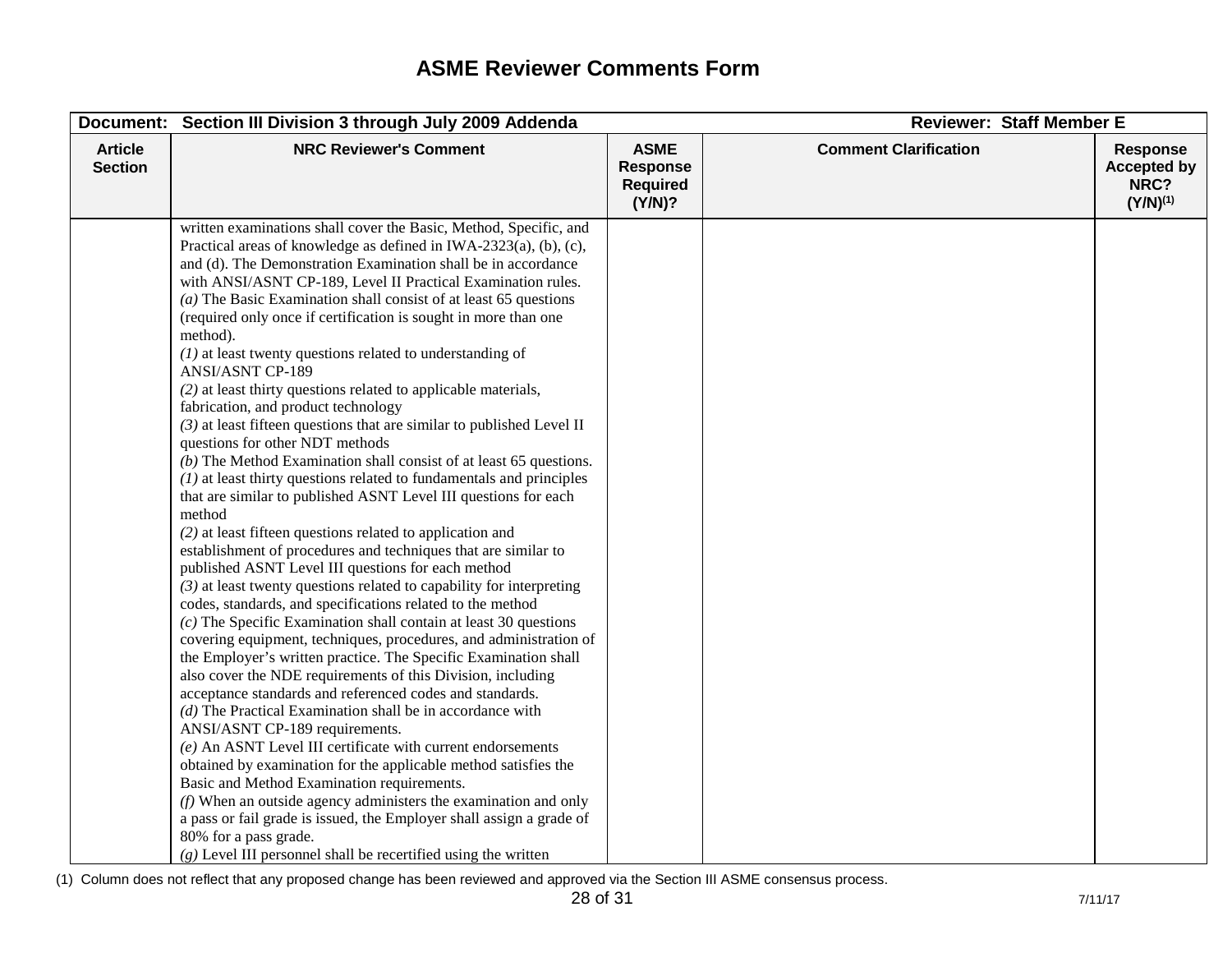# ASME Reviewer Comments Form

| Document: Section III Division 3 through July 2009 Addenda | | | Reviewer: Staff Member E | |
|---|---|---|---|---|
| **Article Section** | **NRC Reviewer's Comment** | **ASME Response Required (Y/N)?** | **Comment Clarification** | **Response Accepted by NRC? (Y/N)(1)** |
| | written examinations shall cover the Basic, Method, Specific, and Practical areas of knowledge as defined in IWA-2323(a), (b), (c), and (d). The Demonstration Examination shall be in accordance with ANSI/ASNT CP-189, Level II Practical Examination rules.<br>*(a)* The Basic Examination shall consist of at least 65 questions (required only once if certification is sought in more than one method).<br>*(1)* at least twenty questions related to understanding of ANSI/ASNT CP-189<br>*(2)* at least thirty questions related to applicable materials, fabrication, and product technology<br>*(3)* at least fifteen questions that are similar to published Level II questions for other NDT methods<br>*(b)* The Method Examination shall consist of at least 65 questions.<br>*(1)* at least thirty questions related to fundamentals and principles that are similar to published ASNT Level III questions for each method<br>*(2)* at least fifteen questions related to application and establishment of procedures and techniques that are similar to published ASNT Level III questions for each method<br>*(3)* at least twenty questions related to capability for interpreting codes, standards, and specifications related to the method<br>*(c)* The Specific Examination shall contain at least 30 questions covering equipment, techniques, procedures, and administration of the Employer's written practice. The Specific Examination shall also cover the NDE requirements of this Division, including acceptance standards and referenced codes and standards.<br>*(d)* The Practical Examination shall be in accordance with ANSI/ASNT CP-189 requirements.<br>*(e)* An ASNT Level III certificate with current endorsements obtained by examination for the applicable method satisfies the Basic and Method Examination requirements.<br>*(f)* When an outside agency administers the examination and only a pass or fail grade is issued, the Employer shall assign a grade of 80% for a pass grade.<br>*(g)* Level III personnel shall be recertified using the written | | | |

(1) Column does not reflect that any proposed change has been reviewed and approved via the Section III ASME consensus process.

7/11/17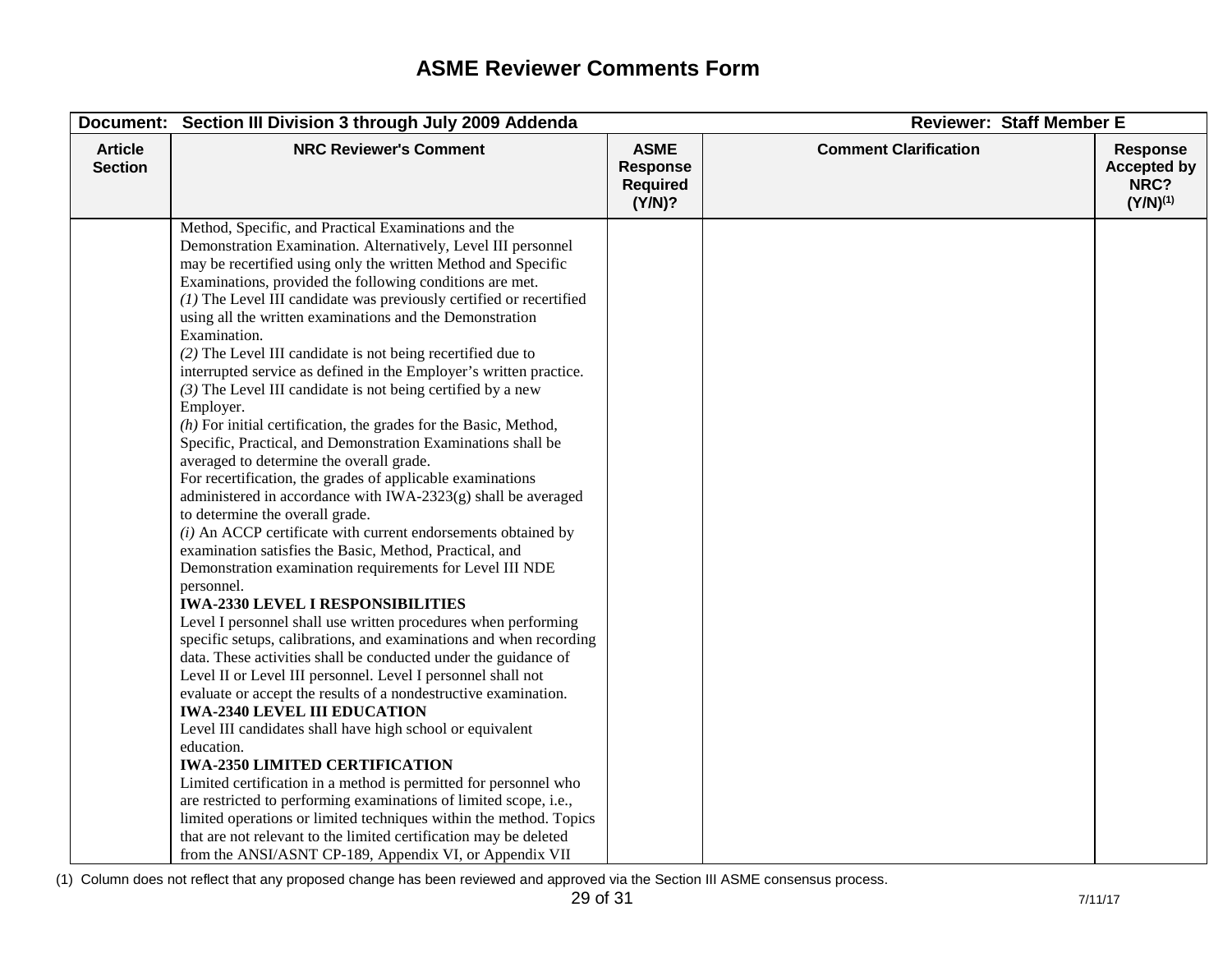# ASME Reviewer Comments Form

| Document: Section III Division 3 through July 2009 Addenda | | | Reviewer: Staff Member E | |
|---|---|---|---|---|
| **Article Section** | **NRC Reviewer's Comment** | **ASME Response Required (Y/N)?** | **Comment Clarification** | **Response Accepted by NRC? (Y/N)[1]** |
| | Method, Specific, and Practical Examinations and the Demonstration Examination. Alternatively, Level III personnel may be recertified using only the written Method and Specific Examinations, provided the following conditions are met.<br>*(1)* The Level III candidate was previously certified or recertified using all the written examinations and the Demonstration Examination.<br>*(2)* The Level III candidate is not being recertified due to interrupted service as defined in the Employer's written practice.<br>*(3)* The Level III candidate is not being certified by a new Employer.<br>*(h)* For initial certification, the grades for the Basic, Method, Specific, Practical, and Demonstration Examinations shall be averaged to determine the overall grade.<br>For recertification, the grades of applicable examinations administered in accordance with IWA-2323(g) shall be averaged to determine the overall grade.<br>*(i)* An ACCP certificate with current endorsements obtained by examination satisfies the Basic, Method, Practical, and Demonstration examination requirements for Level III NDE personnel.<br>**IWA-2330 LEVEL I RESPONSIBILITIES**<br>Level I personnel shall use written procedures when performing specific setups, calibrations, and examinations and when recording data. These activities shall be conducted under the guidance of Level II or Level III personnel. Level I personnel shall not evaluate or accept the results of a nondestructive examination.<br>**IWA-2340 LEVEL III EDUCATION**<br>Level III candidates shall have high school or equivalent education.<br>**IWA-2350 LIMITED CERTIFICATION**<br>Limited certification in a method is permitted for personnel who are restricted to performing examinations of limited scope, i.e., limited operations or limited techniques within the method. Topics that are not relevant to the limited certification may be deleted from the ANSI/ASNT CP-189, Appendix VI, or Appendix VII | | | |

(1) Column does not reflect that any proposed change has been reviewed and approved via the Section III ASME consensus process.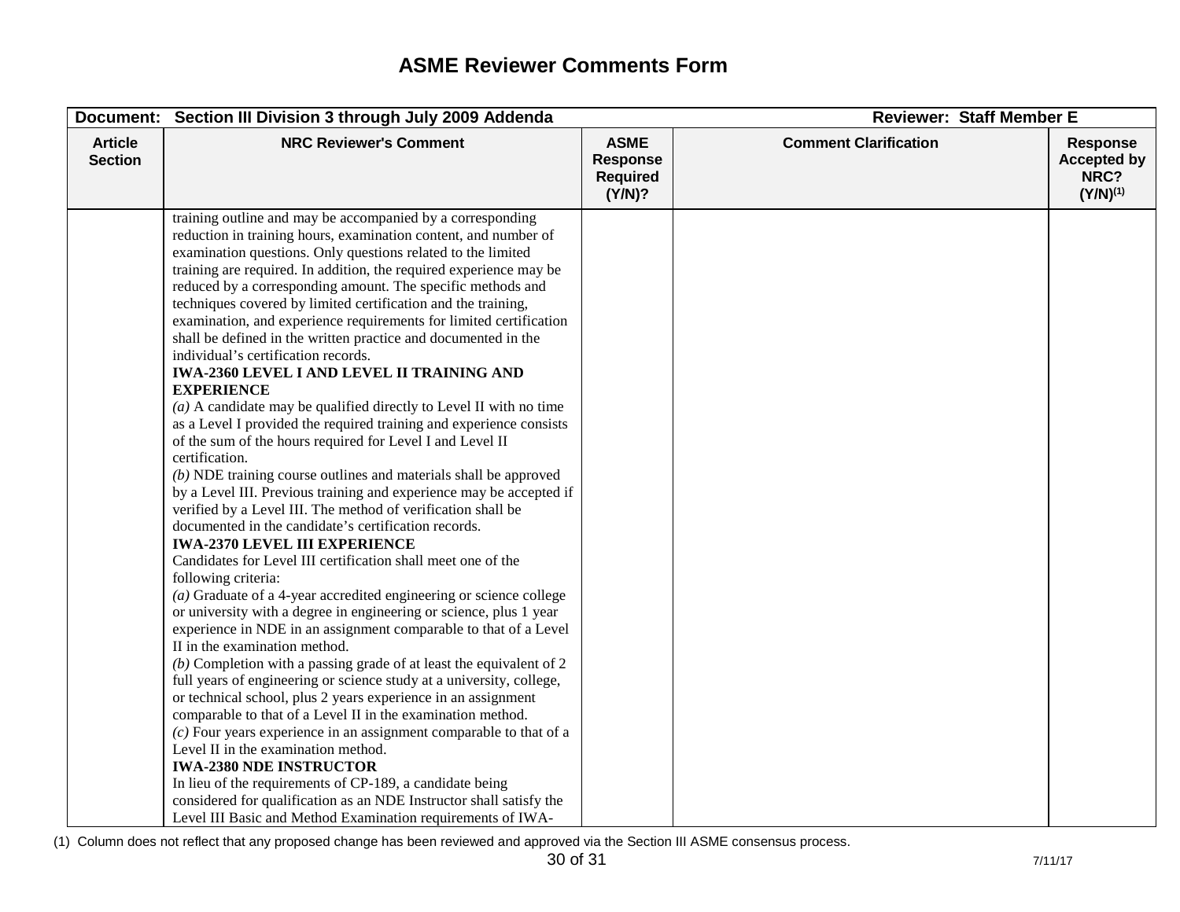# ASME Reviewer Comments Form

| Document: Section III Division 3 through July 2009 Addenda | | | Reviewer: Staff Member E | |
|---|---|---|---|---|
| **Article Section** | **NRC Reviewer's Comment** | **ASME Response Required (Y/N)?** | **Comment Clarification** | **Response Accepted by NRC? (Y/N)[1]** |
| | training outline and may be accompanied by a corresponding reduction in training hours, examination content, and number of examination questions. Only questions related to the limited training are required. In addition, the required experience may be reduced by a corresponding amount. The specific methods and techniques covered by limited certification and the training, examination, and experience requirements for limited certification shall be defined in the written practice and documented in the individual's certification records.<br>**IWA-2360 LEVEL I AND LEVEL II TRAINING AND EXPERIENCE**<br>*(a)* A candidate may be qualified directly to Level II with no time as a Level I provided the required training and experience consists of the sum of the hours required for Level I and Level II certification.<br>*(b)* NDE training course outlines and materials shall be approved by a Level III. Previous training and experience may be accepted if verified by a Level III. The method of verification shall be documented in the candidate's certification records.<br>**IWA-2370 LEVEL III EXPERIENCE**<br>Candidates for Level III certification shall meet one of the following criteria:<br>*(a)* Graduate of a 4-year accredited engineering or science college or university with a degree in engineering or science, plus 1 year experience in NDE in an assignment comparable to that of a Level II in the examination method.<br>*(b)* Completion with a passing grade of at least the equivalent of 2 full years of engineering or science study at a university, college, or technical school, plus 2 years experience in an assignment comparable to that of a Level II in the examination method.<br>*(c)* Four years experience in an assignment comparable to that of a Level II in the examination method.<br>**IWA-2380 NDE INSTRUCTOR**<br>In lieu of the requirements of CP-189, a candidate being considered for qualification as an NDE Instructor shall satisfy the Level III Basic and Method Examination requirements of IWA- | | | |

(1) Column does not reflect that any proposed change has been reviewed and approved via the Section III ASME consensus process.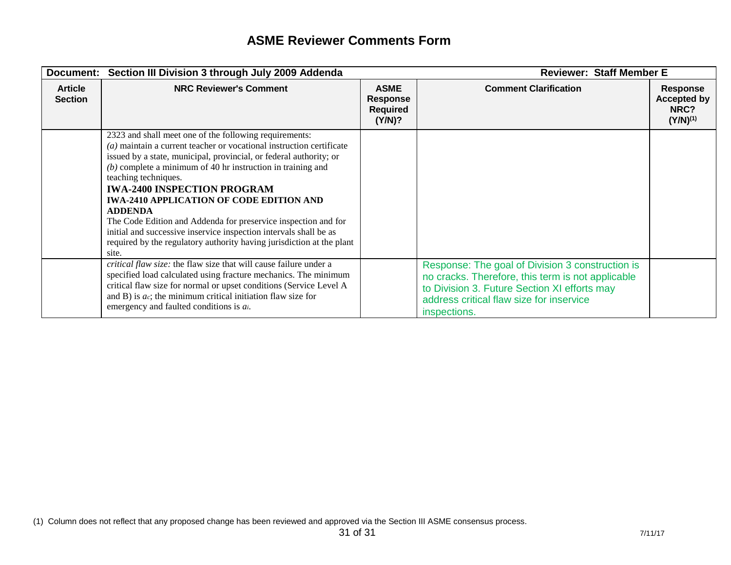# ASME Reviewer Comments Form

| Document: Section III Division 3 through July 2009 Addenda | | | Reviewer: Staff Member E | |
|---|---|---|---|---|
| **Article Section** | **NRC Reviewer's Comment** | **ASME Response Required (Y/N)?** | **Comment Clarification** | **Response Accepted by NRC? (Y/N)(1)** |
| | 2323 and shall meet one of the following requirements:<br>*(a)* maintain a current teacher or vocational instruction certificate issued by a state, municipal, provincial, or federal authority; or<br>*(b)* complete a minimum of 40 hr instruction in training and teaching techniques.<br>**IWA-2400 INSPECTION PROGRAM**<br>**IWA-2410 APPLICATION OF CODE EDITION AND ADDENDA**<br>The Code Edition and Addenda for preservice inspection and for initial and successive inservice inspection intervals shall be as required by the regulatory authority having jurisdiction at the plant site. | | | |
| | *critical flaw size:* the flaw size that will cause failure under a specified load calculated using fracture mechanics. The minimum critical flaw size for normal or upset conditions (Service Level A and B) is $a_c$; the minimum critical initiation flaw size for emergency and faulted conditions is $a_i$. | | Response: The goal of Division 3 construction is no cracks. Therefore, this term is not applicable to Division 3. Future Section XI efforts may address critical flaw size for inservice inspections. | |

(1) Column does not reflect that any proposed change has been reviewed and approved via the Section III ASME consensus process.

7/11/17